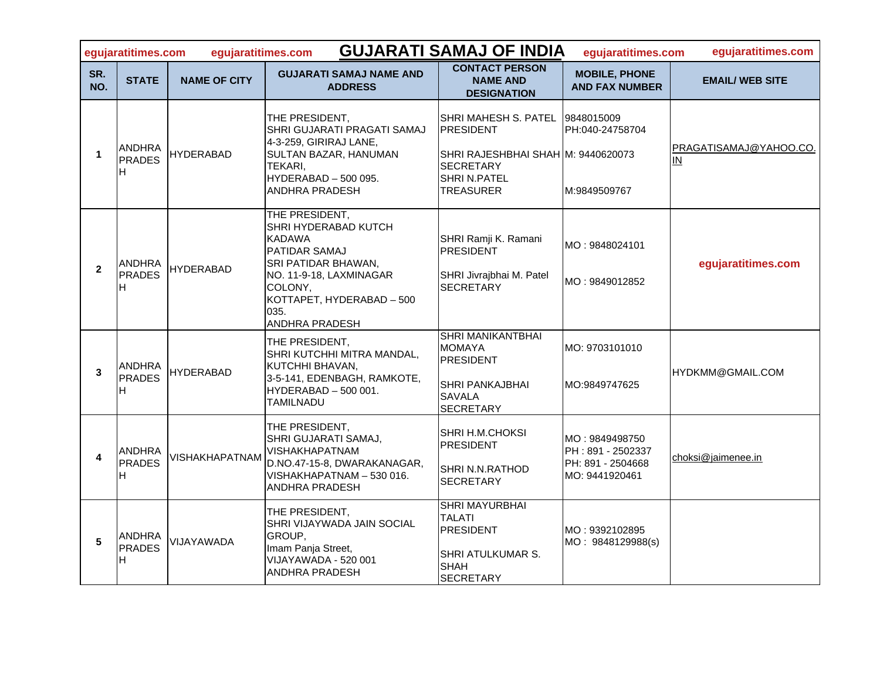# GUJARATI SAMAJ OF INDIA

egujaratitimes.com egujaratitimes.com egujaratitimes.com egujaratitimes.com

| SR. NO. | STATE | NAME OF CITY | GUJARATI SAMAJ NAME AND ADDRESS | CONTACT PERSON NAME AND DESIGNATION | MOBILE, PHONE AND FAX NUMBER | EMAIL/ WEB SITE |
|---|---|---|---|---|---|---|
| 1 | ANDHRA PRADESH | HYDERABAD | THE PRESIDENT, SHRI GUJARATI PRAGATI SAMAJ 4-3-259, GIRIRAJ LANE, SULTAN BAZAR, HANUMAN TEKARI, HYDERABAD – 500 095. ANDHRA PRADESH | SHRI MAHESH S. PATEL PRESIDENT<br>SHRI RAJESHBHAI SHAH SECRETARY<br>SHRI N.PATEL TREASURER | 9848015009 PH:040-24758704<br>M: 9440620073<br>M:9849509767 | PRAGATISAMAJ@YAHOO.CO.IN |
| 2 | ANDHRA PRADESH | HYDERABAD | THE PRESIDENT, SHRI HYDERABAD KUTCH KADAWA PATIDAR SAMAJ SRI PATIDAR BHAWAN, NO. 11-9-18, LAXMINAGAR COLONY, KOTTAPET, HYDERABAD – 500 035. ANDHRA PRADESH | SHRI Ramji K. Ramani PRESIDENT<br>SHRI Jivrajbhai M. Patel SECRETARY | MO : 9848024101<br>MO : 9849012852 | egujaratitimes.com |
| 3 | ANDHRA PRADESH | HYDERABAD | THE PRESIDENT, SHRI KUTCHHI MITRA MANDAL, KUTCHHI BHAVAN, 3-5-141, EDENBAGH, RAMKOTE, HYDERABAD – 500 001. TAMILNADU | SHRI MANIKANTBHAI MOMAYA PRESIDENT<br>SHRI PANKAJBHAI SAVALA SECRETARY | MO: 9703101010<br>MO:9849747625 | HYDKMM@GMAIL.COM |
| 4 | ANDHRA PRADESH | VISHAKHAPATNAM | THE PRESIDENT, SHRI GUJARATI SAMAJ, VISHAKHAPATNAM D.NO.47-15-8, DWARAKANAGAR, VISHAKHAPATNAM – 530 016. ANDHRA PRADESH | SHRI H.M.CHOKSI PRESIDENT<br>SHRI N.N.RATHOD SECRETARY | MO : 9849498750 PH : 891 - 2502337 PH: 891 - 2504668 MO: 9441920461 | choksi@jaimenee.in |
| 5 | ANDHRA PRADESH | VIJAYAWADA | THE PRESIDENT, SHRI VIJAYWADA JAIN SOCIAL GROUP, Imam Panja Street, VIJAYAWADA - 520 001 ANDHRA PRADESH | SHRI MAYURBHAI TALATI PRESIDENT<br>SHRI ATULKUMAR S. SHAH SECRETARY | MO : 9392102895 MO : 9848129988(s) | |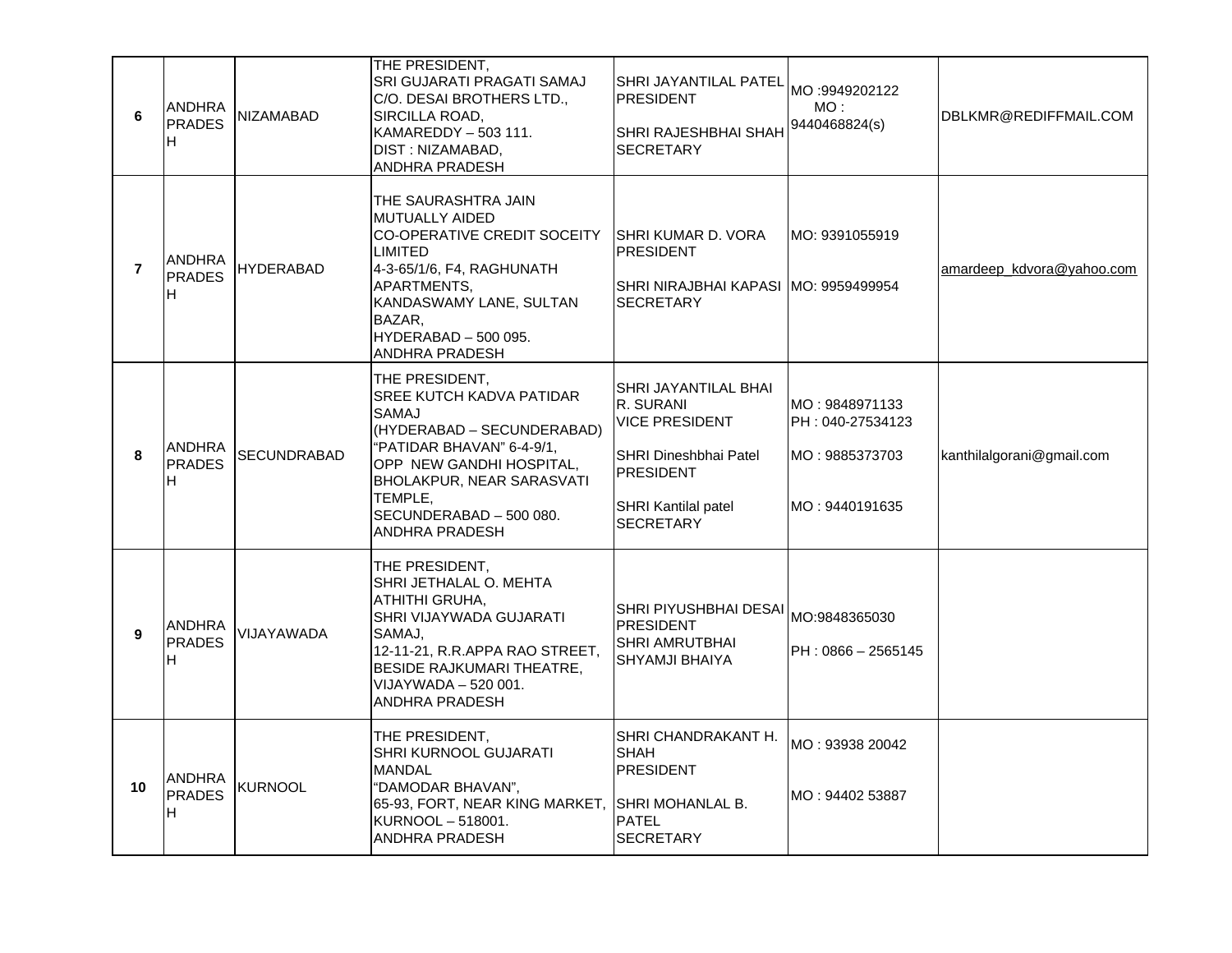| | | | | | | |
|---|---|---|---|---|---|---|
| 6 | ANDHRA PRADESH | NIZAMABAD | THE PRESIDENT,<br>SRI GUJARATI PRAGATI SAMAJ<br>C/O. DESAI BROTHERS LTD.,<br>SIRCILLA ROAD,<br>KAMAREDDY – 503 111.<br>DIST : NIZAMABAD,<br>ANDHRA PRADESH | SHRI JAYANTILAL PATEL<br>PRESIDENT<br><br>SHRI RAJESHBHAI SHAH<br>SECRETARY | MO :9949202122<br>MO : 9440468824(s) | DBLKMR@REDIFFMAIL.COM |
| 7 | ANDHRA PRADESH | HYDERABAD | THE SAURASHTRA JAIN MUTUALLY AIDED CO-OPERATIVE CREDIT SOCEITY LIMITED<br>4-3-65/1/6, F4, RAGHUNATH APARTMENTS,<br>KANDASWAMY LANE, SULTAN BAZAR,<br>HYDERABAD – 500 095.<br>ANDHRA PRADESH | SHRI KUMAR D. VORA<br>PRESIDENT<br><br>SHRI NIRAJBHAI KAPASI<br>SECRETARY | MO: 9391055919<br><br>MO: 9959499954 | amardeep_kdvora@yahoo.com |
| 8 | ANDHRA PRADESH | SECUNDRABAD | THE PRESIDENT,<br>SREE KUTCH KADVA PATIDAR SAMAJ<br>(HYDERABAD – SECUNDERABAD)<br>"PATIDAR BHAVAN" 6-4-9/1,<br>OPP NEW GANDHI HOSPITAL,<br>BHOLAKPUR, NEAR SARASVATI TEMPLE,<br>SECUNDERABAD – 500 080.<br>ANDHRA PRADESH | SHRI JAYANTILAL BHAI R. SURANI<br>VICE PRESIDENT<br><br>SHRI Dineshbhai Patel<br>PRESIDENT<br><br>SHRI Kantilal patel<br>SECRETARY | MO : 9848971133<br>PH : 040-27534123<br><br>MO : 9885373703<br><br>MO : 9440191635 | kanthilalgorani@gmail.com |
| 9 | ANDHRA PRADESH | VIJAYAWADA | THE PRESIDENT,<br>SHRI JETHALAL O. MEHTA ATHITHI GRUHA,<br>SHRI VIJAYWADA GUJARATI SAMAJ,<br>12-11-21, R.R.APPA RAO STREET,<br>BESIDE RAJKUMARI THEATRE,<br>VIJAYWADA – 520 001.<br>ANDHRA PRADESH | SHRI PIYUSHBHAI DESAI<br>PRESIDENT<br>SHRI AMRUTBHAI SHYAMJI BHAIYA | MO:9848365030<br><br>PH : 0866 – 2565145 | |
| 10 | ANDHRA PRADESH | KURNOOL | THE PRESIDENT,<br>SHRI KURNOOL GUJARATI MANDAL<br>"DAMODAR BHAVAN",<br>65-93, FORT, NEAR KING MARKET,<br>KURNOOL – 518001.<br>ANDHRA PRADESH | SHRI CHANDRAKANT H. SHAH<br>PRESIDENT<br><br>SHRI MOHANLAL B. PATEL<br>SECRETARY | MO : 93938 20042<br><br>MO : 94402 53887 | |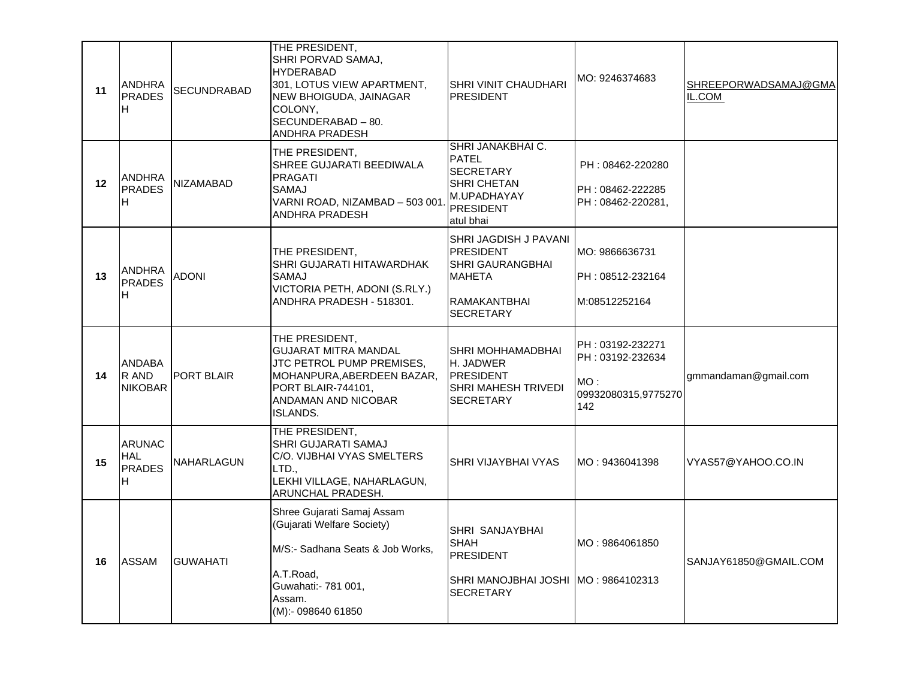| 11 | ANDHRA PRADESH | SECUNDRABAD | THE PRESIDENT,<br>SHRI PORVAD SAMAJ,<br>HYDERABAD<br>301, LOTUS VIEW APARTMENT,<br>NEW BHOIGUDA, JAINAGAR COLONY,<br>SECUNDERABAD – 80.<br>ANDHRA PRADESH | SHRI VINIT CHAUDHARI<br>PRESIDENT | MO: 9246374683 | SHREEPORWADSAMAJ@GMAIL.COM |
|---|---|---|---|---|---|---|
| 12 | ANDHRA PRADESH | NIZAMABAD | THE PRESIDENT,<br>SHREE GUJARATI BEEDIWALA PRAGATI<br>SAMAJ<br>VARNI ROAD, NIZAMBAD – 503 001.<br>ANDHRA PRADESH | SHRI JANAKBHAI C. PATEL<br>SECRETARY<br>SHRI CHETAN M.UPADHAYAY<br>PRESIDENT<br>atul bhai | PH : 08462-220280<br>PH : 08462-222285<br>PH : 08462-220281, | |
| 13 | ANDHRA PRADESH | ADONI | THE PRESIDENT,<br>SHRI GUJARATI HITAWARDHAK SAMAJ<br>VICTORIA PETH, ADONI (S.RLY.)<br>ANDHRA PRADESH - 518301. | SHRI JAGDISH J PAVANI<br>PRESIDENT<br>SHRI GAURANGBHAI MAHETA<br><br>RAMAKANTBHAI<br>SECRETARY | MO: 9866636731<br>PH : 08512-232164<br>M:08512252164 | |
| 14 | ANDABAR AND NIKOBAR | PORT BLAIR | THE PRESIDENT,<br>GUJARAT MITRA MANDAL<br>JTC PETROL PUMP PREMISES,<br>MOHANPURA,ABERDEEN BAZAR,<br>PORT BLAIR-744101,<br>ANDAMAN AND NICOBAR ISLANDS. | SHRI MOHHAMADBHAI H. JADWER<br>PRESIDENT<br>SHRI MAHESH TRIVEDI<br>SECRETARY | PH : 03192-232271<br>PH : 03192-232634<br>MO : 09932080315,9775270142 | gmmandaman@gmail.com |
| 15 | ARUNACHAL PRADESH | NAHARLAGUN | THE PRESIDENT,<br>SHRI GUJARATI SAMAJ<br>C/O. VIJBHAI VYAS SMELTERS LTD.,<br>LEKHI VILLAGE, NAHARLAGUN,<br>ARUNCHAL PRADESH. | SHRI VIJAYBHAI VYAS | MO : 9436041398 | VYAS57@YAHOO.CO.IN |
| 16 | ASSAM | GUWAHATI | Shree Gujarati Samaj Assam<br>(Gujarati Welfare Society)<br>M/S:- Sadhana Seats & Job Works,<br>A.T.Road,<br>Guwahati:- 781 001,<br>Assam.<br>(M):- 098640 61850 | SHRI SANJAYBHAI SHAH<br>PRESIDENT<br>SHRI MANOJBHAI JOSHI<br>SECRETARY | MO : 9864061850<br>MO : 9864102313 | SANJAY61850@GMAIL.COM |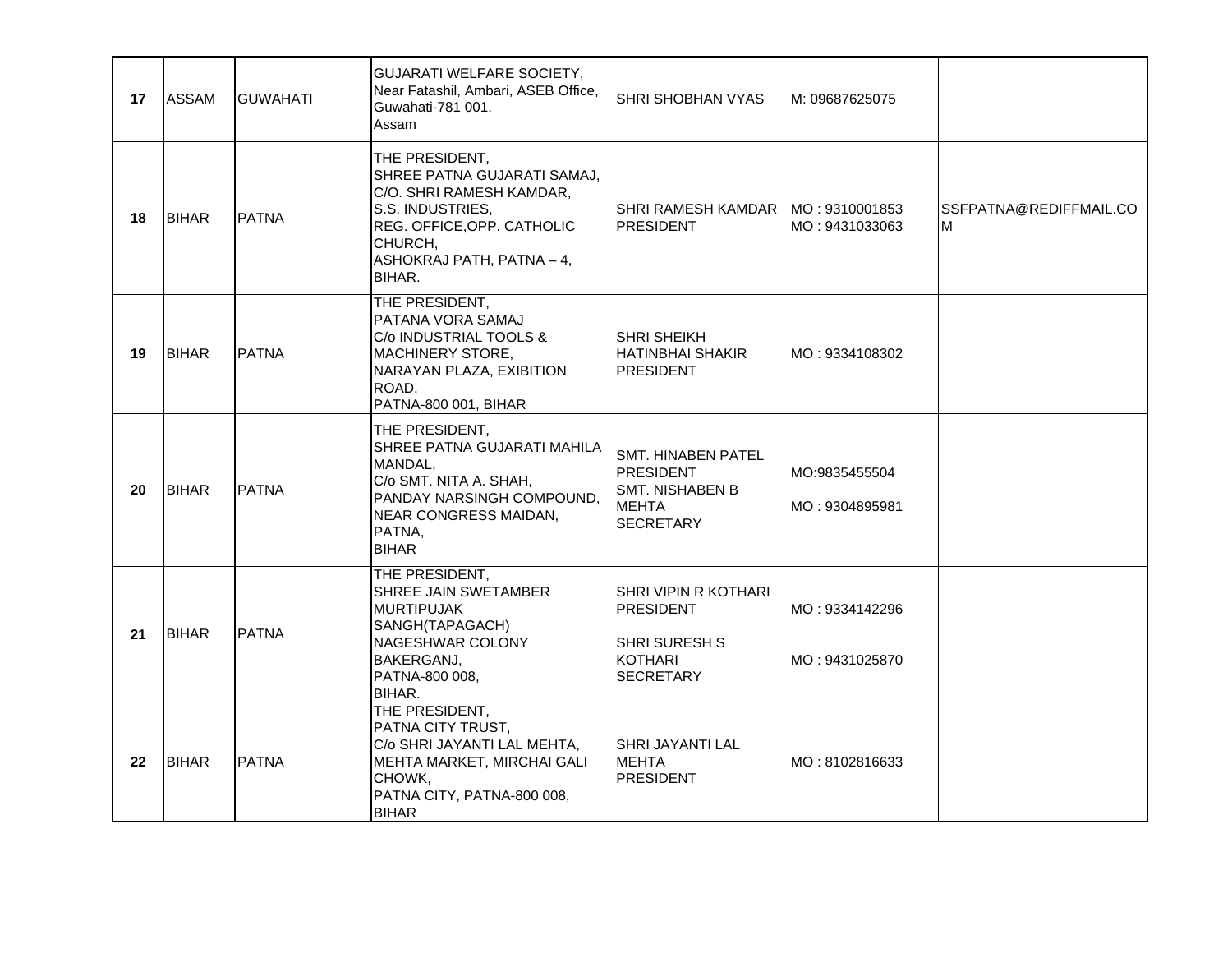| 17 | ASSAM | GUWAHATI | GUJARATI WELFARE SOCIETY,<br>Near Fatashil, Ambari, ASEB Office,<br>Guwahati-781 001.<br>Assam | SHRI SHOBHAN VYAS | M: 09687625075 | |
|---|---|---|---|---|---|---|
| 18 | BIHAR | PATNA | THE PRESIDENT,<br>SHREE PATNA GUJARATI SAMAJ,<br>C/O. SHRI RAMESH KAMDAR,<br>S.S. INDUSTRIES,<br>REG. OFFICE,OPP. CATHOLIC CHURCH,<br>ASHOKRAJ PATH, PATNA – 4,<br>BIHAR. | SHRI RAMESH KAMDAR<br>PRESIDENT | MO : 9310001853<br>MO : 9431033063 | SSFPATNA@REDIFFMAIL.COM |
| 19 | BIHAR | PATNA | THE PRESIDENT,<br>PATANA VORA SAMAJ<br>C/o INDUSTRIAL TOOLS & MACHINERY STORE,<br>NARAYAN PLAZA, EXIBITION ROAD,<br>PATNA-800 001, BIHAR | SHRI SHEIKH HATINBHAI SHAKIR<br>PRESIDENT | MO : 9334108302 | |
| 20 | BIHAR | PATNA | THE PRESIDENT,<br>SHREE PATNA GUJARATI MAHILA MANDAL,<br>C/o SMT. NITA A. SHAH,<br>PANDAY NARSINGH COMPOUND,<br>NEAR CONGRESS MAIDAN,<br>PATNA,<br>BIHAR | SMT. HINABEN PATEL<br>PRESIDENT<br>SMT. NISHABEN B MEHTA<br>SECRETARY | MO:9835455504<br>MO : 9304895981 | |
| 21 | BIHAR | PATNA | THE PRESIDENT,<br>SHREE JAIN SWETAMBER MURTIPUJAK SANGH(TAPAGACH)<br>NAGESHWAR COLONY<br>BAKERGANJ,<br>PATNA-800 008,<br>BIHAR. | SHRI VIPIN R KOTHARI<br>PRESIDENT<br>SHRI SURESH S KOTHARI<br>SECRETARY | MO : 9334142296<br>MO : 9431025870 | |
| 22 | BIHAR | PATNA | THE PRESIDENT,<br>PATNA CITY TRUST,<br>C/o SHRI JAYANTI LAL MEHTA,<br>MEHTA MARKET, MIRCHAI GALI CHOWK,<br>PATNA CITY, PATNA-800 008,<br>BIHAR | SHRI JAYANTI LAL MEHTA<br>PRESIDENT | MO : 8102816633 | |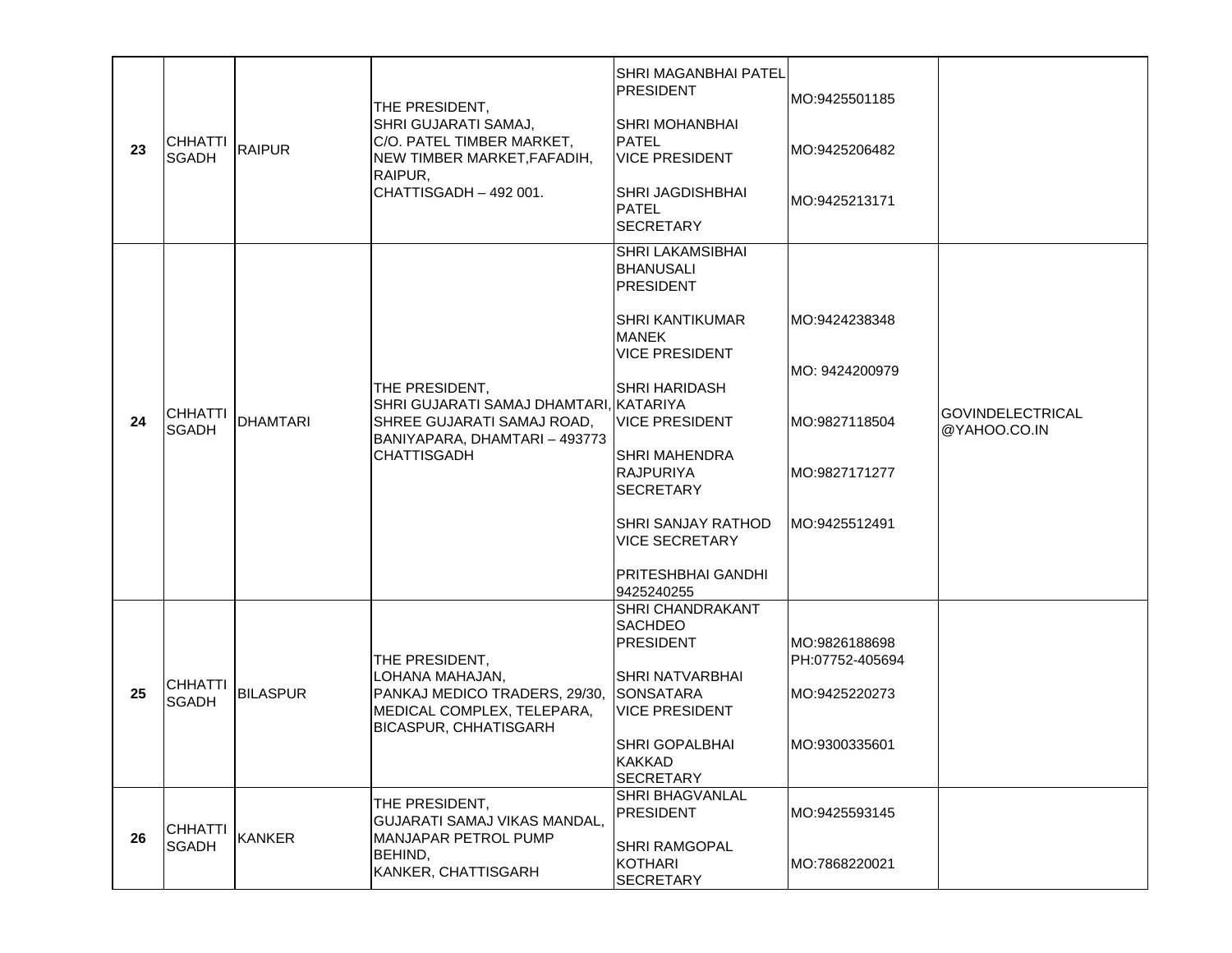| 23 | CHHATTISGADH | RAIPUR | THE PRESIDENT,<br>SHRI GUJARATI SAMAJ,<br>C/O. PATEL TIMBER MARKET,<br>NEW TIMBER MARKET,FAFADIH,<br>RAIPUR,<br>CHATTISGADH – 492 001. | SHRI MAGANBHAI PATEL<br>PRESIDENT<br><br>SHRI MOHANBHAI PATEL<br>VICE PRESIDENT<br><br>SHRI JAGDISHBHAI PATEL<br>SECRETARY | MO:9425501185<br><br>MO:9425206482<br><br>MO:9425213171 | |
|---|---|---|---|---|---|---|
| 24 | CHHATTISGADH | DHAMTARI | THE PRESIDENT,<br>SHRI GUJARATI SAMAJ DHAMTARI,<br>SHREE GUJARATI SAMAJ ROAD,<br>BANIYAPARA, DHAMTARI – 493773<br>CHATTISGADH | SHRI LAKAMSIBHAI BHANUSALI<br>PRESIDENT<br><br>SHRI KANTIKUMAR MANEK<br>VICE PRESIDENT<br><br>SHRI HARIDASH KATARIYA<br>VICE PRESIDENT<br><br>SHRI MAHENDRA RAJPURIYA<br>SECRETARY<br><br>SHRI SANJAY RATHOD<br>VICE SECRETARY<br><br>PRITESHBHAI GANDHI<br>9425240255 | MO:9424238348<br><br>MO: 9424200979<br><br>MO:9827118504<br><br>MO:9827171277<br><br>MO:9425512491 | GOVINDELECTRICAL<br>@YAHOO.CO.IN |
| 25 | CHHATTISGADH | BILASPUR | THE PRESIDENT,<br>LOHANA MAHAJAN,<br>PANKAJ MEDICO TRADERS, 29/30,<br>MEDICAL COMPLEX, TELEPARA,<br>BICASPUR, CHHATISGARH | SHRI CHANDRAKANT SACHDEO<br>PRESIDENT<br><br>SHRI NATVARBHAI SONSATARA<br>VICE PRESIDENT<br><br>SHRI GOPALBHAI KAKKAD<br>SECRETARY | MO:9826188698<br>PH:07752-405694<br><br>MO:9425220273<br><br>MO:9300335601 | |
| 26 | CHHATTISGADH | KANKER | THE PRESIDENT,<br>GUJARATI SAMAJ VIKAS MANDAL,<br>MANJAPAR PETROL PUMP<br>BEHIND,<br>KANKER, CHATTISGARH | SHRI BHAGVANLAL<br>PRESIDENT<br><br>SHRI RAMGOPAL KOTHARI<br>SECRETARY | MO:9425593145<br><br>MO:7868220021 | |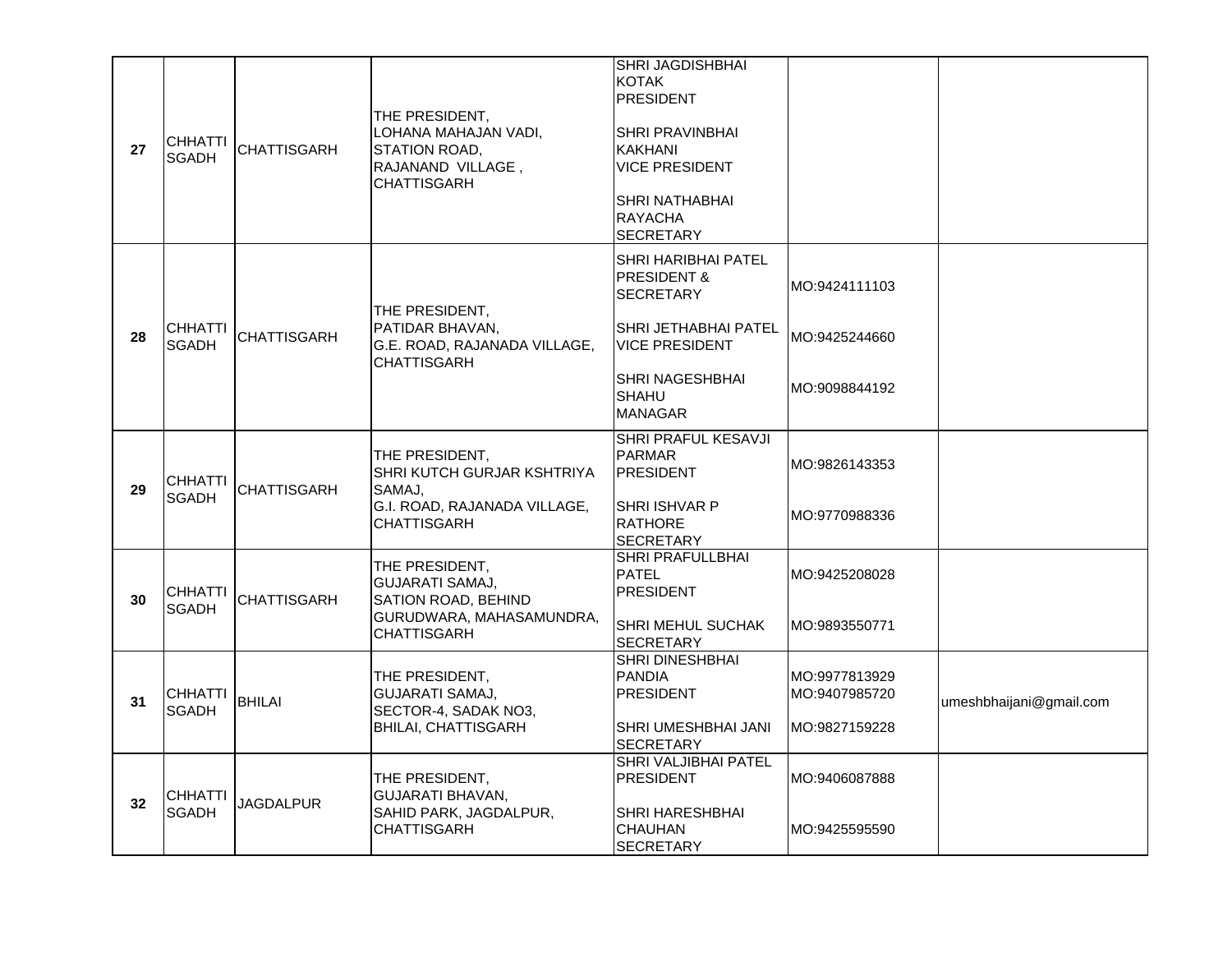| 27 | CHHATTISGADH | CHATTISGARH | THE PRESIDENT,<br>LOHANA MAHAJAN VADI,<br>STATION ROAD,<br>RAJANAND VILLAGE ,<br>CHATTISGARH | SHRI JAGDISHBHAI KOTAK<br>PRESIDENT<br><br>SHRI PRAVINBHAI KAKHANI<br>VICE PRESIDENT<br><br>SHRI NATHABHAI RAYACHA<br>SECRETARY | | |
|---|---|---|---|---|---|---|
| 28 | CHHATTISGADH | CHATTISGARH | THE PRESIDENT,<br>PATIDAR BHAVAN,<br>G.E. ROAD, RAJANADA VILLAGE,<br>CHATTISGARH | SHRI HARIBHAI PATEL<br>PRESIDENT & SECRETARY<br><br>SHRI JETHABHAI PATEL<br>VICE PRESIDENT<br><br>SHRI NAGESHBHAI SHAHU<br>MANAGAR | MO:9424111103<br><br>MO:9425244660<br><br>MO:9098844192 | |
| 29 | CHHATTISGADH | CHATTISGARH | THE PRESIDENT,<br>SHRI KUTCH GURJAR KSHTRIYA SAMAJ,<br>G.I. ROAD, RAJANADA VILLAGE,<br>CHATTISGARH | SHRI PRAFUL KESAVJI PARMAR<br>PRESIDENT<br><br>SHRI ISHVAR P RATHORE<br>SECRETARY | MO:9826143353<br><br>MO:9770988336 | |
| 30 | CHHATTISGADH | CHATTISGARH | THE PRESIDENT,<br>GUJARATI SAMAJ,<br>SATION ROAD, BEHIND GURUDWARA, MAHASAMUNDRA,<br>CHATTISGARH | SHRI PRAFULLBHAI PATEL<br>PRESIDENT<br><br>SHRI MEHUL SUCHAK<br>SECRETARY | MO:9425208028<br><br>MO:9893550771 | |
| 31 | CHHATTISGADH | BHILAI | THE PRESIDENT,<br>GUJARATI SAMAJ,<br>SECTOR-4, SADAK NO3,<br>BHILAI, CHATTISGARH | SHRI DINESHBHAI PANDIA<br>PRESIDENT<br><br>SHRI UMESHBHAI JANI<br>SECRETARY | MO:9977813929<br>MO:9407985720<br><br>MO:9827159228 | umeshbhaijani@gmail.com |
| 32 | CHHATTISGADH | JAGDALPUR | THE PRESIDENT,<br>GUJARATI BHAVAN,<br>SAHID PARK, JAGDALPUR,<br>CHATTISGARH | SHRI VALJIBHAI PATEL<br>PRESIDENT<br><br>SHRI HARESHBHAI CHAUHAN<br>SECRETARY | MO:9406087888<br><br>MO:9425595590 | |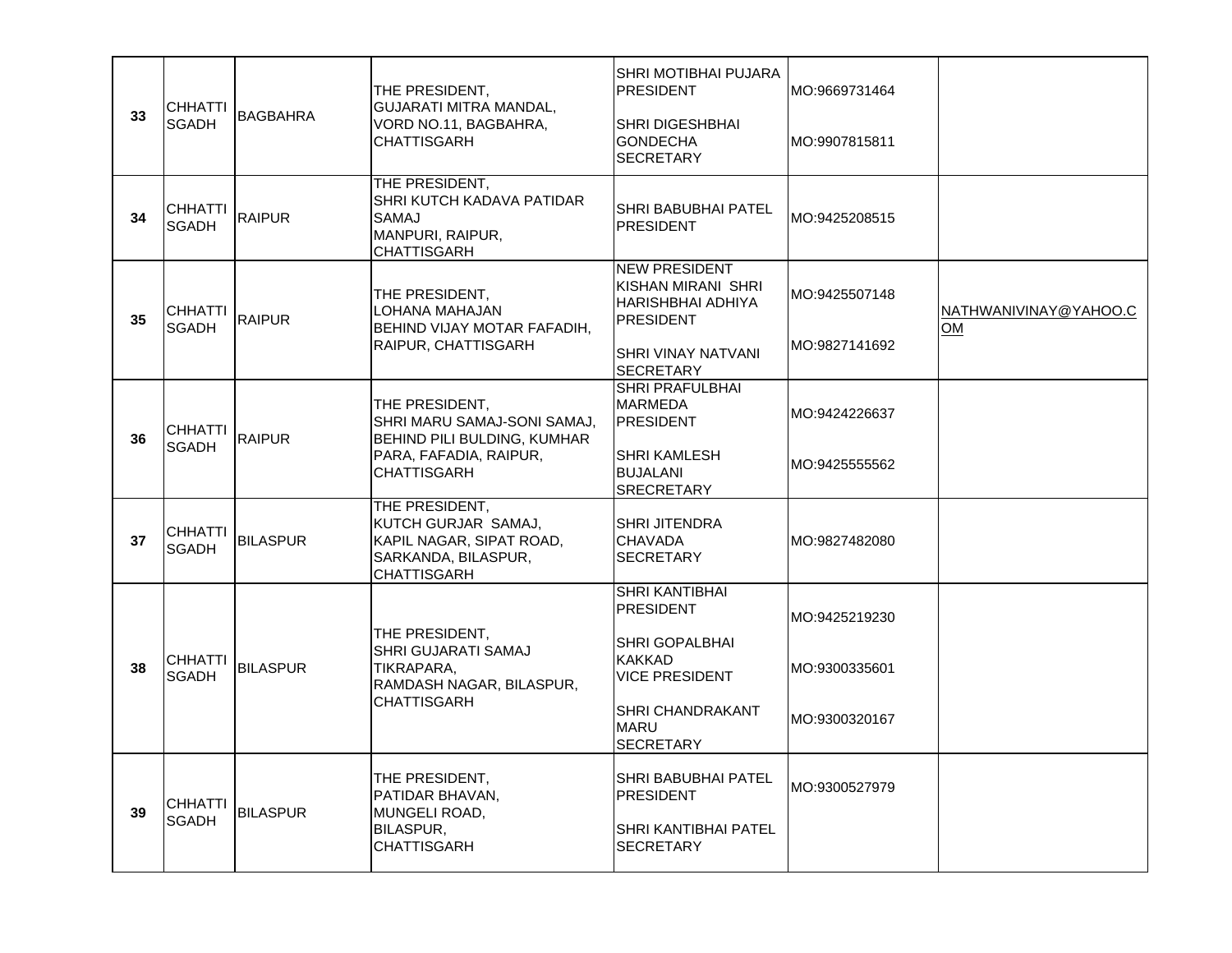| 33 | CHHATTISGADH | BAGBAHRA | THE PRESIDENT,<br>GUJARATI MITRA MANDAL,<br>VORD NO.11, BAGBAHRA,<br>CHATTISGARH | SHRI MOTIBHAI PUJARA<br>PRESIDENT<br><br>SHRI DIGESHBHAI GONDECHA<br>SECRETARY | MO:9669731464<br><br>MO:9907815811 | |
|---|---|---|---|---|---|---|
| 34 | CHHATTISGADH | RAIPUR | THE PRESIDENT,<br>SHRI KUTCH KADAVA PATIDAR SAMAJ<br>MANPURI, RAIPUR,<br>CHATTISGARH | SHRI BABUBHAI PATEL<br>PRESIDENT | MO:9425208515 | |
| 35 | CHHATTISGADH | RAIPUR | THE PRESIDENT,<br>LOHANA MAHAJAN<br>BEHIND VIJAY MOTAR FAFADIH,<br>RAIPUR, CHATTISGARH | NEW PRESIDENT KISHAN MIRANI SHRI HARISHBHAI ADHIYA<br>PRESIDENT<br><br>SHRI VINAY NATVANI<br>SECRETARY | MO:9425507148<br><br>MO:9827141692 | NATHWANIVINAY@YAHOO.COM |
| 36 | CHHATTISGADH | RAIPUR | THE PRESIDENT,<br>SHRI MARU SAMAJ-SONI SAMAJ,<br>BEHIND PILI BULDING, KUMHAR PARA, FAFADIA, RAIPUR,<br>CHATTISGARH | SHRI PRAFULBHAI MARMEDA<br>PRESIDENT<br><br>SHRI KAMLESH BUJALANI<br>SRECRETARY | MO:9424226637<br><br>MO:9425555562 | |
| 37 | CHHATTISGADH | BILASPUR | THE PRESIDENT,<br>KUTCH GURJAR SAMAJ,<br>KAPIL NAGAR, SIPAT ROAD,<br>SARKANDA, BILASPUR,<br>CHATTISGARH | SHRI JITENDRA CHAVADA<br>SECRETARY | MO:9827482080 | |
| 38 | CHHATTISGADH | BILASPUR | THE PRESIDENT,<br>SHRI GUJARATI SAMAJ<br>TIKRAPARA,<br>RAMDASH NAGAR, BILASPUR,<br>CHATTISGARH | SHRI KANTIBHAI<br>PRESIDENT<br><br>SHRI GOPALBHAI KAKKAD<br>VICE PRESIDENT<br><br>SHRI CHANDRAKANT MARU<br>SECRETARY | MO:9425219230<br><br>MO:9300335601<br><br>MO:9300320167 | |
| 39 | CHHATTISGADH | BILASPUR | THE PRESIDENT,<br>PATIDAR BHAVAN,<br>MUNGELI ROAD,<br>BILASPUR,<br>CHATTISGARH | SHRI BABUBHAI PATEL<br>PRESIDENT<br><br>SHRI KANTIBHAI PATEL<br>SECRETARY | MO:9300527979 | |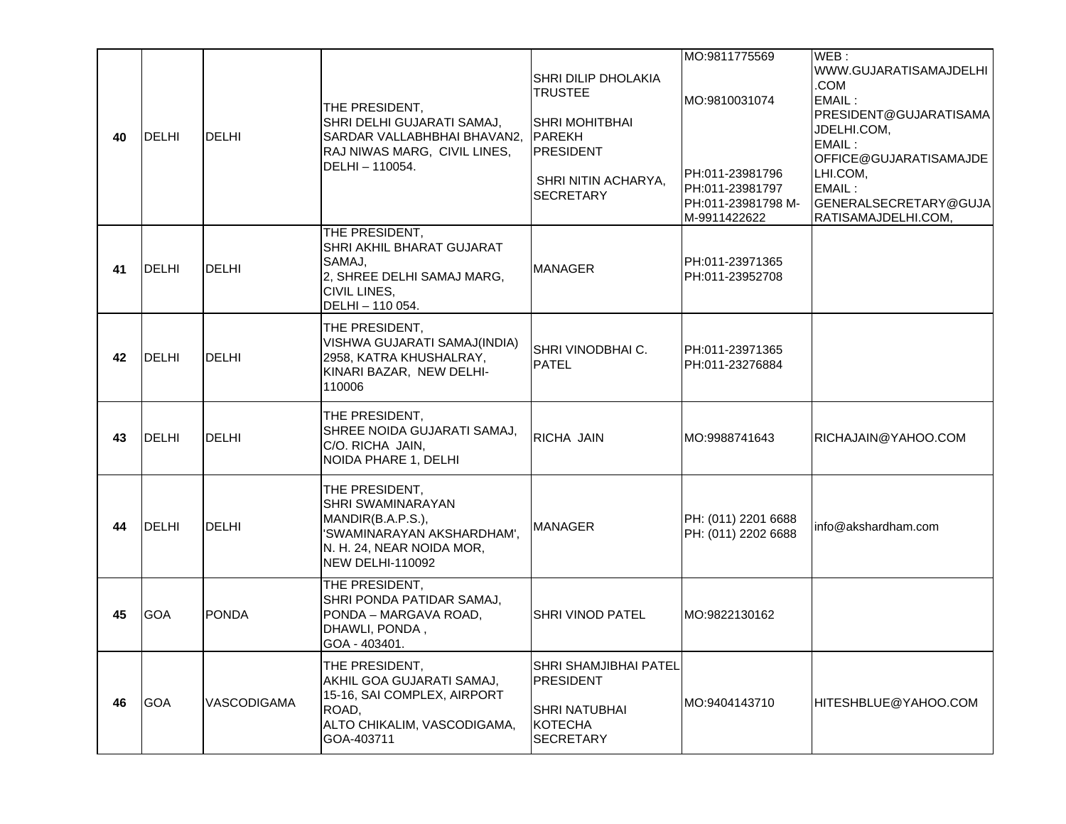| | | | | | | |
|---|---|---|---|---|---|---|
| **40** | DELHI | DELHI | THE PRESIDENT, SHRI DELHI GUJARATI SAMAJ, SARDAR VALLABHBHAI BHAVAN2, RAJ NIWAS MARG, CIVIL LINES, DELHI – 110054. | SHRI DILIP DHOLAKIA TRUSTEE<br>SHRI MOHITBHAI PAREKH PRESIDENT<br>SHRI NITIN ACHARYA, SECRETARY | MO:9811775569<br>MO:9810031074<br>PH:011-23981796 PH:011-23981797 PH:011-23981798 M-M-9911422622 | WEB : WWW.GUJARATISAMAJDELHI.COM EMAIL : PRESIDENT@GUJARATISAMAJDELHI.COM, EMAIL : OFFICE@GUJARATISAMAJDELHI.COM, EMAIL : GENERALSECRETARY@GUJARATISAMAJDELHI.COM, |
| **41** | DELHI | DELHI | THE PRESIDENT, SHRI AKHIL BHARAT GUJARAT SAMAJ, 2, SHREE DELHI SAMAJ MARG, CIVIL LINES, DELHI – 110 054. | MANAGER | PH:011-23971365 PH:011-23952708 | |
| **42** | DELHI | DELHI | THE PRESIDENT, VISHWA GUJARATI SAMAJ(INDIA) 2958, KATRA KHUSHALRAY, KINARI BAZAR, NEW DELHI-110006 | SHRI VINODBHAI C. PATEL | PH:011-23971365 PH:011-23276884 | |
| **43** | DELHI | DELHI | THE PRESIDENT, SHREE NOIDA GUJARATI SAMAJ, C/O. RICHA JAIN, NOIDA PHARE 1, DELHI | RICHA JAIN | MO:9988741643 | RICHAJAIN@YAHOO.COM |
| **44** | DELHI | DELHI | THE PRESIDENT, SHRI SWAMINARAYAN MANDIR(B.A.P.S.), 'SWAMINARAYAN AKSHARDHAM', N. H. 24, NEAR NOIDA MOR, NEW DELHI-110092 | MANAGER | PH: (011) 2201 6688 PH: (011) 2202 6688 | info@akshardham.com |
| **45** | GOA | PONDA | THE PRESIDENT, SHRI PONDA PATIDAR SAMAJ, PONDA – MARGAVA ROAD, DHAWLI, PONDA , GOA - 403401. | SHRI VINOD PATEL | MO:9822130162 | |
| **46** | GOA | VASCODIGAMA | THE PRESIDENT, AKHIL GOA GUJARATI SAMAJ, 15-16, SAI COMPLEX, AIRPORT ROAD, ALTO CHIKALIM, VASCODIGAMA, GOA-403711 | SHRI SHAMJIBHAI PATEL PRESIDENT<br>SHRI NATUBHAI KOTECHA SECRETARY | MO:9404143710 | HITESHBLUE@YAHOO.COM |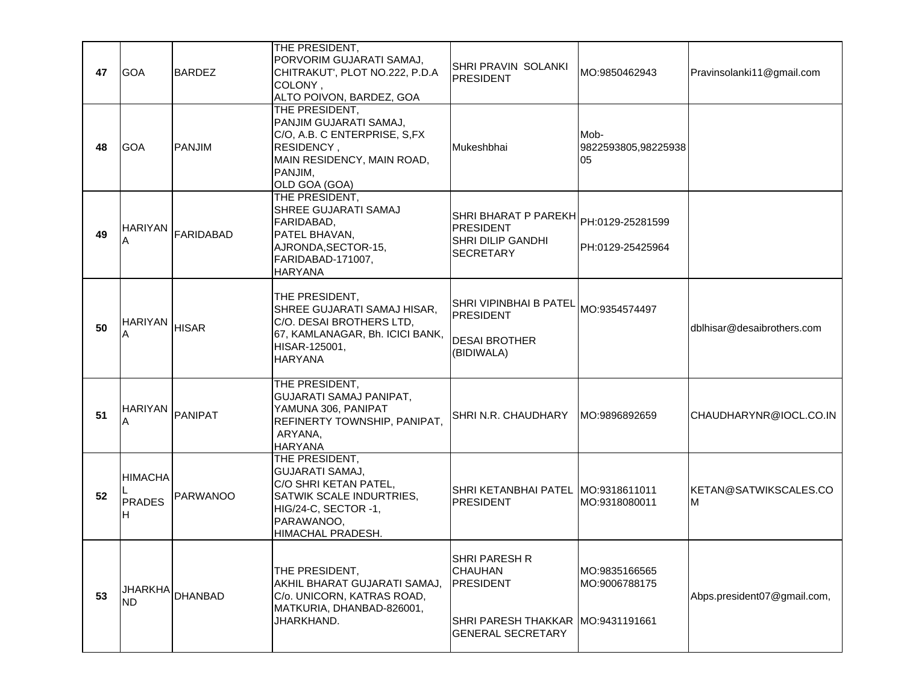| 47 | GOA | BARDEZ | THE PRESIDENT,<br>PORVORIM GUJARATI SAMAJ,<br>CHITRAKUT', PLOT NO.222, P.D.A COLONY ,<br>ALTO POIVON, BARDEZ, GOA | SHRI PRAVIN SOLANKI<br>PRESIDENT | MO:9850462943 | Pravinsolanki11@gmail.com |
|---|---|---|---|---|---|---|
| 48 | GOA | PANJIM | THE PRESIDENT,<br>PANJIM GUJARATI SAMAJ,<br>C/O, A.B. C ENTERPRISE, S,FX RESIDENCY ,<br>MAIN RESIDENCY, MAIN ROAD, PANJIM,<br>OLD GOA (GOA) | Mukeshbhai | Mob-9822593805,9822593805 | |
| 49 | HARIYANA | FARIDABAD | THE PRESIDENT,<br>SHREE GUJARATI SAMAJ FARIDABAD,<br>PATEL BHAVAN,<br>AJRONDA,SECTOR-15,<br>FARIDABAD-171007,<br>HARYANA | SHRI BHARAT P PAREKH<br>PRESIDENT<br>SHRI DILIP GANDHI<br>SECRETARY | PH:0129-25281599<br>PH:0129-25425964 | |
| 50 | HARIYANA | HISAR | THE PRESIDENT,<br>SHREE GUJARATI SAMAJ HISAR,<br>C/O. DESAI BROTHERS LTD,<br>67, KAMLANAGAR, Bh. ICICI BANK,<br>HISAR-125001,<br>HARYANA | SHRI VIPINBHAI B PATEL<br>PRESIDENT<br>DESAI BROTHER (BIDIWALA) | MO:9354574497 | dblhisar@desaibrothers.com |
| 51 | HARIYANA | PANIPAT | THE PRESIDENT,<br>GUJARATI SAMAJ PANIPAT,<br>YAMUNA 306, PANIPAT<br>REFINERTY TOWNSHIP, PANIPAT,<br>ARYANA,<br>HARYANA | SHRI N.R. CHAUDHARY | MO:9896892659 | CHAUDHARYNR@IOCL.CO.IN |
| 52 | HIMACHAL PRADESH | PARWANOO | THE PRESIDENT,<br>GUJARATI SAMAJ,<br>C/O SHRI KETAN PATEL,<br>SATWIK SCALE INDURTRIES,<br>HIG/24-C, SECTOR -1,<br>PARAWANOO,<br>HIMACHAL PRADESH. | SHRI KETANBHAI PATEL<br>PRESIDENT | MO:9318611011<br>MO:9318080011 | KETAN@SATWIKSCALES.COM |
| 53 | JHARKHAND | DHANBAD | THE PRESIDENT,<br>AKHIL BHARAT GUJARATI SAMAJ,<br>C/o. UNICORN, KATRAS ROAD,<br>MATKURIA, DHANBAD-826001,<br>JHARKHAND. | SHRI PARESH R CHAUHAN<br>PRESIDENT<br>SHRI PARESH THAKKAR<br>GENERAL SECRETARY | MO:9835166565<br>MO:9006788175<br>MO:9431191661 | Abps.president07@gmail.com, |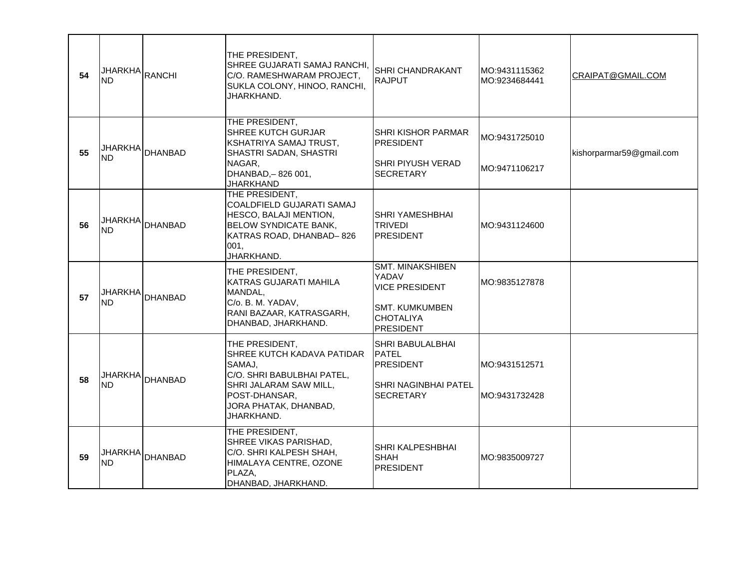| | | | | | | |
|---|---|---|---|---|---|---|
| **54** | JHARKHAND | RANCHI | THE PRESIDENT, SHREE GUJARATI SAMAJ RANCHI, C/O. RAMESHWARAM PROJECT, SUKLA COLONY, HINOO, RANCHI, JHARKHAND. | SHRI CHANDRAKANT RAJPUT | MO:9431115362 MO:9234684441 | CRAIPAT@GMAIL.COM |
| **55** | JHARKHAND | DHANBAD | THE PRESIDENT, SHREE KUTCH GURJAR KSHATRIYA SAMAJ TRUST, SHASTRI SADAN, SHASTRI NAGAR, DHANBAD,– 826 001, JHARKHAND | SHRI KISHOR PARMAR PRESIDENT<br><br>SHRI PIYUSH VERAD SECRETARY | MO:9431725010<br><br>MO:9471106217 | kishorparmar59@gmail.com |
| **56** | JHARKHAND | DHANBAD | THE PRESIDENT, COALDFIELD GUJARATI SAMAJ HESCO, BALAJI MENTION, BELOW SYNDICATE BANK, KATRAS ROAD, DHANBAD– 826 001, JHARKHAND. | SHRI YAMESHBHAI TRIVEDI PRESIDENT | MO:9431124600 | |
| **57** | JHARKHAND | DHANBAD | THE PRESIDENT, KATRAS GUJARATI MAHILA MANDAL, C/o. B. M. YADAV, RANI BAZAAR, KATRASGARH, DHANBAD, JHARKHAND. | SMT. MINAKSHIBEN YADAV VICE PRESIDENT<br><br>SMT. KUMKUMBEN CHOTALIYA PRESIDENT | MO:9835127878 | |
| **58** | JHARKHAND | DHANBAD | THE PRESIDENT, SHREE KUTCH KADAVA PATIDAR SAMAJ, C/O. SHRI BABULBHAI PATEL, SHRI JALARAM SAW MILL, POST-DHANSAR, JORA PHATAK, DHANBAD, JHARKHAND. | SHRI BABULALBHAI PATEL PRESIDENT<br><br>SHRI NAGINBHAI PATEL SECRETARY | MO:9431512571<br><br>MO:9431732428 | |
| **59** | JHARKHAND | DHANBAD | THE PRESIDENT, SHREE VIKAS PARISHAD, C/O. SHRI KALPESH SHAH, HIMALAYA CENTRE, OZONE PLAZA, DHANBAD, JHARKHAND. | SHRI KALPESHBHAI SHAH PRESIDENT | MO:9835009727 | |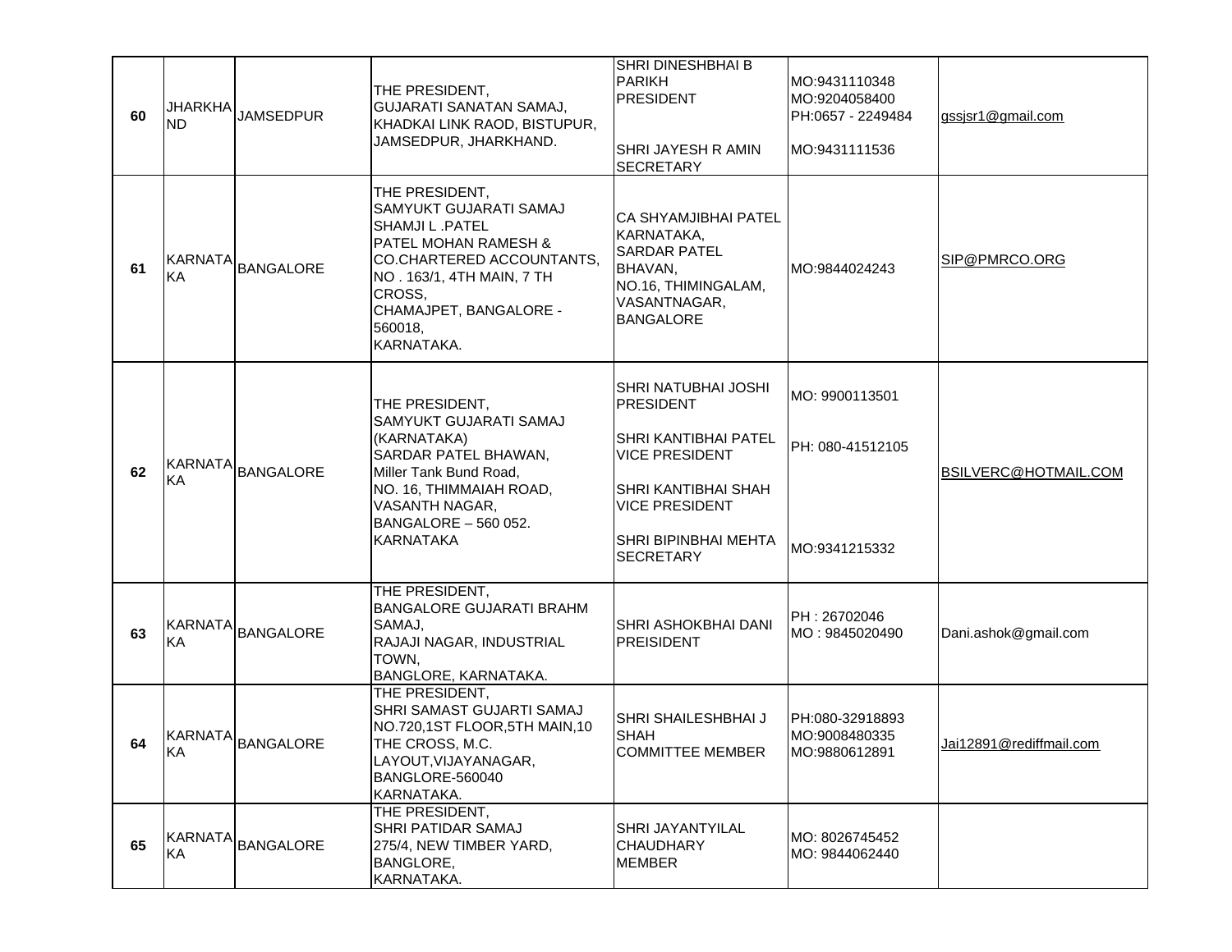| | | | | | | |
|---|---|---|---|---|---|---|
| 60 | JHARKHAND | JAMSEDPUR | THE PRESIDENT,<br>GUJARATI SANATAN SAMAJ,<br>KHADKAI LINK RAOD, BISTUPUR,<br>JAMSEDPUR, JHARKHAND. | SHRI DINESHBHAI B PARIKH<br>PRESIDENT<br><br>SHRI JAYESH R AMIN<br>SECRETARY | MO:9431110348<br>MO:9204058400<br>PH:0657 - 2249484<br><br>MO:9431111536 | gssjsr1@gmail.com |
| 61 | KARNATAKA | BANGALORE | THE PRESIDENT,<br>SAMYUKT GUJARATI SAMAJ<br>SHAMJI L .PATEL<br>PATEL MOHAN RAMESH &<br>CO.CHARTERED ACCOUNTANTS,<br>NO . 163/1, 4TH MAIN, 7 TH CROSS,<br>CHAMAJPET, BANGALORE - 560018,<br>KARNATAKA. | CA SHYAMJIBHAI PATEL<br>KARNATAKA,<br>SARDAR PATEL BHAVAN,<br>NO.16, THIMINGALAM,<br>VASANTNAGAR,<br>BANGALORE | MO:9844024243 | SIP@PMRCO.ORG |
| 62 | KARNATAKA | BANGALORE | THE PRESIDENT,<br>SAMYUKT GUJARATI SAMAJ<br>(KARNATAKA)<br>SARDAR PATEL BHAWAN,<br>Miller Tank Bund Road,<br>NO. 16, THIMMAIAH ROAD,<br>VASANTH NAGAR,<br>BANGALORE – 560 052.<br>KARNATAKA | SHRI NATUBHAI JOSHI<br>PRESIDENT<br><br>SHRI KANTIBHAI PATEL<br>VICE PRESIDENT<br><br>SHRI KANTIBHAI SHAH<br>VICE PRESIDENT<br><br>SHRI BIPINBHAI MEHTA<br>SECRETARY | MO: 9900113501<br><br>PH: 080-41512105<br><br><br><br>MO:9341215332 | BSILVERC@HOTMAIL.COM |
| 63 | KARNATAKA | BANGALORE | THE PRESIDENT,<br>BANGALORE GUJARATI BRAHM SAMAJ,<br>RAJAJI NAGAR, INDUSTRIAL TOWN,<br>BANGLORE, KARNATAKA. | SHRI ASHOKBHAI DANI<br>PREISIDENT | PH : 26702046<br>MO : 9845020490 | Dani.ashok@gmail.com |
| 64 | KARNATAKA | BANGALORE | THE PRESIDENT,<br>SHRI SAMAST GUJARTI SAMAJ<br>NO.720,1ST FLOOR,5TH MAIN,10 THE CROSS, M.C.<br>LAYOUT,VIJAYANAGAR,<br>BANGLORE-560040<br>KARNATAKA. | SHRI SHAILESHBHAI J SHAH<br>COMMITTEE MEMBER | PH:080-32918893<br>MO:9008480335<br>MO:9880612891 | Jai12891@rediffmail.com |
| 65 | KARNATAKA | BANGALORE | THE PRESIDENT,<br>SHRI PATIDAR SAMAJ<br>275/4, NEW TIMBER YARD,<br>BANGLORE,<br>KARNATAKA. | SHRI JAYANTYILAL CHAUDHARY<br>MEMBER | MO: 8026745452<br>MO: 9844062440 | |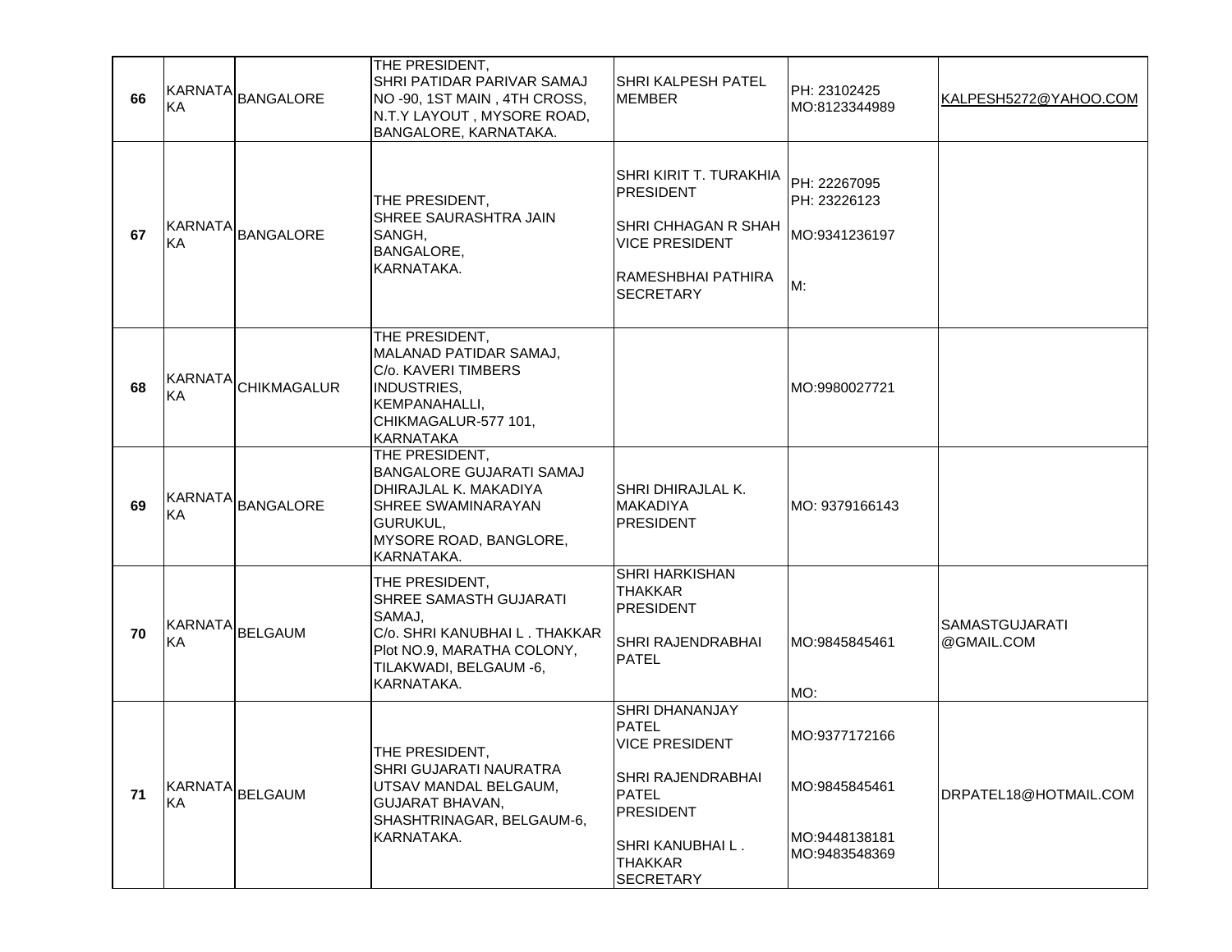| | | | | | | |
|---|---|---|---|---|---|---|
| 66 | KARNATAKA | BANGALORE | THE PRESIDENT,<br>SHRI PATIDAR PARIVAR SAMAJ<br>NO -90, 1ST MAIN , 4TH CROSS,<br>N.T.Y LAYOUT , MYSORE ROAD,<br>BANGALORE, KARNATAKA. | SHRI KALPESH PATEL<br>MEMBER | PH: 23102425<br>MO:8123344989 | KALPESH5272@YAHOO.COM |
| 67 | KARNATAKA | BANGALORE | THE PRESIDENT,<br>SHREE SAURASHTRA JAIN SANGH,<br>BANGALORE,<br>KARNATAKA. | SHRI KIRIT T. TURAKHIA<br>PRESIDENT<br><br>SHRI CHHAGAN R SHAH<br>VICE PRESIDENT<br><br>RAMESHBHAI PATHIRA<br>SECRETARY | PH: 22267095<br>PH: 23226123<br><br>MO:9341236197<br><br>M: | |
| 68 | KARNATAKA | CHIKMAGALUR | THE PRESIDENT,<br>MALANAD PATIDAR SAMAJ,<br>C/o. KAVERI TIMBERS INDUSTRIES,<br>KEMPANAHALLI,<br>CHIKMAGALUR-577 101,<br>KARNATAKA | | MO:9980027721 | |
| 69 | KARNATAKA | BANGALORE | THE PRESIDENT,<br>BANGALORE GUJARATI SAMAJ<br>DHIRAJLAL K. MAKADIYA<br>SHREE SWAMINARAYAN GURUKUL,<br>MYSORE ROAD, BANGLORE,<br>KARNATAKA. | SHRI DHIRAJLAL K. MAKADIYA<br>PRESIDENT | MO: 9379166143 | |
| 70 | KARNATAKA | BELGAUM | THE PRESIDENT,<br>SHREE SAMASTH GUJARATI SAMAJ,<br>C/o. SHRI KANUBHAI L . THAKKAR<br>Plot NO.9, MARATHA COLONY,<br>TILAKWADI, BELGAUM -6,<br>KARNATAKA. | SHRI HARKISHAN THAKKAR<br>PRESIDENT<br><br>SHRI RAJENDRABHAI PATEL | MO:9845845461<br><br>MO: | SAMASTGUJARATI@GMAIL.COM |
| 71 | KARNATAKA | BELGAUM | THE PRESIDENT,<br>SHRI GUJARATI NAURATRA UTSAV MANDAL BELGAUM,<br>GUJARAT BHAVAN,<br>SHASHTRINAGAR, BELGAUM-6,<br>KARNATAKA. | SHRI DHANANJAY PATEL<br>VICE PRESIDENT<br><br>SHRI RAJENDRABHAI PATEL<br>PRESIDENT<br><br>SHRI KANUBHAI L . THAKKAR<br>SECRETARY | MO:9377172166<br><br>MO:9845845461<br><br>MO:9448138181<br>MO:9483548369 | DRPATEL18@HOTMAIL.COM |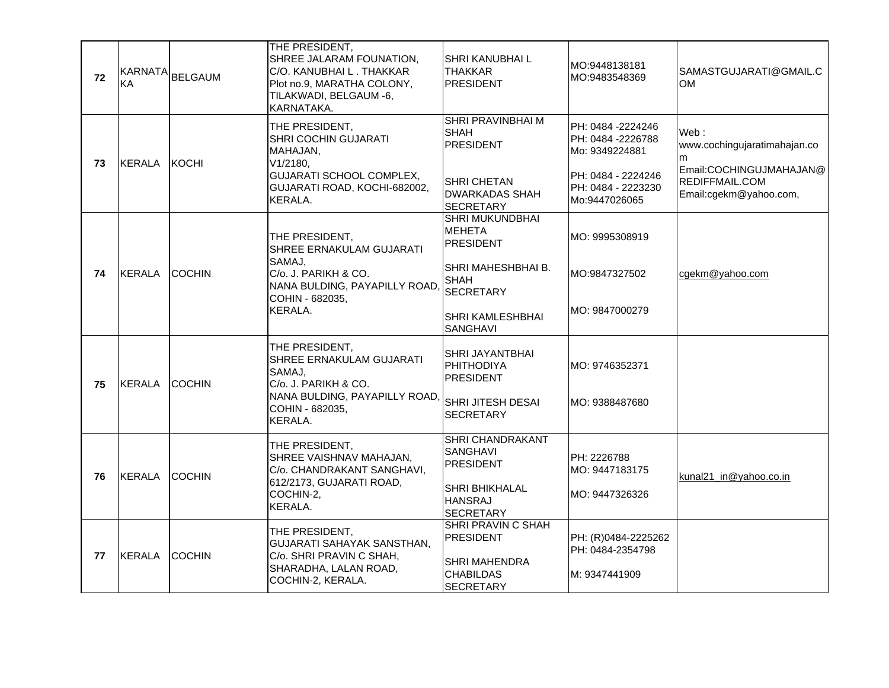| 72 | KARNATAKA | BELGAUM | THE PRESIDENT,<br>SHREE JALARAM FOUNATION,<br>C/O. KANUBHAI L . THAKKAR<br>Plot no.9, MARATHA COLONY,<br>TILAKWADI, BELGAUM -6,<br>KARNATAKA. | SHRI KANUBHAI L THAKKAR<br>PRESIDENT | MO:9448138181<br>MO:9483548369 | SAMASTGUJARATI@GMAIL.COM |
|---|---|---|---|---|---|---|
| 73 | KERALA | KOCHI | THE PRESIDENT,<br>SHRI COCHIN GUJARATI MAHAJAN,<br>V1/2180,<br>GUJARATI SCHOOL COMPLEX,<br>GUJARATI ROAD, KOCHI-682002,<br>KERALA. | SHRI PRAVINBHAI M SHAH<br>PRESIDENT<br><br>SHRI CHETAN DWARKADAS SHAH<br>SECRETARY | PH: 0484 -2224246<br>PH: 0484 -2226788<br>Mo: 9349224881<br><br>PH: 0484 - 2224246<br>PH: 0484 - 2223230<br>Mo:9447026065 | Web : www.cochingujaratimahajan.com<br>Email:COCHINGUJMAHAJAN@REDIFFMAIL.COM<br>Email:cgekm@yahoo.com, |
| 74 | KERALA | COCHIN | THE PRESIDENT,<br>SHREE ERNAKULAM GUJARATI SAMAJ,<br>C/o. J. PARIKH & CO.<br>NANA BULDING, PAYAPILLY ROAD,<br>COHIN - 682035,<br>KERALA. | SHRI MUKUNDBHAI MEHETA<br>PRESIDENT<br><br>SHRI MAHESHBHAI B. SHAH<br>SECRETARY<br><br>SHRI KAMLESHBHAI SANGHAVI | MO: 9995308919<br><br>MO:9847327502<br><br>MO: 9847000279 | cgekm@yahoo.com |
| 75 | KERALA | COCHIN | THE PRESIDENT,<br>SHREE ERNAKULAM GUJARATI SAMAJ,<br>C/o. J. PARIKH & CO.<br>NANA BULDING, PAYAPILLY ROAD,<br>COHIN - 682035,<br>KERALA. | SHRI JAYANTBHAI PHITHODIYA<br>PRESIDENT<br><br>SHRI JITESH DESAI<br>SECRETARY | MO: 9746352371<br><br>MO: 9388487680 | |
| 76 | KERALA | COCHIN | THE PRESIDENT,<br>SHREE VAISHNAV MAHAJAN,<br>C/o. CHANDRAKANT SANGHAVI,<br>612/2173, GUJARATI ROAD,<br>COCHIN-2,<br>KERALA. | SHRI CHANDRAKANT SANGHAVI<br>PRESIDENT<br><br>SHRI BHIKHALAL HANSRAJ<br>SECRETARY | PH: 2226788<br>MO: 9447183175<br><br>MO: 9447326326 | kunal21_in@yahoo.co.in |
| 77 | KERALA | COCHIN | THE PRESIDENT,<br>GUJARATI SAHAYAK SANSTHAN,<br>C/o. SHRI PRAVIN C SHAH,<br>SHARADHA, LALAN ROAD,<br>COCHIN-2, KERALA. | SHRI PRAVIN C SHAH<br>PRESIDENT<br><br>SHRI MAHENDRA CHABILDAS<br>SECRETARY | PH: (R)0484-2225262<br>PH: 0484-2354798<br><br>M: 9347441909 | |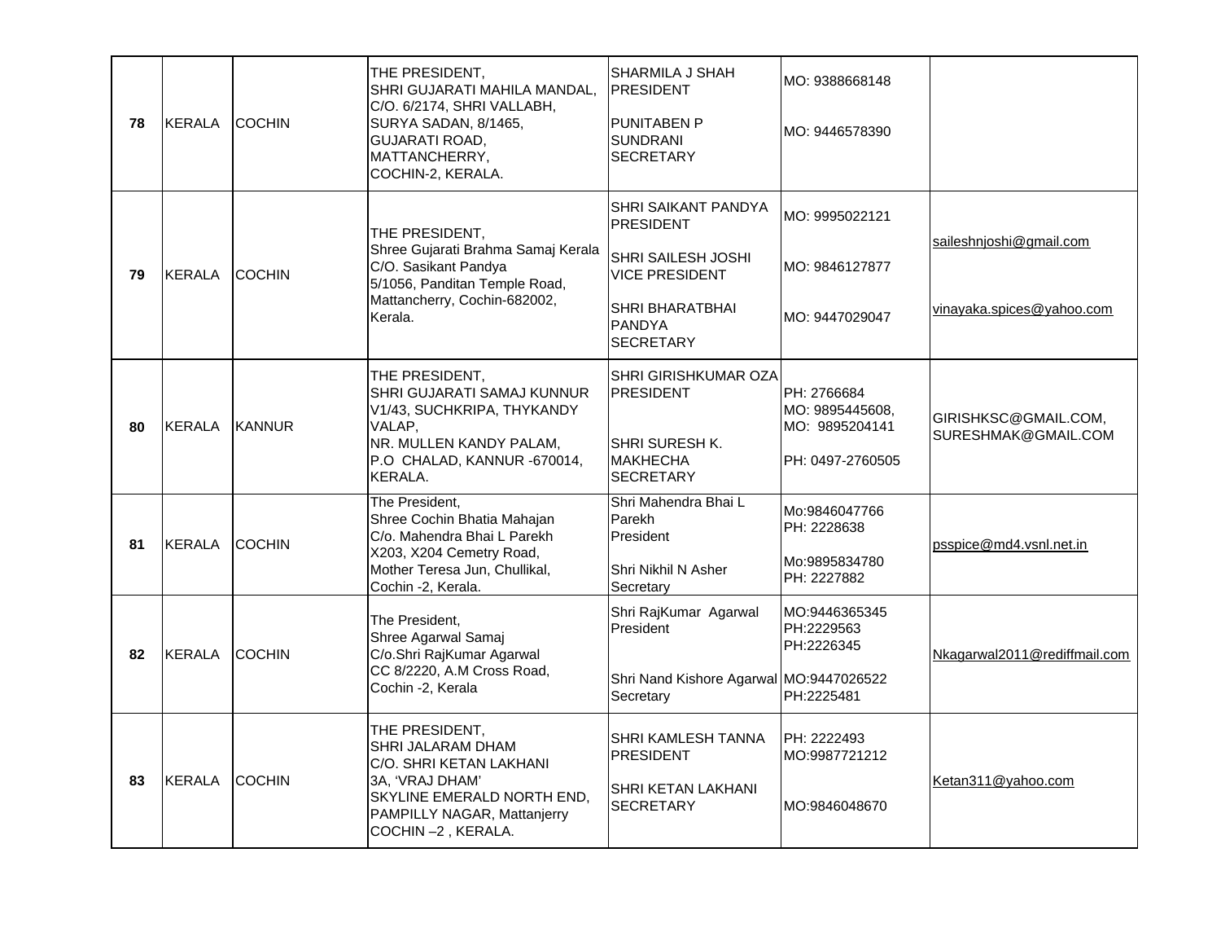| 78 | KERALA | COCHIN | THE PRESIDENT,<br>SHRI GUJARATI MAHILA MANDAL,<br>C/O. 6/2174, SHRI VALLABH,<br>SURYA SADAN, 8/1465,<br>GUJARATI ROAD,<br>MATTANCHERRY,<br>COCHIN-2, KERALA. | SHARMILA J SHAH<br>PRESIDENT<br><br>PUNITABEN P SUNDRANI<br>SECRETARY | MO: 9388668148<br><br>MO: 9446578390 | |
|---|---|---|---|---|---|---|
| 79 | KERALA | COCHIN | THE PRESIDENT,<br>Shree Gujarati Brahma Samaj Kerala<br>C/O. Sasikant Pandya<br>5/1056, Panditan Temple Road,<br>Mattancherry, Cochin-682002,<br>Kerala. | SHRI SAIKANT PANDYA<br>PRESIDENT<br><br>SHRI SAILESH JOSHI<br>VICE PRESIDENT<br><br>SHRI BHARATBHAI PANDYA<br>SECRETARY | MO: 9995022121<br><br>MO: 9846127877<br><br>MO: 9447029047 | saileshnjoshi@gmail.com<br><br>vinayaka.spices@yahoo.com |
| 80 | KERALA | KANNUR | THE PRESIDENT,<br>SHRI GUJARATI SAMAJ KUNNUR<br>V1/43, SUCHKRIPA, THYKANDY VALAP,<br>NR. MULLEN KANDY PALAM,<br>P.O CHALAD, KANNUR -670014,<br>KERALA. | SHRI GIRISHKUMAR OZA<br>PRESIDENT<br><br>SHRI SURESH K. MAKHECHA<br>SECRETARY | PH: 2766684<br>MO: 9895445608,<br>MO: 9895204141<br><br>PH: 0497-2760505 | GIRISHKSC@GMAIL.COM,<br>SURESHMAK@GMAIL.COM |
| 81 | KERALA | COCHIN | The President,<br>Shree Cochin Bhatia Mahajan<br>C/o. Mahendra Bhai L Parekh<br>X203, X204 Cemetry Road,<br>Mother Teresa Jun, Chullikal,<br>Cochin -2, Kerala. | Shri Mahendra Bhai L Parekh<br>President<br><br>Shri Nikhil N Asher<br>Secretary | Mo:9846047766<br>PH: 2228638<br><br>Mo:9895834780<br>PH: 2227882 | psspice@md4.vsnl.net.in |
| 82 | KERALA | COCHIN | The President,<br>Shree Agarwal Samaj<br>C/o.Shri RajKumar Agarwal<br>CC 8/2220, A.M Cross Road,<br>Cochin -2, Kerala | Shri RajKumar Agarwal<br>President<br><br>Shri Nand Kishore Agarwal<br>Secretary | MO:9446365345<br>PH:2229563<br>PH:2226345<br><br>MO:9447026522<br>PH:2225481 | Nkagarwal2011@rediffmail.com |
| 83 | KERALA | COCHIN | THE PRESIDENT,<br>SHRI JALARAM DHAM<br>C/O. SHRI KETAN LAKHANI<br>3A, 'VRAJ DHAM'<br>SKYLINE EMERALD NORTH END,<br>PAMPILLY NAGAR, Mattanjerry<br>COCHIN –2 , KERALA. | SHRI KAMLESH TANNA<br>PRESIDENT<br><br>SHRI KETAN LAKHANI<br>SECRETARY | PH: 2222493<br>MO:9987721212<br><br>MO:9846048670 | Ketan311@yahoo.com |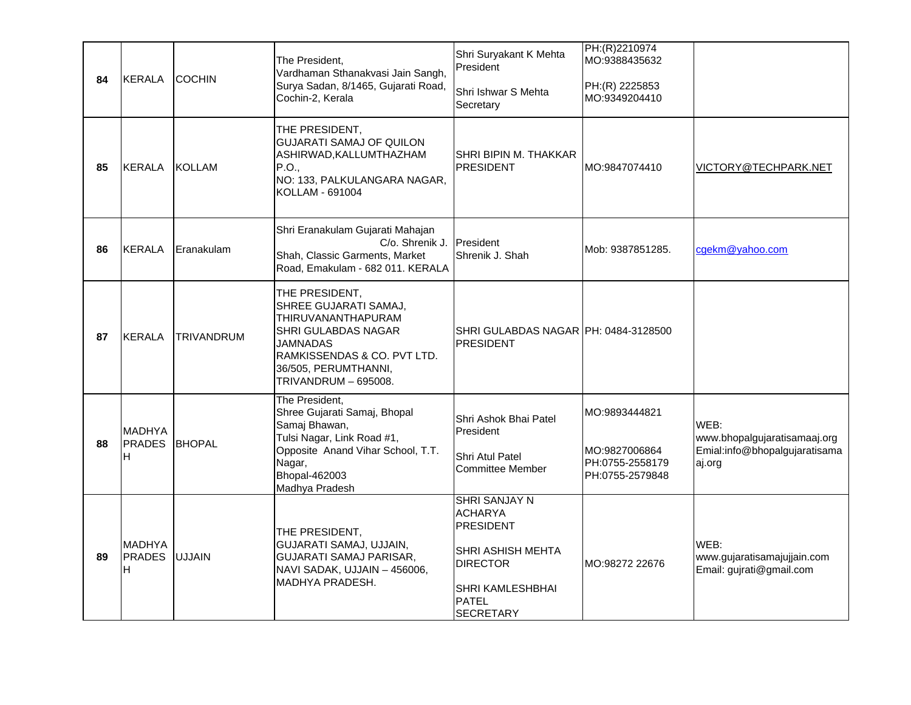| 84 | KERALA | COCHIN | The President,<br>Vardhaman Sthanakvasi Jain Sangh,<br>Surya Sadan, 8/1465, Gujarati Road,<br>Cochin-2, Kerala | Shri Suryakant K Mehta<br>President<br><br>Shri Ishwar S Mehta<br>Secretary | PH:(R)2210974<br>MO:9388435632<br><br>PH:(R) 2225853<br>MO:9349204410 | |
|---|---|---|---|---|---|---|
| 85 | KERALA | KOLLAM | THE PRESIDENT,<br>GUJARATI SAMAJ OF QUILON<br>ASHIRWAD,KALLUMTHAZHAM<br>P.O.,<br>NO: 133, PALKULANGARA NAGAR,<br>KOLLAM - 691004 | SHRI BIPIN M. THAKKAR<br>PRESIDENT | MO:9847074410 | VICTORY@TECHPARK.NET |
| 86 | KERALA | Eranakulam | Shri Eranakulam Gujarati Mahajan<br>C/o. Shrenik J.<br>Shah, Classic Garments, Market<br>Road, Emakulam - 682 011. KERALA | President<br>Shrenik J. Shah | Mob: 9387851285. | cgekm@yahoo.com |
| 87 | KERALA | TRIVANDRUM | THE PRESIDENT,<br>SHREE GUJARATI SAMAJ,<br>THIRUVANANTHAPURAM<br>SHRI GULABDAS NAGAR<br>JAMNADAS<br>RAMKISSENDAS & CO. PVT LTD.<br>36/505, PERUMTHANNI,<br>TRIVANDRUM – 695008. | SHRI GULABDAS NAGAR<br>PRESIDENT | PH: 0484-3128500 | |
| 88 | MADHYA PRADESH | BHOPAL | The President,<br>Shree Gujarati Samaj, Bhopal<br>Samaj Bhawan,<br>Tulsi Nagar, Link Road #1,<br>Opposite Anand Vihar School, T.T.<br>Nagar,<br>Bhopal-462003<br>Madhya Pradesh | Shri Ashok Bhai Patel<br>President<br><br>Shri Atul Patel<br>Committee Member | MO:9893444821<br><br>MO:9827006864<br>PH:0755-2558179<br>PH:0755-2579848 | WEB:<br>www.bhopalgujaratisamaaj.org<br>Emial:info@bhopalgujaratisamaj.org |
| 89 | MADHYA PRADESH | UJJAIN | THE PRESIDENT,<br>GUJARATI SAMAJ, UJJAIN,<br>GUJARATI SAMAJ PARISAR,<br>NAVI SADAK, UJJAIN – 456006,<br>MADHYA PRADESH. | SHRI SANJAY N<br>ACHARYA<br>PRESIDENT<br><br>SHRI ASHISH MEHTA<br>DIRECTOR<br><br>SHRI KAMLESHBHAI<br>PATEL<br>SECRETARY | MO:98272 22676 | WEB:<br>www.gujaratisamajujjain.com<br>Email: gujrati@gmail.com |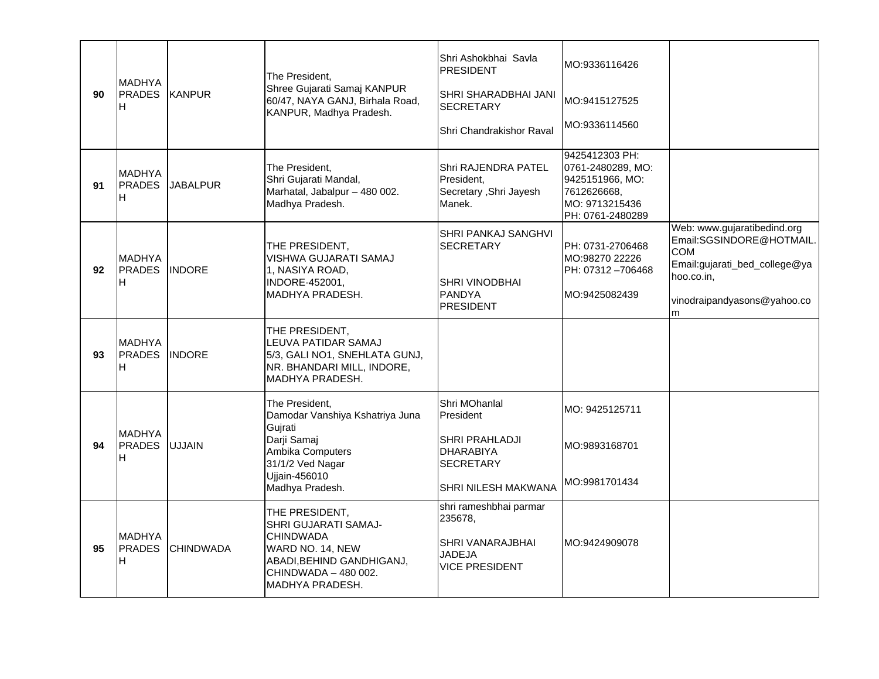| 90 | MADHYA PRADESH | KANPUR | The President,<br>Shree Gujarati Samaj KANPUR<br>60/47, NAYA GANJ, Birhala Road,<br>KANPUR, Madhya Pradesh. | Shri Ashokbhai Savla<br>PRESIDENT<br><br>SHRI SHARADBHAI JANI<br>SECRETARY<br><br>Shri Chandrakishor Raval | MO:9336116426<br><br>MO:9415127525<br><br>MO:9336114560 | |
|---|---|---|---|---|---|---|
| 91 | MADHYA PRADESH | JABALPUR | The President,<br>Shri Gujarati Mandal,<br>Marhatal, Jabalpur – 480 002.<br>Madhya Pradesh. | Shri RAJENDRA PATEL<br>President,<br>Secretary ,Shri Jayesh<br>Manek. | 9425412303 PH:<br>0761-2480289, MO:<br>9425151966, MO:<br>7612626668,<br>MO: 9713215436<br>PH: 0761-2480289 | |
| 92 | MADHYA PRADESH | INDORE | THE PRESIDENT,<br>VISHWA GUJARATI SAMAJ<br>1, NASIYA ROAD,<br>INDORE-452001,<br>MADHYA PRADESH. | SHRI PANKAJ SANGHVI<br>SECRETARY<br><br>SHRI VINODBHAI<br>PANDYA<br>PRESIDENT | PH: 0731-2706468<br>MO:98270 22226<br>PH: 07312 –706468<br><br>MO:9425082439 | Web: www.gujaratibedind.org<br>Email:SGSINDORE@HOTMAIL.COM<br>Email:gujarati_bed_college@yahoo.co.in,<br><br>vinodraipandyasons@yahoo.com |
| 93 | MADHYA PRADESH | INDORE | THE PRESIDENT,<br>LEUVA PATIDAR SAMAJ<br>5/3, GALI NO1, SNEHLATA GUNJ,<br>NR. BHANDARI MILL, INDORE,<br>MADHYA PRADESH. | | | |
| 94 | MADHYA PRADESH | UJJAIN | The President,<br>Damodar Vanshiya Kshatriya Juna<br>Gujrati<br>Darji Samaj<br>Ambika Computers<br>31/1/2 Ved Nagar<br>Ujjain-456010<br>Madhya Pradesh. | Shri MOhanlal<br>President<br><br>SHRI PRAHLADJI<br>DHARABIYA<br>SECRETARY<br><br>SHRI NILESH MAKWANA | MO: 9425125711<br><br>MO:9893168701<br><br>MO:9981701434 | |
| 95 | MADHYA PRADESH | CHINDWADA | THE PRESIDENT,<br>SHRI GUJARATI SAMAJ-<br>CHINDWADA<br>WARD NO. 14, NEW<br>ABADI,BEHIND GANDHIGANJ,<br>CHINDWADA – 480 002.<br>MADHYA PRADESH. | shri rameshbhai parmar<br>235678,<br><br>SHRI VANARAJBHAI<br>JADEJA<br>VICE PRESIDENT | MO:9424909078 | |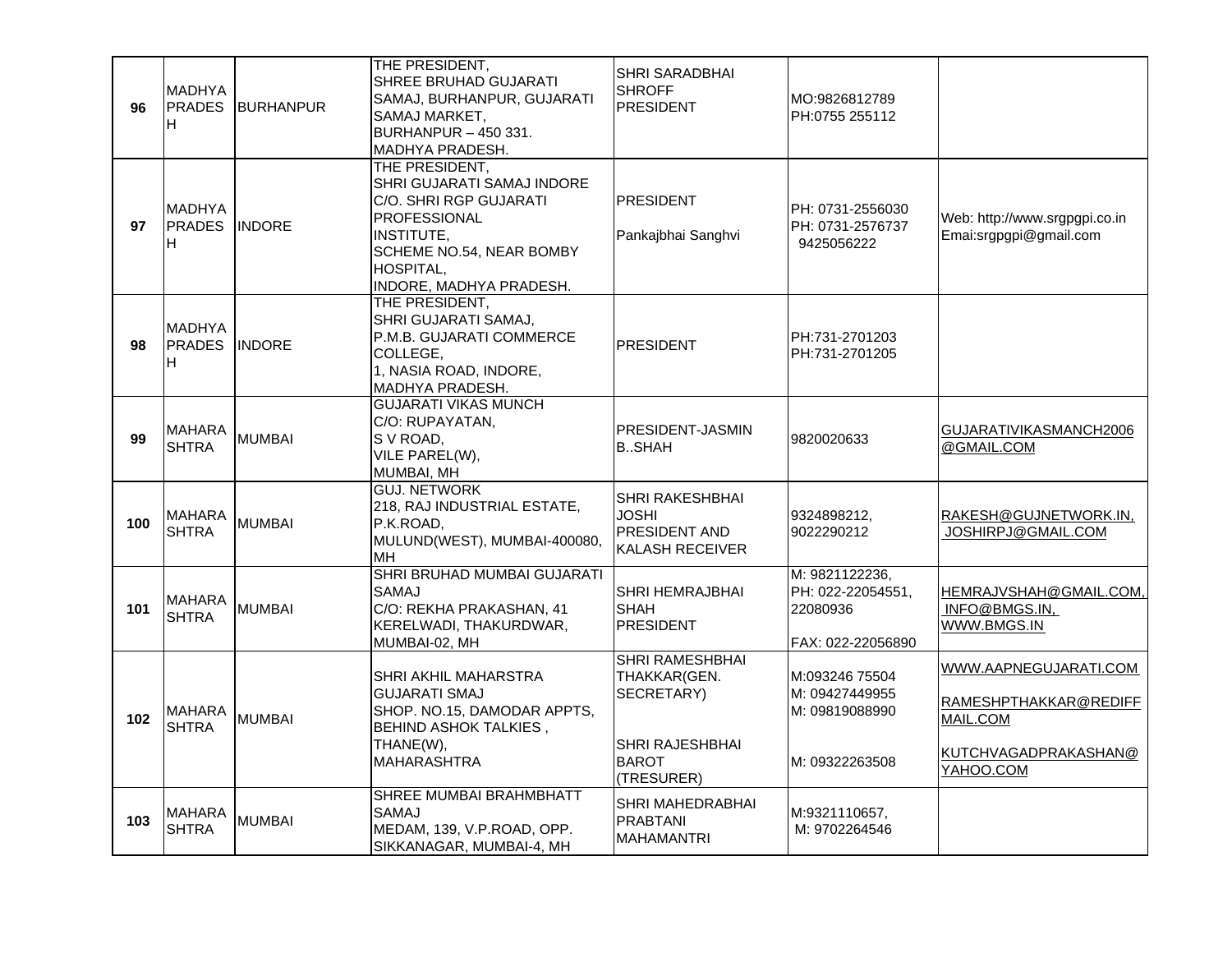| 96 | MADHYA PRADESH | BURHANPUR | THE PRESIDENT,<br>SHREE BRUHAD GUJARATI SAMAJ, BURHANPUR, GUJARATI SAMAJ MARKET,<br>BURHANPUR – 450 331.<br>MADHYA PRADESH. | SHRI SARADBHAI SHROFF<br>PRESIDENT | MO:9826812789<br>PH:0755 255112 | |
|---|---|---|---|---|---|---|
| 97 | MADHYA PRADESH | INDORE | THE PRESIDENT,<br>SHRI GUJARATI SAMAJ INDORE<br>C/O. SHRI RGP GUJARATI PROFESSIONAL<br>INSTITUTE,<br>SCHEME NO.54, NEAR BOMBY HOSPITAL,<br>INDORE, MADHYA PRADESH. | PRESIDENT<br><br>Pankajbhai Sanghvi | PH: 0731-2556030<br>PH: 0731-2576737<br>9425056222 | Web: http://www.srgpgpi.co.in<br>Emai:srgpgpi@gmail.com |
| 98 | MADHYA PRADESH | INDORE | THE PRESIDENT,<br>SHRI GUJARATI SAMAJ,<br>P.M.B. GUJARATI COMMERCE COLLEGE,<br>1, NASIA ROAD, INDORE,<br>MADHYA PRADESH. | PRESIDENT | PH:731-2701203<br>PH:731-2701205 | |
| 99 | MAHARASHTRA | MUMBAI | GUJARATI VIKAS MUNCH<br>C/O: RUPAYATAN,<br>S V ROAD,<br>VILE PAREL(W),<br>MUMBAI, MH | PRESIDENT-JASMIN B..SHAH | 9820020633 | GUJARATIVIKASMANCH2006@GMAIL.COM |
| 100 | MAHARASHTRA | MUMBAI | GUJ. NETWORK<br>218, RAJ INDUSTRIAL ESTATE,<br>P.K.ROAD,<br>MULUND(WEST), MUMBAI-400080, MH | SHRI RAKESHBHAI JOSHI<br>PRESIDENT AND KALASH RECEIVER | 9324898212,<br>9022290212 | RAKESH@GUJNETWORK.IN,<br>JOSHIRPJ@GMAIL.COM |
| 101 | MAHARASHTRA | MUMBAI | SHRI BRUHAD MUMBAI GUJARATI SAMAJ<br>C/O: REKHA PRAKASHAN, 41 KERELWADI, THAKURDWAR,<br>MUMBAI-02, MH | SHRI HEMRAJBHAI SHAH<br>PRESIDENT | M: 9821122236,<br>PH: 022-22054551,<br>22080936<br><br>FAX: 022-22056890 | HEMRAJVSHAH@GMAIL.COM,<br>INFO@BMGS.IN,<br>WWW.BMGS.IN |
| 102 | MAHARASHTRA | MUMBAI | SHRI AKHIL MAHARSTRA GUJARATI SMAJ<br>SHOP. NO.15, DAMODAR APPTS, BEHIND ASHOK TALKIES ,<br>THANE(W),<br>MAHARASHTRA | SHRI RAMESHBHAI THAKKAR(GEN. SECRETARY)<br><br>SHRI RAJESHBHAI BAROT<br>(TRESURER) | M:093246 75504<br>M: 09427449955<br>M: 09819088990<br><br>M: 09322263508 | WWW.AAPNEGUJARATI.COM<br><br>RAMESHPTHAKKAR@REDIFFMAIL.COM<br><br>KUTCHVAGADPRAKASHAN@YAHOO.COM |
| 103 | MAHARASHTRA | MUMBAI | SHREE MUMBAI BRAHMBHATT SAMAJ<br>MEDAM, 139, V.P.ROAD, OPP. SIKKANAGAR, MUMBAI-4, MH | SHRI MAHEDRABHAI PRABTANI<br>MAHAMANTRI | M:9321110657,<br>M: 9702264546 | |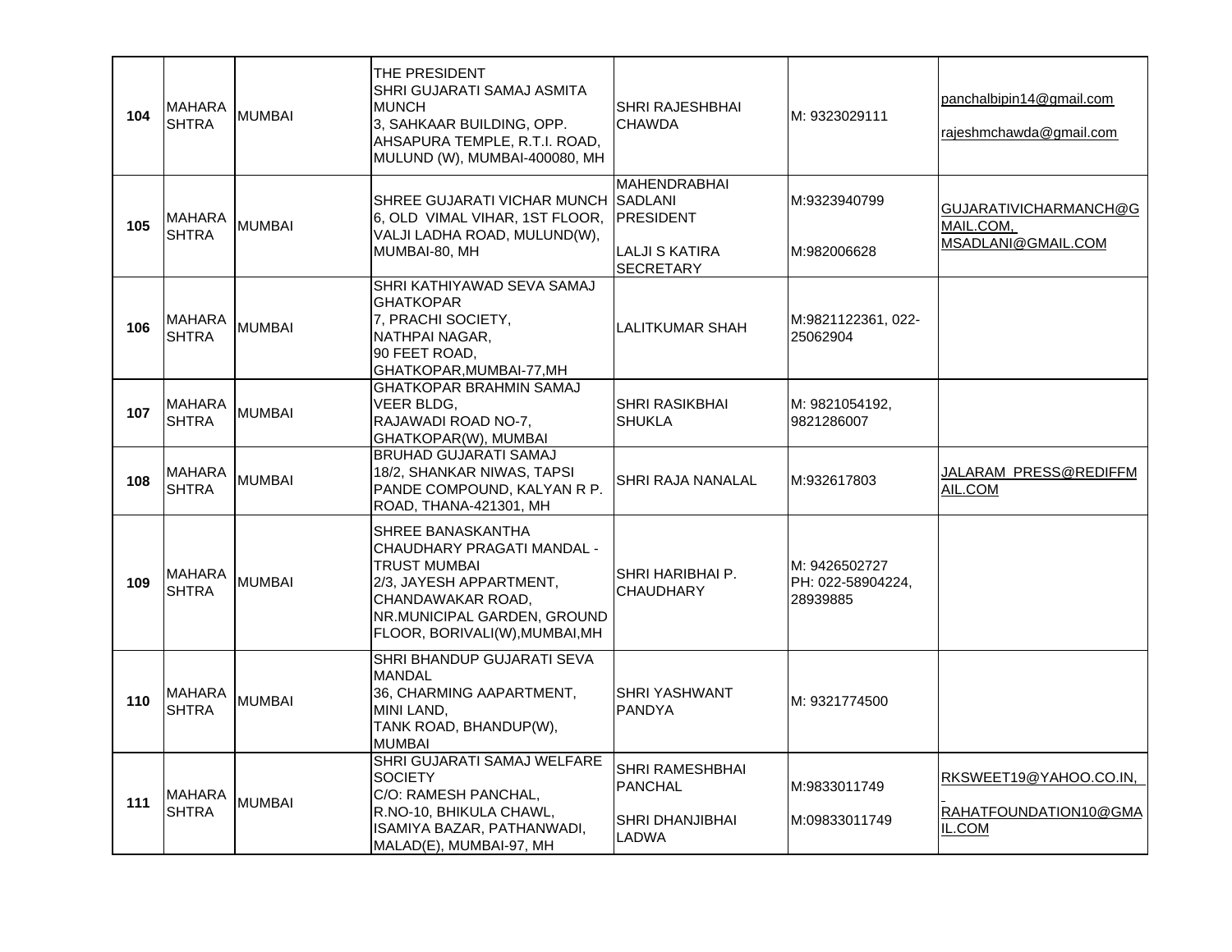| 104 | MAHARASHTRA | MUMBAI | THE PRESIDENT<br>SHRI GUJARATI SAMAJ ASMITA MUNCH<br>3, SAHKAAR BUILDING, OPP. AHSAPURA TEMPLE, R.T.I. ROAD, MULUND (W), MUMBAI-400080, MH | SHRI RAJESHBHAI CHAWDA | M: 9323029111 | panchalbipin14@gmail.com<br>rajeshmchawda@gmail.com |
|---|---|---|---|---|---|---|
| 105 | MAHARASHTRA | MUMBAI | SHREE GUJARATI VICHAR MUNCH<br>6, OLD VIMAL VIHAR, 1ST FLOOR, VALJI LADHA ROAD, MULUND(W), MUMBAI-80, MH | MAHENDRABHAI SADLANI<br>PRESIDENT<br>LALJI S KATIRA<br>SECRETARY | M:9323940799<br>M:982006628 | GUJARATIVICHARMANCH@GMAIL.COM, MSADLANI@GMAIL.COM |
| 106 | MAHARASHTRA | MUMBAI | SHRI KATHIYAWAD SEVA SAMAJ GHATKOPAR<br>7, PRACHI SOCIETY,<br>NATHPAI NAGAR,<br>90 FEET ROAD,<br>GHATKOPAR,MUMBAI-77,MH | LALITKUMAR SHAH | M:9821122361, 022-25062904 | |
| 107 | MAHARASHTRA | MUMBAI | GHATKOPAR BRAHMIN SAMAJ<br>VEER BLDG,<br>RAJAWADI ROAD NO-7,<br>GHATKOPAR(W), MUMBAI | SHRI RASIKBHAI SHUKLA | M: 9821054192, 9821286007 | |
| 108 | MAHARASHTRA | MUMBAI | BRUHAD GUJARATI SAMAJ<br>18/2, SHANKAR NIWAS, TAPSI PANDE COMPOUND, KALYAN R P. ROAD, THANA-421301, MH | SHRI RAJA NANALAL | M:932617803 | JALARAM_PRESS@REDIFFMAIL.COM |
| 109 | MAHARASHTRA | MUMBAI | SHREE BANASKANTHA CHAUDHARY PRAGATI MANDAL - TRUST MUMBAI<br>2/3, JAYESH APPARTMENT,<br>CHANDAWAKAR ROAD,<br>NR.MUNICIPAL GARDEN, GROUND FLOOR, BORIVALI(W),MUMBAI,MH | SHRI HARIBHAI P. CHAUDHARY | M: 9426502727<br>PH: 022-58904224, 28939885 | |
| 110 | MAHARASHTRA | MUMBAI | SHRI BHANDUP GUJARATI SEVA MANDAL<br>36, CHARMING AAPARTMENT,<br>MINI LAND,<br>TANK ROAD, BHANDUP(W),<br>MUMBAI | SHRI YASHWANT PANDYA | M: 9321774500 | |
| 111 | MAHARASHTRA | MUMBAI | SHRI GUJARATI SAMAJ WELFARE SOCIETY<br>C/O: RAMESH PANCHAL,<br>R.NO-10, BHIKULA CHAWL,<br>ISAMIYA BAZAR, PATHANWADI,<br>MALAD(E), MUMBAI-97, MH | SHRI RAMESHBHAI PANCHAL<br>SHRI DHANJIBHAI LADWA | M:9833011749<br>M:09833011749 | RKSWEET19@YAHOO.CO.IN,<br>RAHATFOUNDATION10@GMAIL.COM |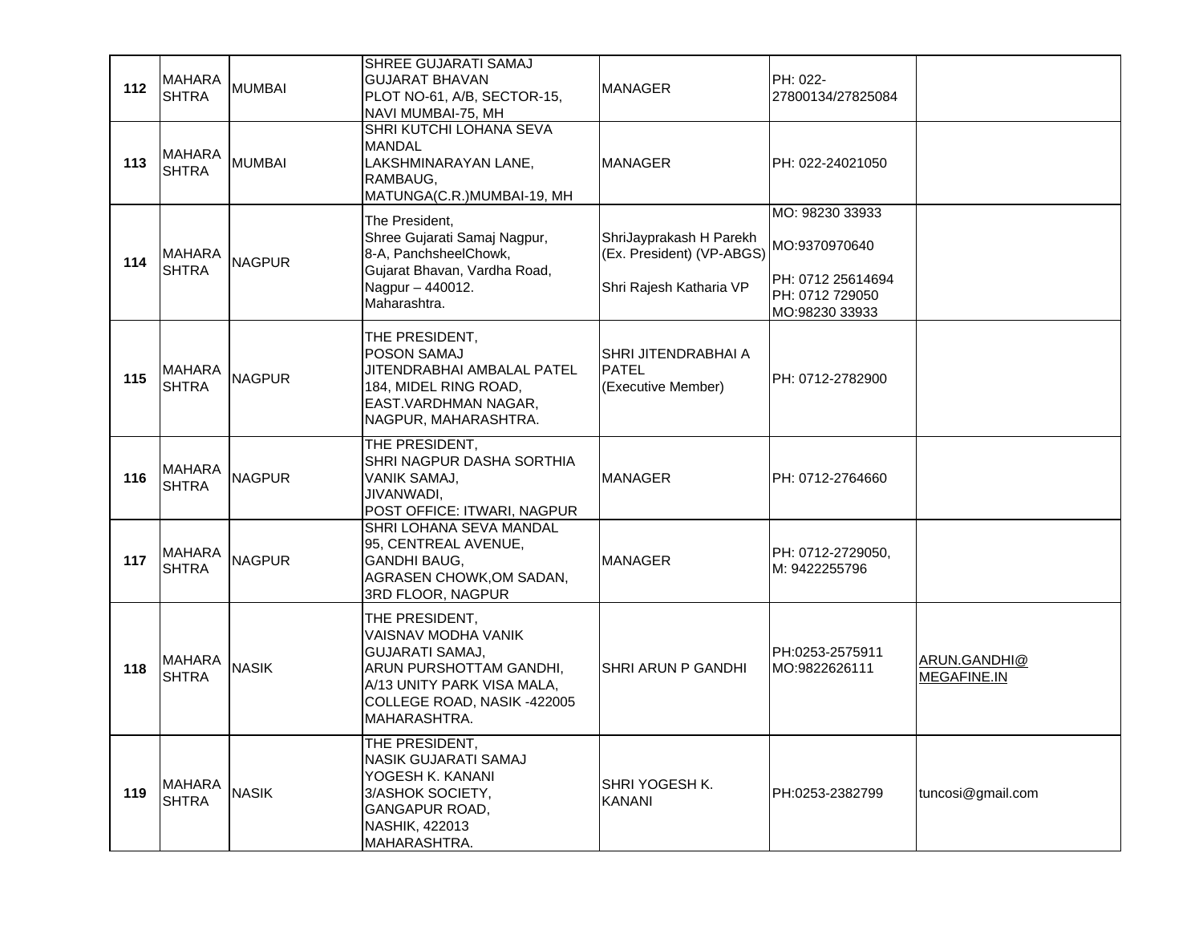| | | | | | | |
|---|---|---|---|---|---|---|
| 112 | MAHARASHTRA | MUMBAI | SHREE GUJARATI SAMAJ<br>GUJARAT BHAVAN<br>PLOT NO-61, A/B, SECTOR-15,<br>NAVI MUMBAI-75, MH | MANAGER | PH: 022-27800134/27825084 | |
| 113 | MAHARASHTRA | MUMBAI | SHRI KUTCHI LOHANA SEVA MANDAL<br>LAKSHMINARAYAN LANE,<br>RAMBAUG,<br>MATUNGA(C.R.)MUMBAI-19, MH | MANAGER | PH: 022-24021050 | |
| 114 | MAHARASHTRA | NAGPUR | The President,<br>Shree Gujarati Samaj Nagpur,<br>8-A, PanchsheelChowk,<br>Gujarat Bhavan, Vardha Road,<br>Nagpur – 440012.<br>Maharashtra. | ShriJayprakash H Parekh (Ex. President) (VP-ABGS)<br><br>Shri Rajesh Katharia VP | MO: 98230 33933<br><br>MO:9370970640<br><br>PH: 0712 25614694<br>PH: 0712 729050<br>MO:98230 33933 | |
| 115 | MAHARASHTRA | NAGPUR | THE PRESIDENT,<br>POSON SAMAJ<br>JITENDRABHAI AMBALAL PATEL<br>184, MIDEL RING ROAD,<br>EAST.VARDHMAN NAGAR,<br>NAGPUR, MAHARASHTRA. | SHRI JITENDRABHAI A PATEL<br>(Executive Member) | PH: 0712-2782900 | |
| 116 | MAHARASHTRA | NAGPUR | THE PRESIDENT,<br>SHRI NAGPUR DASHA SORTHIA VANIK SAMAJ,<br>JIVANWADI,<br>POST OFFICE: ITWARI, NAGPUR | MANAGER | PH: 0712-2764660 | |
| 117 | MAHARASHTRA | NAGPUR | SHRI LOHANA SEVA MANDAL<br>95, CENTREAL AVENUE,<br>GANDHI BAUG,<br>AGRASEN CHOWK,OM SADAN,<br>3RD FLOOR, NAGPUR | MANAGER | PH: 0712-2729050,<br>M: 9422255796 | |
| 118 | MAHARASHTRA | NASIK | THE PRESIDENT,<br>VAISNAV MODHA VANIK GUJARATI SAMAJ,<br>ARUN PURSHOTTAM GANDHI,<br>A/13 UNITY PARK VISA MALA,<br>COLLEGE ROAD, NASIK -422005<br>MAHARASHTRA. | SHRI ARUN P GANDHI | PH:0253-2575911<br>MO:9822626111 | ARUN.GANDHI@MEGAFINE.IN |
| 119 | MAHARASHTRA | NASIK | THE PRESIDENT,<br>NASIK GUJARATI SAMAJ<br>YOGESH K. KANANI<br>3/ASHOK SOCIETY,<br>GANGAPUR ROAD,<br>NASHIK, 422013<br>MAHARASHTRA. | SHRI YOGESH K. KANANI | PH:0253-2382799 | tuncosi@gmail.com |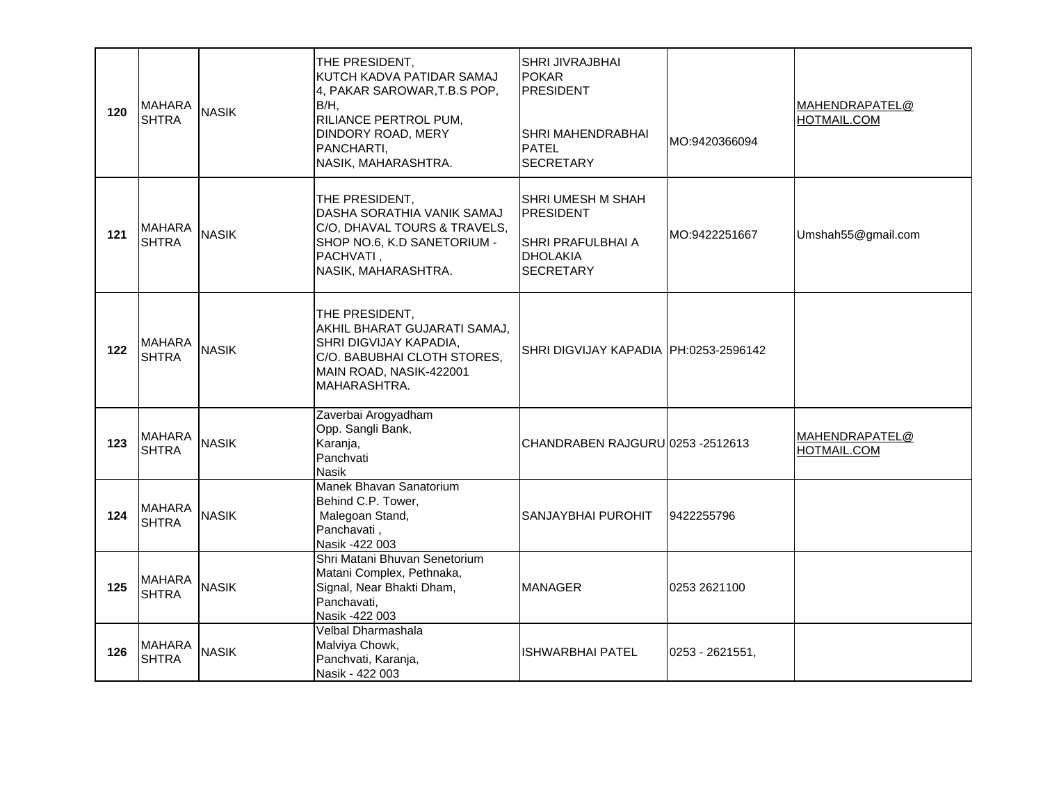| | | | | | | |
|---|---|---|---|---|---|---|
| 120 | MAHARASHTRA | NASIK | THE PRESIDENT,<br>KUTCH KADVA PATIDAR SAMAJ<br>4, PAKAR SAROWAR,T.B.S POP, B/H,<br>RILIANCE PERTROL PUM,<br>DINDORY ROAD, MERY PANCHARTI,<br>NASIK, MAHARASHTRA. | SHRI JIVRAJBHAI POKAR<br>PRESIDENT<br><br>SHRI MAHENDRABHAI PATEL<br>SECRETARY | MO:9420366094 | MAHENDRAPATEL@HOTMAIL.COM |
| 121 | MAHARASHTRA | NASIK | THE PRESIDENT,<br>DASHA SORATHIA VANIK SAMAJ<br>C/O, DHAVAL TOURS & TRAVELS,<br>SHOP NO.6, K.D SANETORIUM - PACHVATI ,<br>NASIK, MAHARASHTRA. | SHRI UMESH M SHAH<br>PRESIDENT<br><br>SHRI PRAFULBHAI A DHOLAKIA<br>SECRETARY | MO:9422251667 | Umshah55@gmail.com |
| 122 | MAHARASHTRA | NASIK | THE PRESIDENT,<br>AKHIL BHARAT GUJARATI SAMAJ,<br>SHRI DIGVIJAY KAPADIA,<br>C/O. BABUBHAI CLOTH STORES,<br>MAIN ROAD, NASIK-422001<br>MAHARASHTRA. | SHRI DIGVIJAY KAPADIA | PH:0253-2596142 | |
| 123 | MAHARASHTRA | NASIK | Zaverbai Arogyadham<br>Opp. Sangli Bank,<br>Karanja,<br>Panchvati<br>Nasik | CHANDRABEN RAJGURU | 0253 -2512613 | MAHENDRAPATEL@HOTMAIL.COM |
| 124 | MAHARASHTRA | NASIK | Manek Bhavan Sanatorium<br>Behind C.P. Tower,<br>Malegoan Stand,<br>Panchavati ,<br>Nasik -422 003 | SANJAYBHAI PUROHIT | 9422255796 | |
| 125 | MAHARASHTRA | NASIK | Shri Matani Bhuvan Senetorium<br>Matani Complex, Pethnaka,<br>Signal, Near Bhakti Dham,<br>Panchavati,<br>Nasik -422 003 | MANAGER | 0253 2621100 | |
| 126 | MAHARASHTRA | NASIK | Velbal Dharmashala<br>Malviya Chowk,<br>Panchvati, Karanja,<br>Nasik - 422 003 | ISHWARBHAI PATEL | 0253 - 2621551, | |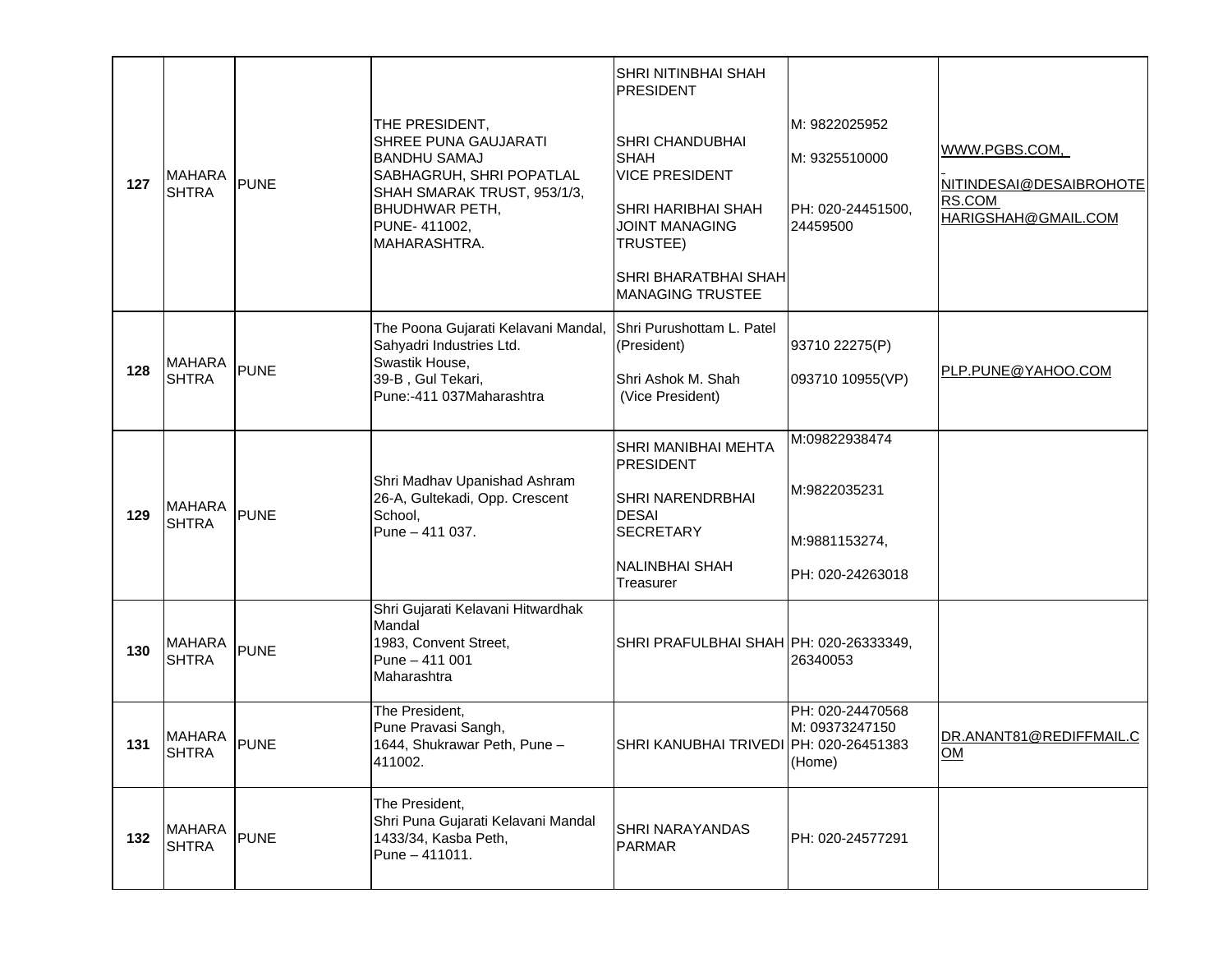| 127 | MAHARASHTRA | PUNE | THE PRESIDENT,<br>SHREE PUNA GAUJARATI BANDHU SAMAJ<br>SABHAGRUH, SHRI POPATLAL SHAH SMARAK TRUST, 953/1/3, BHUDHWAR PETH,<br>PUNE- 411002,<br>MAHARASHTRA. | SHRI NITINBHAI SHAH PRESIDENT<br><br>SHRI CHANDUBHAI SHAH<br>VICE PRESIDENT<br><br>SHRI HARIBHAI SHAH JOINT MANAGING TRUSTEE)<br><br>SHRI BHARATBHAI SHAH MANAGING TRUSTEE | M: 9822025952<br><br>M: 9325510000<br><br>PH: 020-24451500, 24459500 | WWW.PGBS.COM,<br><br>NITINDESAI@DESAIBROHOTERS.COM<br>HARIGSHAH@GMAIL.COM |
|---|---|---|---|---|---|---|
| 128 | MAHARASHTRA | PUNE | The Poona Gujarati Kelavani Mandal,<br>Sahyadri Industries Ltd.<br>Swastik House,<br>39-B , Gul Tekari,<br>Pune:-411 037Maharashtra | Shri Purushottam L. Patel (President)<br><br>Shri Ashok M. Shah<br>(Vice President) | 93710 22275(P)<br><br>093710 10955(VP) | PLP.PUNE@YAHOO.COM |
| 129 | MAHARASHTRA | PUNE | Shri Madhav Upanishad Ashram<br>26-A, Gultekadi, Opp. Crescent School,<br>Pune – 411 037. | SHRI MANIBHAI MEHTA PRESIDENT<br><br>SHRI NARENDRBHAI DESAI<br>SECRETARY<br><br>NALINBHAI SHAH<br>Treasurer | M:09822938474<br><br>M:9822035231<br><br>M:9881153274,<br><br>PH: 020-24263018 | |
| 130 | MAHARASHTRA | PUNE | Shri Gujarati Kelavani Hitwardhak Mandal<br>1983, Convent Street,<br>Pune – 411 001<br>Maharashtra | SHRI PRAFULBHAI SHAH | PH: 020-26333349, 26340053 | |
| 131 | MAHARASHTRA | PUNE | The President,<br>Pune Pravasi Sangh,<br>1644, Shukrawar Peth, Pune – 411002. | SHRI KANUBHAI TRIVEDI | PH: 020-24470568<br>M: 09373247150<br>PH: 020-26451383 (Home) | DR.ANANT81@REDIFFMAIL.COM |
| 132 | MAHARASHTRA | PUNE | The President,<br>Shri Puna Gujarati Kelavani Mandal<br>1433/34, Kasba Peth,<br>Pune – 411011. | SHRI NARAYANDAS PARMAR | PH: 020-24577291 | |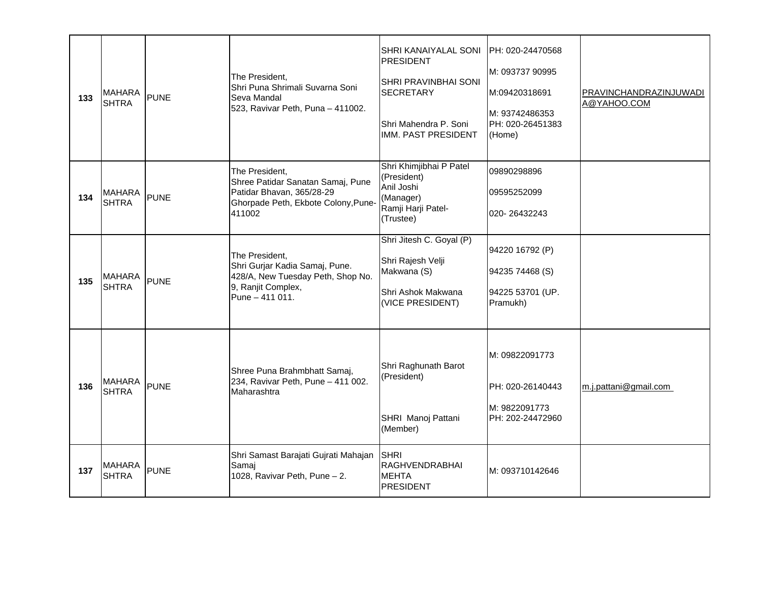| 133 | MAHARASHTRA | PUNE | The President,<br>Shri Puna Shrimali Suvarna Soni Seva Mandal<br>523, Ravivar Peth, Puna – 411002. | SHRI KANAIYALAL SONI PRESIDENT<br>SHRI PRAVINBHAI SONI SECRETARY<br>Shri Mahendra P. Soni IMM. PAST PRESIDENT | PH: 020-24470568<br>M: 093737 90995<br>M:09420318691<br>M: 93742486353<br>PH: 020-26451383 (Home) | PRAVINCHANDRAZINJUWADIA@YAHOO.COM |
|---|---|---|---|---|---|---|
| 134 | MAHARASHTRA | PUNE | The President,<br>Shree Patidar Sanatan Samaj, Pune<br>Patidar Bhavan, 365/28-29<br>Ghorpade Peth, Ekbote Colony,Pune-411002 | Shri Khimjibhai P Patel (President)<br>Anil Joshi (Manager)<br>Ramji Harji Patel- (Trustee) | 09890298896<br>09595252099<br>020- 26432243 | |
| 135 | MAHARASHTRA | PUNE | The President,<br>Shri Gurjar Kadia Samaj, Pune.<br>428/A, New Tuesday Peth, Shop No. 9, Ranjit Complex,<br>Pune – 411 011. | Shri Jitesh C. Goyal (P)<br>Shri Rajesh Velji Makwana (S)<br>Shri Ashok Makwana (VICE PRESIDENT) | 94220 16792 (P)<br>94235 74468 (S)<br>94225 53701 (UP. Pramukh) | |
| 136 | MAHARASHTRA | PUNE | Shree Puna Brahmbhatt Samaj,<br>234, Ravivar Peth, Pune – 411 002.<br>Maharashtra | Shri Raghunath Barot (President)<br>SHRI Manoj Pattani (Member) | M: 09822091773<br>PH: 020-26140443<br>M: 9822091773<br>PH: 202-24472960 | m.j.pattani@gmail.com |
| 137 | MAHARASHTRA | PUNE | Shri Samast Barajati Gujrati Mahajan Samaj<br>1028, Ravivar Peth, Pune – 2. | SHRI RAGHVENDRABHAI MEHTA PRESIDENT | M: 093710142646 | |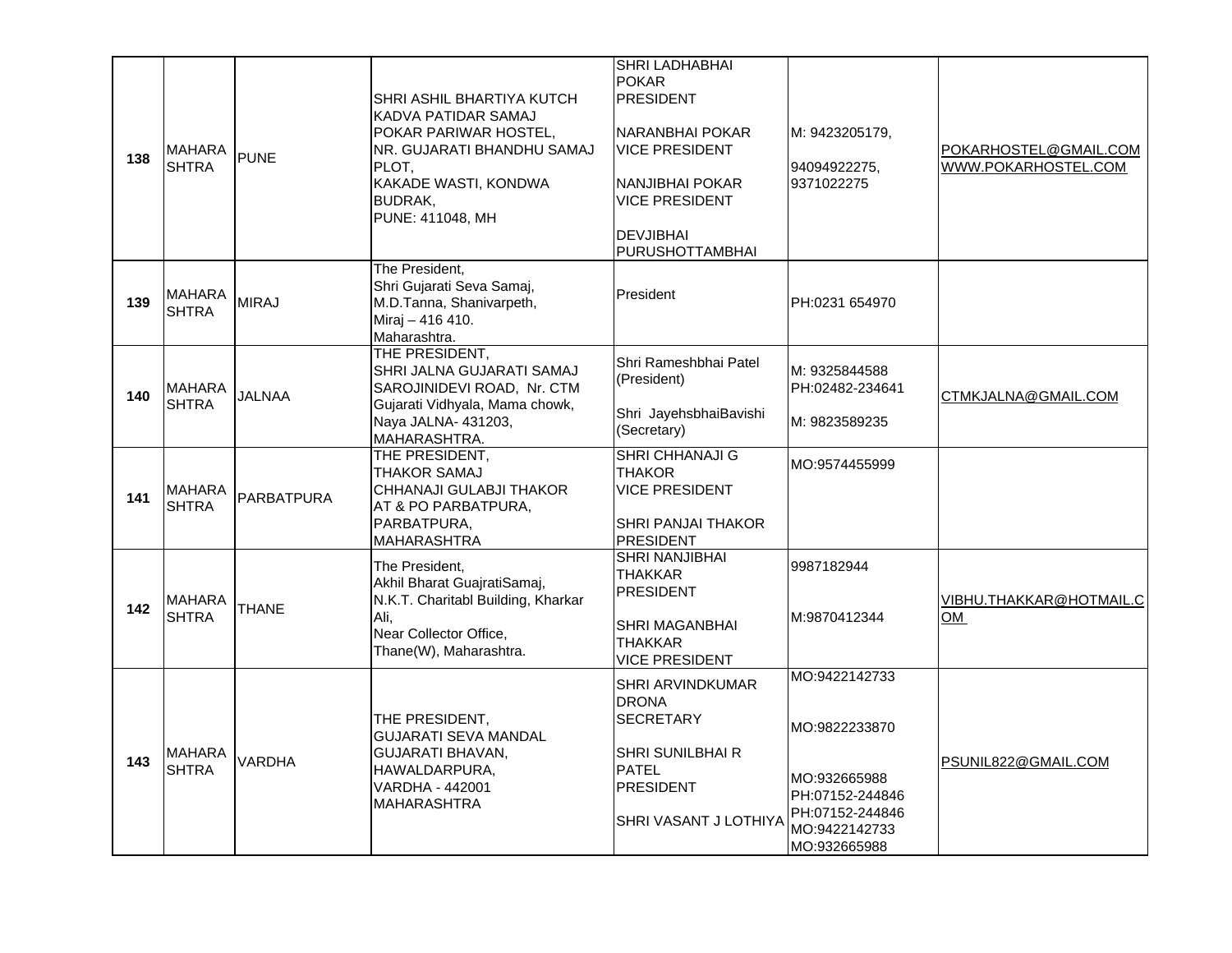| 138 | MAHARASHTRA | PUNE | SHRI ASHIL BHARTIYA KUTCH KADVA PATIDAR SAMAJ<br>POKAR PARIWAR HOSTEL,<br>NR. GUJARATI BHANDHU SAMAJ PLOT,<br>KAKADE WASTI, KONDWA BUDRAK,<br>PUNE: 411048, MH | SHRI LADHABHAI POKAR<br>PRESIDENT<br><br>NARANBHAI POKAR<br>VICE PRESIDENT<br><br>NANJIBHAI POKAR<br>VICE PRESIDENT<br><br>DEVJIBHAI PURUSHOTTAMBHAI | M: 9423205179,<br><br>94094922275,<br>9371022275 | POKARHOSTEL@GMAIL.COM<br>WWW.POKARHOSTEL.COM |
|---|---|---|---|---|---|---|
| 139 | MAHARASHTRA | MIRAJ | The President,<br>Shri Gujarati Seva Samaj,<br>M.D.Tanna, Shanivarpeth,<br>Miraj – 416 410.<br>Maharashtra. | President | PH:0231 654970 | |
| 140 | MAHARASHTRA | JALNAA | THE PRESIDENT,<br>SHRI JALNA GUJARATI SAMAJ<br>SAROJINIDEVI ROAD, Nr. CTM Gujarati Vidhyala, Mama chowk,<br>Naya JALNA- 431203,<br>MAHARASHTRA. | Shri Rameshbhai Patel (President)<br><br>Shri JayehsbhaiBavishi (Secretary) | M: 9325844588<br>PH:02482-234641<br><br>M: 9823589235 | CTMKJALNA@GMAIL.COM |
| 141 | MAHARASHTRA | PARBATPURA | THE PRESIDENT,<br>THAKOR SAMAJ<br>CHHANAJI GULABJI THAKOR<br>AT & PO PARBATPURA,<br>PARBATPURA,<br>MAHARASHTRA | SHRI CHHANAJI G THAKOR<br>VICE PRESIDENT<br><br>SHRI PANJAI THAKOR<br>PRESIDENT | MO:9574455999 | |
| 142 | MAHARASHTRA | THANE | The President,<br>Akhil Bharat GuajratiSamaj,<br>N.K.T. Charitabl Building, Kharkar Ali,<br>Near Collector Office,<br>Thane(W), Maharashtra. | SHRI NANJIBHAI THAKKAR<br>PRESIDENT<br><br>SHRI MAGANBHAI THAKKAR<br>VICE PRESIDENT | 9987182944<br><br>M:9870412344 | VIBHU.THAKKAR@HOTMAIL.COM |
| 143 | MAHARASHTRA | VARDHA | THE PRESIDENT,<br>GUJARATI SEVA MANDAL<br>GUJARATI BHAVAN,<br>HAWALDARPURA,<br>VARDHA - 442001<br>MAHARASHTRA | SHRI ARVINDKUMAR DRONA<br>SECRETARY<br><br>SHRI SUNILBHAI R PATEL<br>PRESIDENT<br><br>SHRI VASANT J LOTHIYA | MO:9422142733<br><br>MO:9822233870<br><br>MO:932665988<br>PH:07152-244846<br>PH:07152-244846<br>MO:9422142733<br>MO:932665988 | PSUNIL822@GMAIL.COM |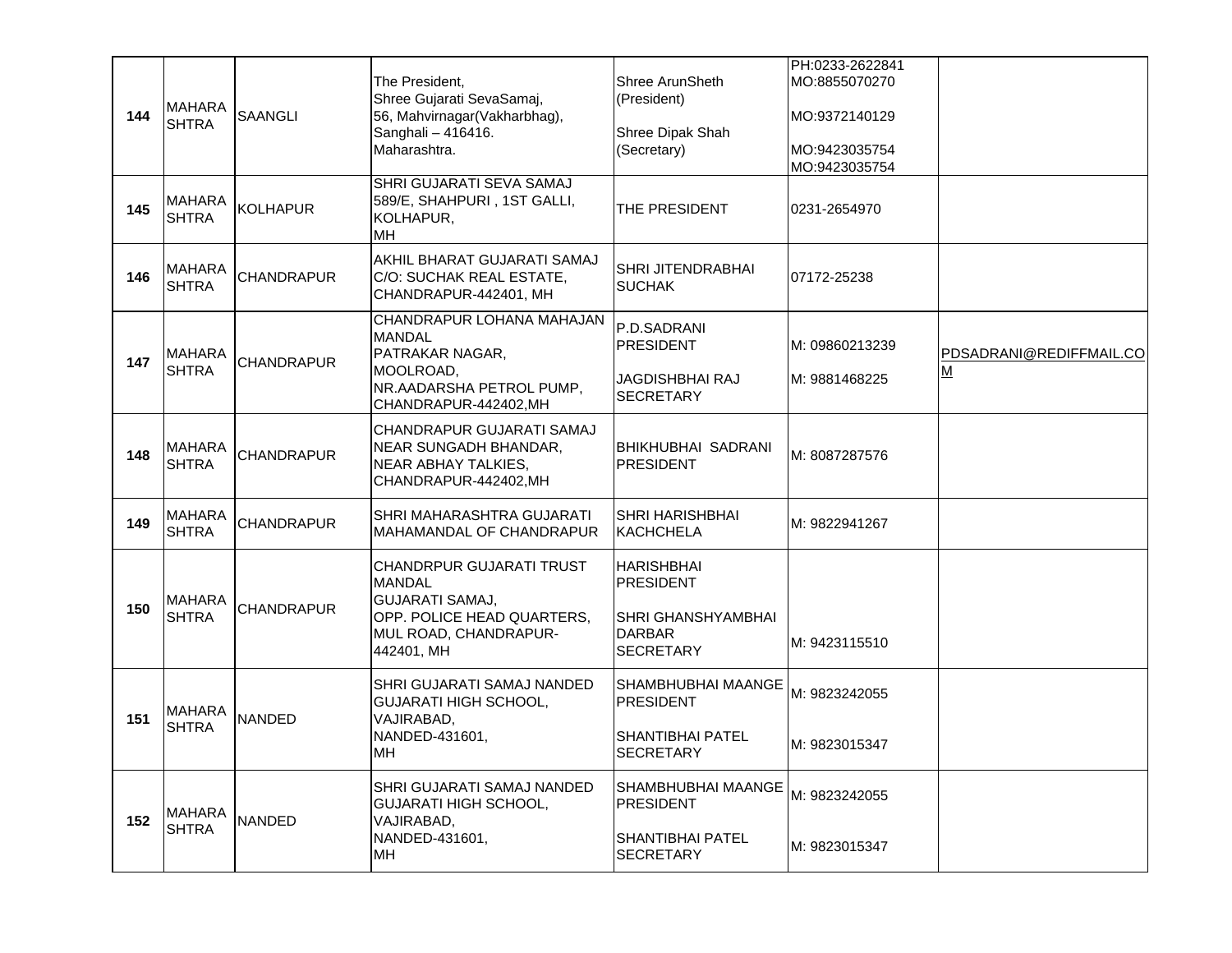| 144 | MAHARASHTRA | SAANGLI | The President,<br>Shree Gujarati SevaSamaj,<br>56, Mahvirnagar(Vakharbhag),<br>Sanghali – 416416.<br>Maharashtra. | Shree ArunSheth<br>(President)<br><br>Shree Dipak Shah<br>(Secretary) | PH:0233-2622841<br>MO:8855070270<br><br>MO:9372140129<br><br>MO:9423035754<br>MO:9423035754 | |
|---|---|---|---|---|---|---|
| 145 | MAHARASHTRA | KOLHAPUR | SHRI GUJARATI SEVA SAMAJ<br>589/E, SHAHPURI , 1ST GALLI,<br>KOLHAPUR,<br>MH | THE PRESIDENT | 0231-2654970 | |
| 146 | MAHARASHTRA | CHANDRAPUR | AKHIL BHARAT GUJARATI SAMAJ<br>C/O: SUCHAK REAL ESTATE,<br>CHANDRAPUR-442401, MH | SHRI JITENDRABHAI SUCHAK | 07172-25238 | |
| 147 | MAHARASHTRA | CHANDRAPUR | CHANDRAPUR LOHANA MAHAJAN MANDAL<br>PATRAKAR NAGAR,<br>MOOLROAD,<br>NR.AADARSHA PETROL PUMP,<br>CHANDRAPUR-442402,MH | P.D.SADRANI<br>PRESIDENT<br><br>JAGDISHBHAI RAJ<br>SECRETARY | M: 09860213239<br><br>M: 9881468225 | PDSADRANI@REDIFFMAIL.COM |
| 148 | MAHARASHTRA | CHANDRAPUR | CHANDRAPUR GUJARATI SAMAJ<br>NEAR SUNGADH BHANDAR,<br>NEAR ABHAY TALKIES,<br>CHANDRAPUR-442402,MH | BHIKHUBHAI SADRANI<br>PRESIDENT | M: 8087287576 | |
| 149 | MAHARASHTRA | CHANDRAPUR | SHRI MAHARASHTRA GUJARATI MAHAMANDAL OF CHANDRAPUR | SHRI HARISHBHAI KACHCHELA | M: 9822941267 | |
| 150 | MAHARASHTRA | CHANDRAPUR | CHANDRPUR GUJARATI TRUST MANDAL<br>GUJARATI SAMAJ,<br>OPP. POLICE HEAD QUARTERS,<br>MUL ROAD, CHANDRAPUR-442401, MH | HARISHBHAI<br>PRESIDENT<br><br>SHRI GHANSHYAMBHAI DARBAR<br>SECRETARY | M: 9423115510 | |
| 151 | MAHARASHTRA | NANDED | SHRI GUJARATI SAMAJ NANDED<br>GUJARATI HIGH SCHOOL,<br>VAJIRABAD,<br>NANDED-431601,<br>MH | SHAMBHUBHAI MAANGE<br>PRESIDENT<br><br>SHANTIBHAI PATEL<br>SECRETARY | M: 9823242055<br><br>M: 9823015347 | |
| 152 | MAHARASHTRA | NANDED | SHRI GUJARATI SAMAJ NANDED<br>GUJARATI HIGH SCHOOL,<br>VAJIRABAD,<br>NANDED-431601,<br>MH | SHAMBHUBHAI MAANGE<br>PRESIDENT<br><br>SHANTIBHAI PATEL<br>SECRETARY | M: 9823242055<br><br>M: 9823015347 | |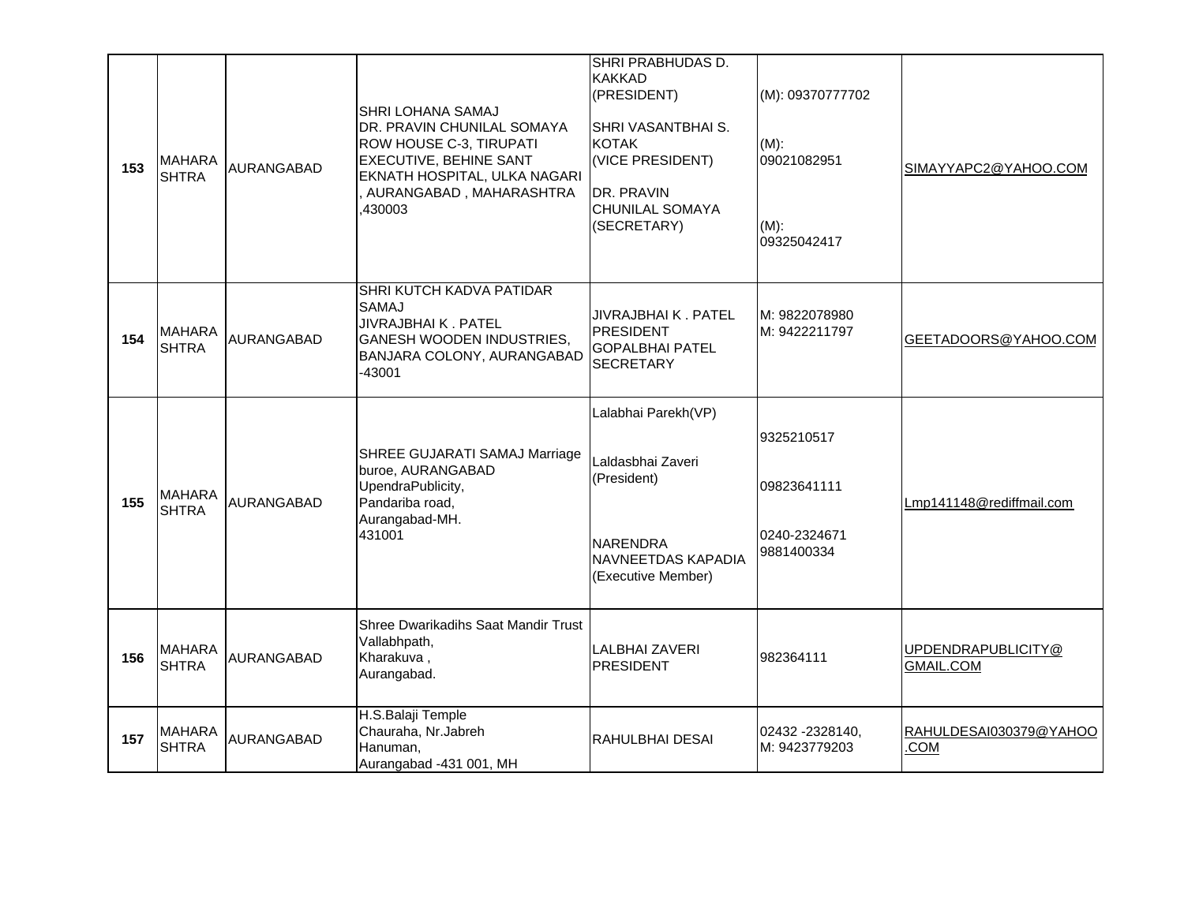| 153 | MAHARASHTRA | AURANGABAD | SHRI LOHANA SAMAJ<br>DR. PRAVIN CHUNILAL SOMAYA ROW HOUSE C-3, TIRUPATI EXECUTIVE, BEHINE SANT EKNATH HOSPITAL, ULKA NAGARI , AURANGABAD , MAHARASHTRA ,430003 | SHRI PRABHUDAS D. KAKKAD (PRESIDENT)<br>SHRI VASANTBHAI S. KOTAK (VICE PRESIDENT)<br>DR. PRAVIN CHUNILAL SOMAYA (SECRETARY) | (M): 09370777702<br>(M): 09021082951<br>(M): 09325042417 | SIMAYYAPC2@YAHOO.COM |
|---|---|---|---|---|---|---|
| 154 | MAHARASHTRA | AURANGABAD | SHRI KUTCH KADVA PATIDAR SAMAJ<br>JIVRAJBHAI K . PATEL<br>GANESH WOODEN INDUSTRIES, BANJARA COLONY, AURANGABAD -43001 | JIVRAJBHAI K . PATEL PRESIDENT<br>GOPALBHAI PATEL SECRETARY | M: 9822078980<br>M: 9422211797 | GEETADOORS@YAHOO.COM |
| 155 | MAHARASHTRA | AURANGABAD | SHREE GUJARATI SAMAJ Marriage buroe, AURANGABAD<br>UpendraPublicity,<br>Pandariba road,<br>Aurangabad-MH.<br>431001 | Lalabhai Parekh(VP)<br>Laldasbhai Zaveri (President)<br>NARENDRA NAVNEETDAS KAPADIA (Executive Member) | 9325210517<br>09823641111<br>0240-2324671<br>9881400334 | Lmp141148@rediffmail.com |
| 156 | MAHARASHTRA | AURANGABAD | Shree Dwarikadihs Saat Mandir Trust<br>Vallabhpath,<br>Kharakuva ,<br>Aurangabad. | LALBHAI ZAVERI PRESIDENT | 982364111 | UPDENDRAPUBLICITY@GMAIL.COM |
| 157 | MAHARASHTRA | AURANGABAD | H.S.Balaji Temple<br>Chauraha, Nr.Jabreh<br>Hanuman,<br>Aurangabad -431 001, MH | RAHULBHAI DESAI | 02432 -2328140,<br>M: 9423779203 | RAHULDESAI030379@YAHOO.COM |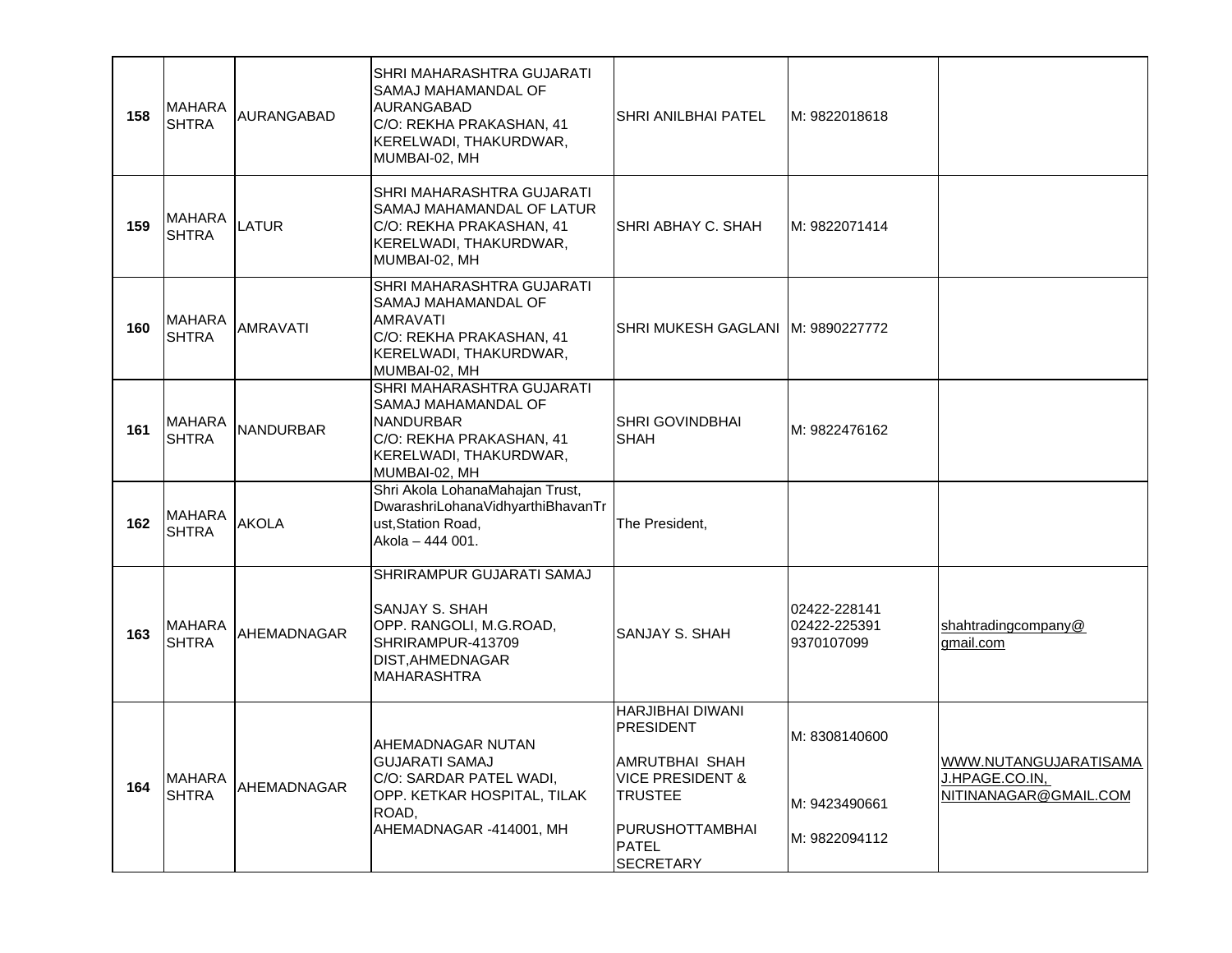| | | | | | | |
|---|---|---|---|---|---|---|
| **158** | MAHARASHTRA | AURANGABAD | SHRI MAHARASHTRA GUJARATI SAMAJ MAHAMANDAL OF AURANGABAD<br>C/O: REKHA PRAKASHAN, 41 KERELWADI, THAKURDWAR, MUMBAI-02, MH | SHRI ANILBHAI PATEL | M: 9822018618 | |
| **159** | MAHARASHTRA | LATUR | SHRI MAHARASHTRA GUJARATI SAMAJ MAHAMANDAL OF LATUR<br>C/O: REKHA PRAKASHAN, 41 KERELWADI, THAKURDWAR, MUMBAI-02, MH | SHRI ABHAY C. SHAH | M: 9822071414 | |
| **160** | MAHARASHTRA | AMRAVATI | SHRI MAHARASHTRA GUJARATI SAMAJ MAHAMANDAL OF AMRAVATI<br>C/O: REKHA PRAKASHAN, 41 KERELWADI, THAKURDWAR, MUMBAI-02, MH | SHRI MUKESH GAGLANI | M: 9890227772 | |
| **161** | MAHARASHTRA | NANDURBAR | SHRI MAHARASHTRA GUJARATI SAMAJ MAHAMANDAL OF NANDURBAR<br>C/O: REKHA PRAKASHAN, 41 KERELWADI, THAKURDWAR, MUMBAI-02, MH | SHRI GOVINDBHAI SHAH | M: 9822476162 | |
| **162** | MAHARASHTRA | AKOLA | Shri Akola LohanaMahajan Trust, DwarashriLohanaVidhyarthiBhavanTrust,Station Road,<br>Akola – 444 001. | The President, | | |
| **163** | MAHARASHTRA | AHEMADNAGAR | SHRIRAMPUR GUJARATI SAMAJ<br><br>SANJAY S. SHAH<br>OPP. RANGOLI, M.G.ROAD, SHRIRAMPUR-413709<br>DIST,AHMEDNAGAR<br>MAHARASHTRA | SANJAY S. SHAH | 02422-228141<br>02422-225391<br>9370107099 | shahtradingcompany@gmail.com |
| **164** | MAHARASHTRA | AHEMADNAGAR | AHEMADNAGAR NUTAN GUJARATI SAMAJ<br>C/O: SARDAR PATEL WADI, OPP. KETKAR HOSPITAL, TILAK ROAD,<br>AHEMADNAGAR -414001, MH | HARJIBHAI DIWANI<br>PRESIDENT<br><br>AMRUTBHAI SHAH<br>VICE PRESIDENT & TRUSTEE<br><br>PURUSHOTTAMBHAI PATEL<br>SECRETARY | M: 8308140600<br><br>M: 9423490661<br><br>M: 9822094112 | WWW.NUTANGUJARATISAMAJ.HPAGE.CO.IN,<br>NITINANAGAR@GMAIL.COM |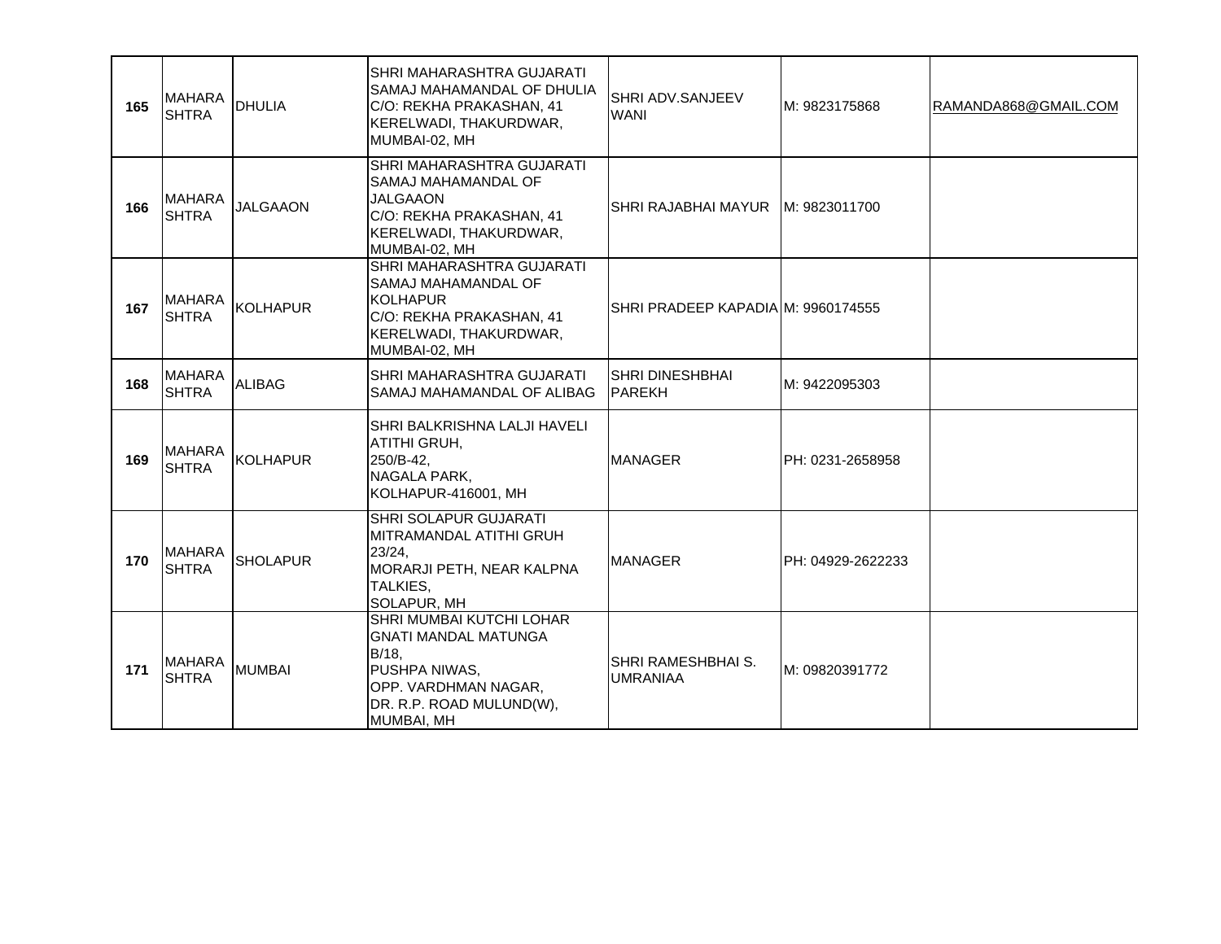| 165 | MAHARASHTRA | DHULIA | SHRI MAHARASHTRA GUJARATI SAMAJ MAHAMANDAL OF DHULIA C/O: REKHA PRAKASHAN, 41 KERELWADI, THAKURDWAR, MUMBAI-02, MH | SHRI ADV.SANJEEV WANI | M: 9823175868 | RAMANDA868@GMAIL.COM |
|---|---|---|---|---|---|---|
| 166 | MAHARASHTRA | JALGAAON | SHRI MAHARASHTRA GUJARATI SAMAJ MAHAMANDAL OF JALGAAON C/O: REKHA PRAKASHAN, 41 KERELWADI, THAKURDWAR, MUMBAI-02, MH | SHRI RAJABHAI MAYUR | M: 9823011700 | |
| 167 | MAHARASHTRA | KOLHAPUR | SHRI MAHARASHTRA GUJARATI SAMAJ MAHAMANDAL OF KOLHAPUR C/O: REKHA PRAKASHAN, 41 KERELWADI, THAKURDWAR, MUMBAI-02, MH | SHRI PRADEEP KAPADIA | M: 9960174555 | |
| 168 | MAHARASHTRA | ALIBAG | SHRI MAHARASHTRA GUJARATI SAMAJ MAHAMANDAL OF ALIBAG | SHRI DINESHBHAI PAREKH | M: 9422095303 | |
| 169 | MAHARASHTRA | KOLHAPUR | SHRI BALKRISHNA LALJI HAVELI ATITHI GRUH, 250/B-42, NAGALA PARK, KOLHAPUR-416001, MH | MANAGER | PH: 0231-2658958 | |
| 170 | MAHARASHTRA | SHOLAPUR | SHRI SOLAPUR GUJARATI MITRAMANDAL ATITHI GRUH 23/24, MORARJI PETH, NEAR KALPNA TALKIES, SOLAPUR, MH | MANAGER | PH: 04929-2622233 | |
| 171 | MAHARASHTRA | MUMBAI | SHRI MUMBAI KUTCHI LOHAR GNATI MANDAL MATUNGA B/18, PUSHPA NIWAS, OPP. VARDHMAN NAGAR, DR. R.P. ROAD MULUND(W), MUMBAI, MH | SHRI RAMESHBHAI S. UMRANIAA | M: 09820391772 | |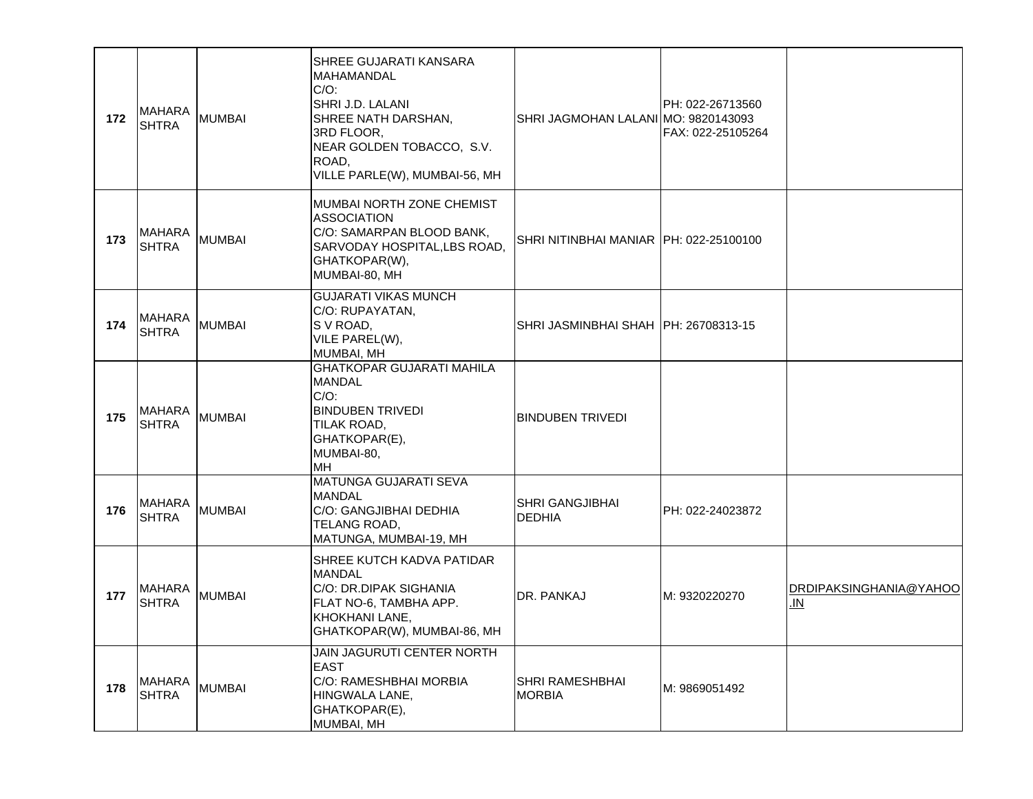| 172 | MAHARASHTRA | MUMBAI | SHREE GUJARATI KANSARA MAHAMANDAL<br>C/O:<br>SHRI J.D. LALANI<br>SHREE NATH DARSHAN,<br>3RD FLOOR,<br>NEAR GOLDEN TOBACCO, S.V. ROAD,<br>VILLE PARLE(W), MUMBAI-56, MH | SHRI JAGMOHAN LALANI | PH: 022-26713560<br>MO: 9820143093<br>FAX: 022-25105264 | |
|---|---|---|---|---|---|---|
| 173 | MAHARASHTRA | MUMBAI | MUMBAI NORTH ZONE CHEMIST ASSOCIATION<br>C/O: SAMARPAN BLOOD BANK,<br>SARVODAY HOSPITAL,LBS ROAD,<br>GHATKOPAR(W),<br>MUMBAI-80, MH | SHRI NITINBHAI MANIAR | PH: 022-25100100 | |
| 174 | MAHARASHTRA | MUMBAI | GUJARATI VIKAS MUNCH<br>C/O: RUPAYATAN,<br>S V ROAD,<br>VILE PAREL(W),<br>MUMBAI, MH | SHRI JASMINBHAI SHAH | PH: 26708313-15 | |
| 175 | MAHARASHTRA | MUMBAI | GHATKOPAR GUJARATI MAHILA MANDAL<br>C/O:<br>BINDUBEN TRIVEDI<br>TILAK ROAD,<br>GHATKOPAR(E),<br>MUMBAI-80,<br>MH | BINDUBEN TRIVEDI | | |
| 176 | MAHARASHTRA | MUMBAI | MATUNGA GUJARATI SEVA MANDAL<br>C/O: GANGJIBHAI DEDHIA<br>TELANG ROAD,<br>MATUNGA, MUMBAI-19, MH | SHRI GANGJIBHAI DEDHIA | PH: 022-24023872 | |
| 177 | MAHARASHTRA | MUMBAI | SHREE KUTCH KADVA PATIDAR MANDAL<br>C/O: DR.DIPAK SIGHANIA<br>FLAT NO-6, TAMBHA APP.<br>KHOKHANI LANE,<br>GHATKOPAR(W), MUMBAI-86, MH | DR. PANKAJ | M: 9320220270 | DRDIPAKSINGHANIA@YAHOO.IN |
| 178 | MAHARASHTRA | MUMBAI | JAIN JAGURUTI CENTER NORTH EAST<br>C/O: RAMESHBHAI MORBIA<br>HINGWALA LANE,<br>GHATKOPAR(E),<br>MUMBAI, MH | SHRI RAMESHBHAI MORBIA | M: 9869051492 | |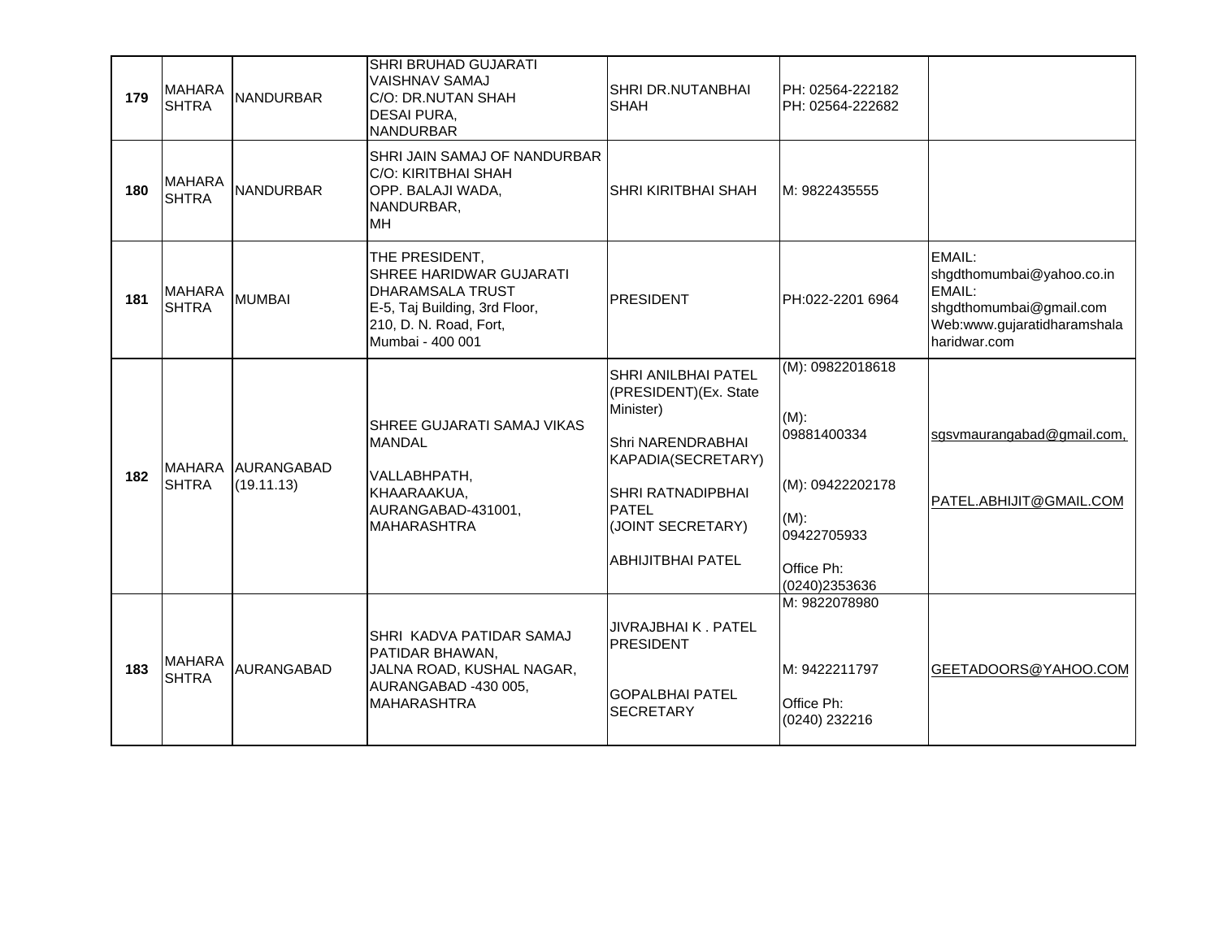| 179 | MAHARASHTRA | NANDURBAR | SHRI BRUHAD GUJARATI VAISHNAV SAMAJ<br>C/O: DR.NUTAN SHAH<br>DESAI PURA,<br>NANDURBAR | SHRI DR.NUTANBHAI SHAH | PH: 02564-222182<br>PH: 02564-222682 | |
|---|---|---|---|---|---|---|
| 180 | MAHARASHTRA | NANDURBAR | SHRI JAIN SAMAJ OF NANDURBAR<br>C/O: KIRITBHAI SHAH<br>OPP. BALAJI WADA,<br>NANDURBAR,<br>MH | SHRI KIRITBHAI SHAH | M: 9822435555 | |
| 181 | MAHARASHTRA | MUMBAI | THE PRESIDENT,<br>SHREE HARIDWAR GUJARATI DHARAMSALA TRUST<br>E-5, Taj Building, 3rd Floor,<br>210, D. N. Road, Fort,<br>Mumbai - 400 001 | PRESIDENT | PH:022-2201 6964 | EMAIL: shgdthomumbai@yahoo.co.in<br>EMAIL: shgdthomumbai@gmail.com<br>Web:www.gujaratidharamshalaharidwar.com |
| 182 | MAHARASHTRA | AURANGABAD (19.11.13) | SHREE GUJARATI SAMAJ VIKAS MANDAL<br><br>VALLABHPATH,<br>KHAARAAKUA,<br>AURANGABAD-431001,<br>MAHARASHTRA | SHRI ANILBHAI PATEL (PRESIDENT)(Ex. State Minister)<br><br>Shri NARENDRABHAI KAPADIA(SECRETARY)<br><br>SHRI RATNADIPBHAI PATEL (JOINT SECRETARY)<br><br>ABHIJITBHAI PATEL | (M): 09822018618<br><br>(M): 09881400334<br><br>(M): 09422202178<br><br>(M): 09422705933<br><br>Office Ph: (0240)2353636 | sgsvmaurangabad@gmail.com,<br><br>PATEL.ABHIJIT@GMAIL.COM |
| 183 | MAHARASHTRA | AURANGABAD | SHRI KADVA PATIDAR SAMAJ<br>PATIDAR BHAWAN,<br>JALNA ROAD, KUSHAL NAGAR,<br>AURANGABAD -430 005,<br>MAHARASHTRA | JIVRAJBHAI K . PATEL PRESIDENT<br><br>GOPALBHAI PATEL SECRETARY | M: 9822078980<br><br>M: 9422211797<br><br>Office Ph: (0240) 232216 | GEETADOORS@YAHOO.COM |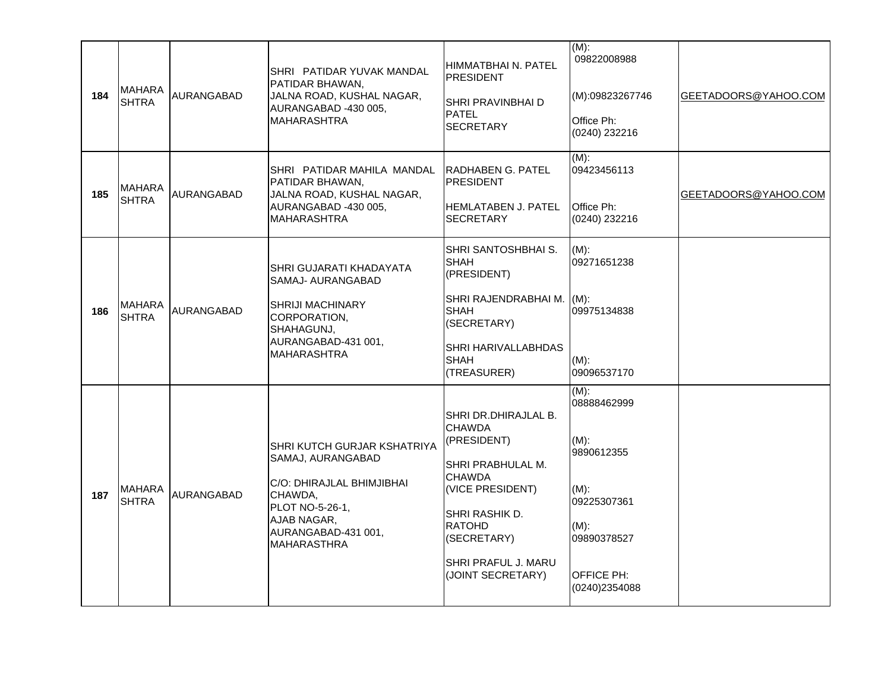| 184 | MAHARASHTRA | AURANGABAD | SHRI PATIDAR YUVAK MANDAL PATIDAR BHAWAN, JALNA ROAD, KUSHAL NAGAR, AURANGABAD -430 005, MAHARASHTRA | HIMMATBHAI N. PATEL PRESIDENT<br><br>SHRI PRAVINBHAI D PATEL SECRETARY | (M): 09822008988<br><br>(M):09823267746<br><br>Office Ph: (0240) 232216 | GEETADOORS@YAHOO.COM |
|---|---|---|---|---|---|---|
| 185 | MAHARASHTRA | AURANGABAD | SHRI PATIDAR MAHILA MANDAL PATIDAR BHAWAN, JALNA ROAD, KUSHAL NAGAR, AURANGABAD -430 005, MAHARASHTRA | RADHABEN G. PATEL PRESIDENT<br><br>HEMLATABEN J. PATEL SECRETARY | (M): 09423456113<br><br>Office Ph: (0240) 232216 | GEETADOORS@YAHOO.COM |
| 186 | MAHARASHTRA | AURANGABAD | SHRI GUJARATI KHADAYATA SAMAJ- AURANGABAD<br><br>SHRIJI MACHINARY CORPORATION, SHAHAGUNJ, AURANGABAD-431 001, MAHARASHTRA | SHRI SANTOSHBHAI S. SHAH (PRESIDENT)<br><br>SHRI RAJENDRABHAI M. SHAH (SECRETARY)<br><br>SHRI HARIVALLABHDAS SHAH (TREASURER) | (M): 09271651238<br><br>(M): 09975134838<br><br>(M): 09096537170 | |
| 187 | MAHARASHTRA | AURANGABAD | SHRI KUTCH GURJAR KSHATRIYA SAMAJ, AURANGABAD<br><br>C/O: DHIRAJLAL BHIMJIBHAI CHAWDA, PLOT NO-5-26-1, AJAB NAGAR, AURANGABAD-431 001, MAHARASTHRA | SHRI DR.DHIRAJLAL B. CHAWDA (PRESIDENT)<br><br>SHRI PRABHULAL M. CHAWDA (VICE PRESIDENT)<br><br>SHRI RASHIK D. RATOHD (SECRETARY)<br><br>SHRI PRAFUL J. MARU (JOINT SECRETARY) | (M): 08888462999<br><br>(M): 9890612355<br><br>(M): 09225307361<br><br>(M): 09890378527<br><br>OFFICE PH: (0240)2354088 | |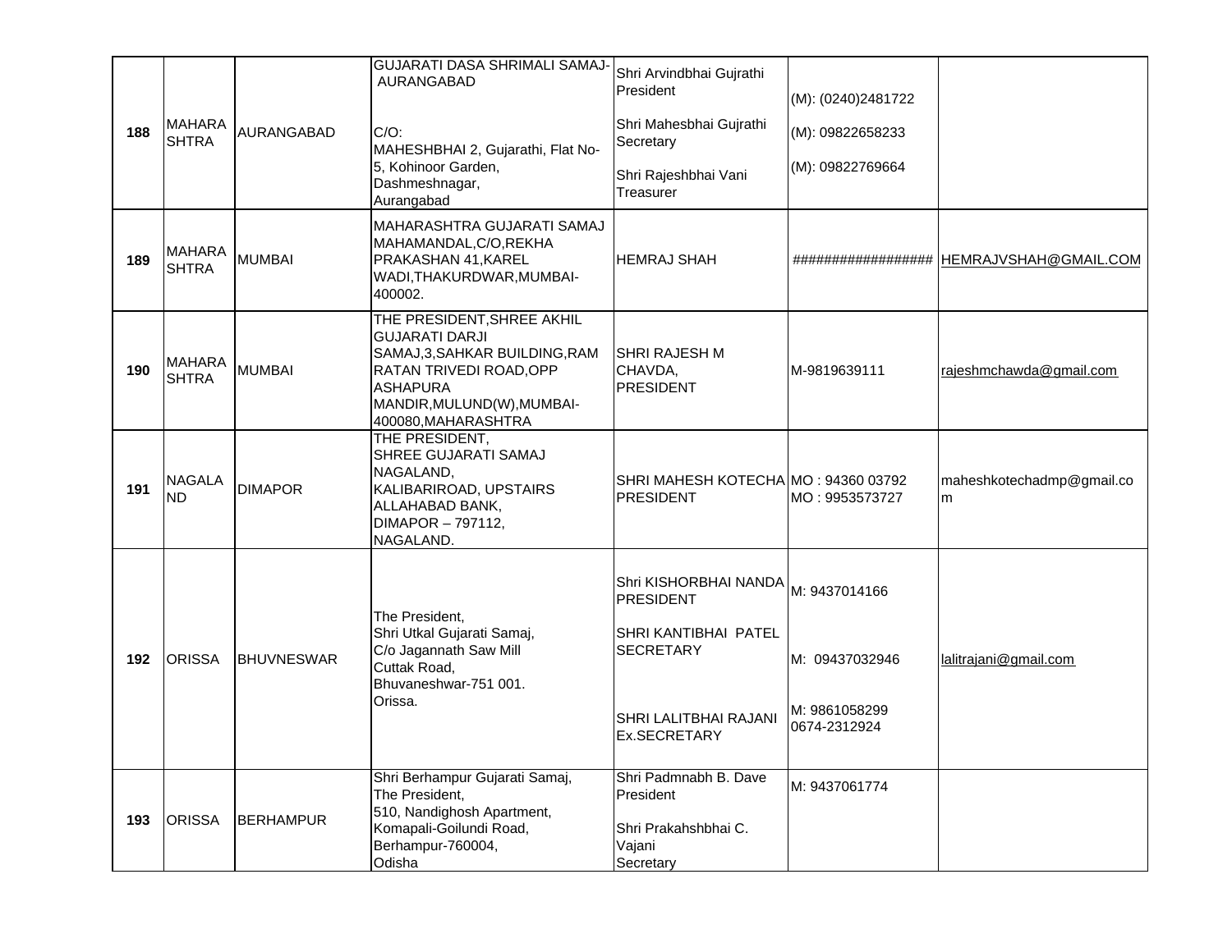| | | | | | | |
|---|---|---|---|---|---|---|
| 188 | MAHARASHTRA | AURANGABAD | GUJARATI DASA SHRIMALI SAMAJ-AURANGABAD<br><br>C/O: MAHESHBHAI 2, Gujarathi, Flat No-5, Kohinoor Garden, Dashmeshnagar, Aurangabad | Shri Arvindbhai Gujrathi President<br><br>Shri Mahesbhai Gujrathi Secretary<br><br>Shri Rajeshbhai Vani Treasurer | (M): (0240)2481722<br><br>(M): 09822658233<br><br>(M): 09822769664 | |
| 189 | MAHARASHTRA | MUMBAI | MAHARASHTRA GUJARATI SAMAJ MAHAMANDAL,C/O,REKHA PRAKASHAN 41,KAREL WADI,THAKURDWAR,MUMBAI-400002. | HEMRAJ SHAH | ################## | HEMRAJVSHAH@GMAIL.COM |
| 190 | MAHARASHTRA | MUMBAI | THE PRESIDENT,SHREE AKHIL GUJARATI DARJI SAMAJ,3,SAHKAR BUILDING,RAM RATAN TRIVEDI ROAD,OPP ASHAPURA MANDIR,MULUND(W),MUMBAI-400080,MAHARASHTRA | SHRI RAJESH M CHAVDA, PRESIDENT | M-9819639111 | rajeshmchawda@gmail.com |
| 191 | NAGALAND | DIMAPOR | THE PRESIDENT, SHREE GUJARATI SAMAJ NAGALAND, KALIBARIROAD, UPSTAIRS ALLAHABAD BANK, DIMAPOR – 797112, NAGALAND. | SHRI MAHESH KOTECHA PRESIDENT | MO : 94360 03792<br>MO : 9953573727 | maheshkotechadmp@gmail.com |
| 192 | ORISSA | BHUVNESWAR | The President, Shri Utkal Gujarati Samaj, C/o Jagannath Saw Mill Cuttak Road, Bhuvaneshwar-751 001. Orissa. | Shri KISHORBHAI NANDA PRESIDENT<br><br>SHRI KANTIBHAI PATEL SECRETARY<br><br>SHRI LALITBHAI RAJANI Ex.SECRETARY | M: 9437014166<br><br>M: 09437032946<br><br>M: 9861058299<br>0674-2312924 | lalitrajani@gmail.com |
| 193 | ORISSA | BERHAMPUR | Shri Berhampur Gujarati Samaj, The President, 510, Nandighosh Apartment, Komapali-Goilundi Road, Berhampur-760004, Odisha | Shri Padmnabh B. Dave President<br><br>Shri Prakahshbhai C. Vajani Secretary | M: 9437061774 | |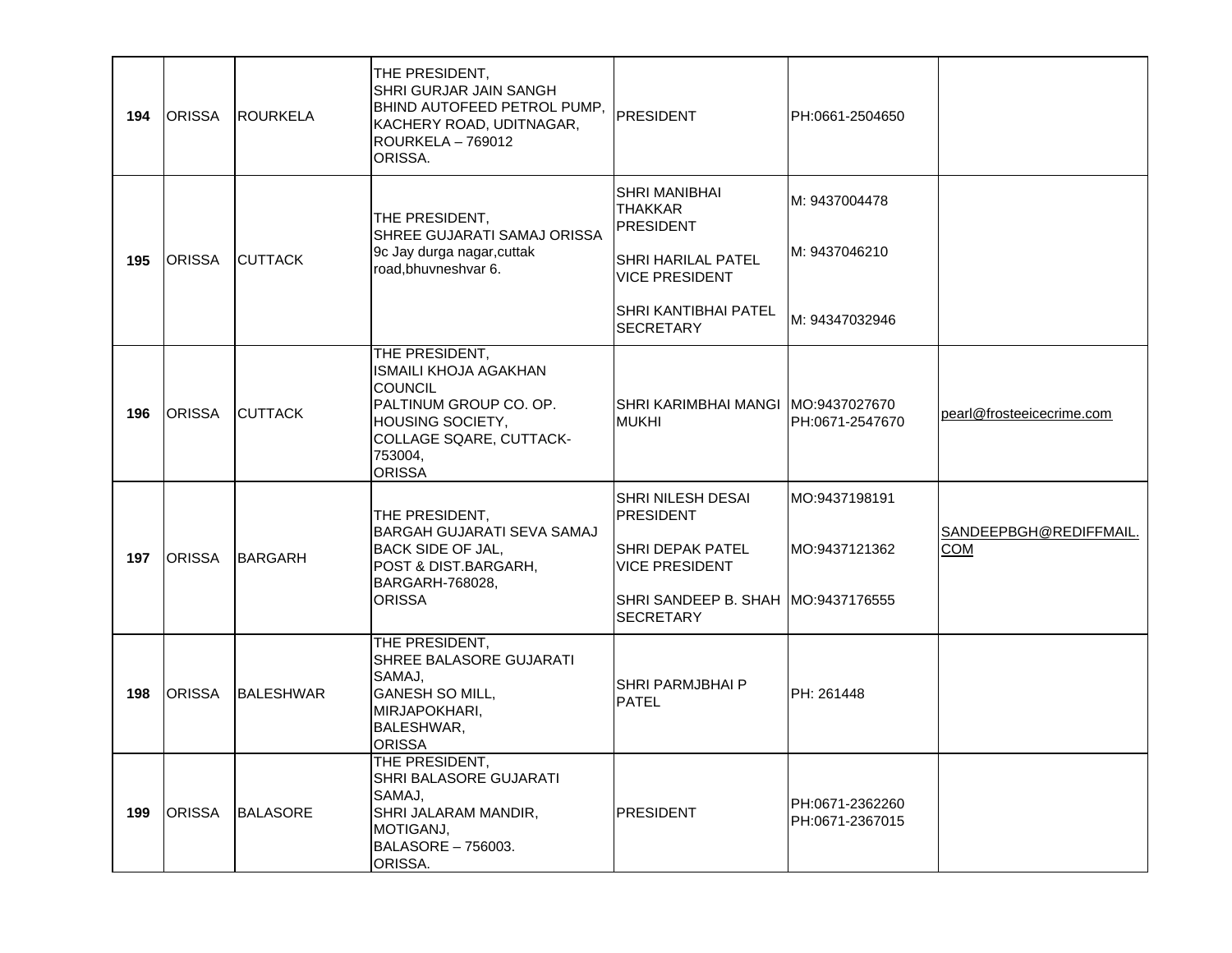| 194 | ORISSA | ROURKELA | THE PRESIDENT,<br>SHRI GURJAR JAIN SANGH<br>BHIND AUTOFEED PETROL PUMP,<br>KACHERY ROAD, UDITNAGAR,<br>ROURKELA – 769012<br>ORISSA. | PRESIDENT | PH:0661-2504650 | |
|---|---|---|---|---|---|---|
| 195 | ORISSA | CUTTACK | THE PRESIDENT,<br>SHREE GUJARATI SAMAJ ORISSA<br>9c Jay durga nagar,cuttak road,bhuvneshvar 6. | SHRI MANIBHAI THAKKAR<br>PRESIDENT<br><br>SHRI HARILAL PATEL<br>VICE PRESIDENT<br><br>SHRI KANTIBHAI PATEL<br>SECRETARY | M: 9437004478<br><br>M: 9437046210<br><br>M: 94347032946 | |
| 196 | ORISSA | CUTTACK | THE PRESIDENT,<br>ISMAILI KHOJA AGAKHAN COUNCIL<br>PALTINUM GROUP CO. OP. HOUSING SOCIETY,<br>COLLAGE SQARE, CUTTACK-753004,<br>ORISSA | SHRI KARIMBHAI MANGI MUKHI | MO:9437027670<br>PH:0671-2547670 | pearl@frosteeicecrime.com |
| 197 | ORISSA | BARGARH | THE PRESIDENT,<br>BARGAH GUJARATI SEVA SAMAJ<br>BACK SIDE OF JAL,<br>POST & DIST.BARGARH,<br>BARGARH-768028,<br>ORISSA | SHRI NILESH DESAI<br>PRESIDENT<br><br>SHRI DEPAK PATEL<br>VICE PRESIDENT<br><br>SHRI SANDEEP B. SHAH<br>SECRETARY | MO:9437198191<br><br>MO:9437121362<br><br>MO:9437176555 | SANDEEPBGH@REDIFFMAIL.COM |
| 198 | ORISSA | BALESHWAR | THE PRESIDENT,<br>SHREE BALASORE GUJARATI SAMAJ,<br>GANESH SO MILL,<br>MIRJAPOKHARI,<br>BALESHWAR,<br>ORISSA | SHRI PARMJBHAI P PATEL | PH: 261448 | |
| 199 | ORISSA | BALASORE | THE PRESIDENT,<br>SHRI BALASORE GUJARATI SAMAJ,<br>SHRI JALARAM MANDIR,<br>MOTIGANJ,<br>BALASORE – 756003.<br>ORISSA. | PRESIDENT | PH:0671-2362260<br>PH:0671-2367015 | |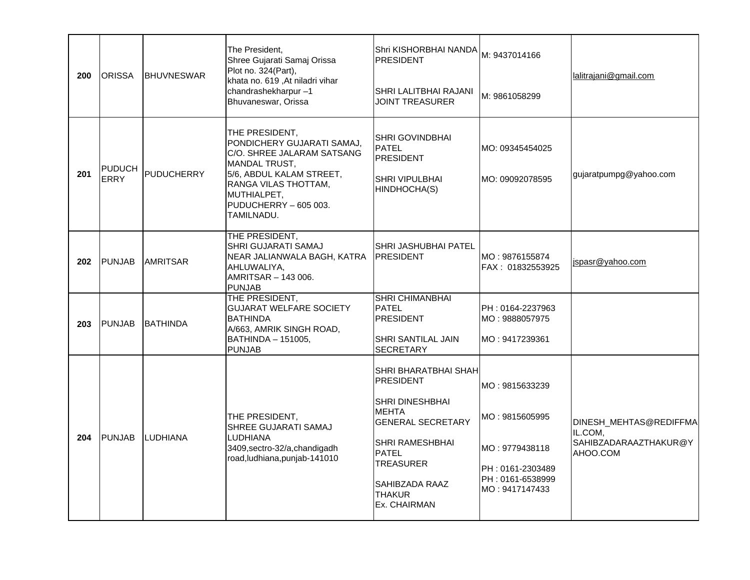| | | | | | | |
|---|---|---|---|---|---|---|
| 200 | ORISSA | BHUVNESWAR | The President,<br>Shree Gujarati Samaj Orissa<br>Plot no. 324(Part),<br>khata no. 619 ,At niladri vihar<br>chandrashekharpur –1<br>Bhuvaneswar, Orissa | Shri KISHORBHAI NANDA<br>PRESIDENT<br><br>SHRI LALITBHAI RAJANI<br>JOINT TREASURER | M: 9437014166<br><br>M: 9861058299 | lalitrajani@gmail.com |
| 201 | PUDUCH ERRY | PUDUCHERRY | THE PRESIDENT,<br>PONDICHERY GUJARATI SAMAJ,<br>C/O. SHREE JALARAM SATSANG MANDAL TRUST,<br>5/6, ABDUL KALAM STREET,<br>RANGA VILAS THOTTAM,<br>MUTHIALPET,<br>PUDUCHERRY – 605 003.<br>TAMILNADU. | SHRI GOVINDBHAI PATEL<br>PRESIDENT<br><br>SHRI VIPULBHAI HINDHOCHA(S) | MO: 09345454025<br><br>MO: 09092078595 | gujaratpumpg@yahoo.com |
| 202 | PUNJAB | AMRITSAR | THE PRESIDENT,<br>SHRI GUJARATI SAMAJ<br>NEAR JALIANWALA BAGH, KATRA AHLUWALIYA,<br>AMRITSAR – 143 006.<br>PUNJAB | SHRI JASHUBHAI PATEL<br>PRESIDENT | MO : 9876155874<br>FAX : 01832553925 | jspasr@yahoo.com |
| 203 | PUNJAB | BATHINDA | THE PRESIDENT,<br>GUJARAT WELFARE SOCIETY BATHINDA<br>A/663, AMRIK SINGH ROAD,<br>BATHINDA – 151005,<br>PUNJAB | SHRI CHIMANBHAI PATEL<br>PRESIDENT<br><br>SHRI SANTILAL JAIN<br>SECRETARY | PH : 0164-2237963<br>MO : 9888057975<br><br>MO : 9417239361 | |
| 204 | PUNJAB | LUDHIANA | THE PRESIDENT,<br>SHREE GUJARATI SAMAJ LUDHIANA<br>3409,sectro-32/a,chandigadh road,ludhiana,punjab-141010 | SHRI BHARATBHAI SHAH<br>PRESIDENT<br><br>SHRI DINESHBHAI MEHTA<br>GENERAL SECRETARY<br><br>SHRI RAMESHBHAI PATEL<br>TREASURER<br><br>SAHIBZADA RAAZ THAKUR<br>Ex. CHAIRMAN | MO : 9815633239<br><br>MO : 9815605995<br><br>MO : 9779438118<br><br>PH : 0161-2303489<br>PH : 0161-6538999<br>MO : 9417147433 | DINESH_MEHTAS@REDIFFMAIL.COM,<br>SAHIBZADARAAZTHAKUR@YAHOO.COM |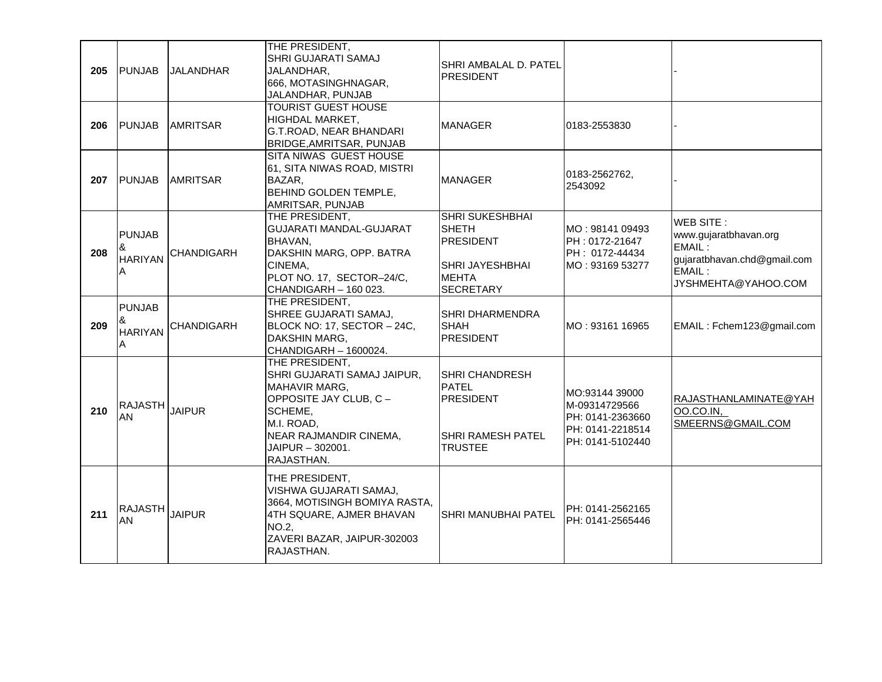| 205 | PUNJAB | JALANDHAR | THE PRESIDENT,<br>SHRI GUJARATI SAMAJ JALANDHAR,<br>666, MOTASINGHNAGAR,<br>JALANDHAR, PUNJAB | SHRI AMBALAL D. PATEL<br>PRESIDENT | | - |
|---|---|---|---|---|---|---|
| 206 | PUNJAB | AMRITSAR | TOURIST GUEST HOUSE<br>HIGHDAL MARKET,<br>G.T.ROAD, NEAR BHANDARI BRIDGE,AMRITSAR, PUNJAB | MANAGER | 0183-2553830 | - |
| 207 | PUNJAB | AMRITSAR | SITA NIWAS GUEST HOUSE<br>61, SITA NIWAS ROAD, MISTRI BAZAR,<br>BEHIND GOLDEN TEMPLE,<br>AMRITSAR, PUNJAB | MANAGER | 0183-2562762,<br>2543092 | - |
| 208 | PUNJAB & HARIYANA | CHANDIGARH | THE PRESIDENT,<br>GUJARATI MANDAL-GUJARAT BHAVAN,<br>DAKSHIN MARG, OPP. BATRA CINEMA,<br>PLOT NO. 17, SECTOR–24/C,<br>CHANDIGARH – 160 023. | SHRI SUKESHBHAI SHETH<br>PRESIDENT<br><br>SHRI JAYESHBHAI MEHTA<br>SECRETARY | MO : 98141 09493<br>PH : 0172-21647<br>PH : 0172-44434<br>MO : 93169 53277 | WEB SITE :<br>www.gujaratbhavan.org<br>EMAIL :<br>gujaratbhavan.chd@gmail.com<br>EMAIL :<br>JYSHMEHTA@YAHOO.COM |
| 209 | PUNJAB & HARIYANA | CHANDIGARH | THE PRESIDENT,<br>SHREE GUJARATI SAMAJ,<br>BLOCK NO: 17, SECTOR – 24C,<br>DAKSHIN MARG,<br>CHANDIGARH – 1600024. | SHRI DHARMENDRA SHAH<br>PRESIDENT | MO : 93161 16965 | EMAIL : Fchem123@gmail.com |
| 210 | RAJASTHAN | JAIPUR | THE PRESIDENT,<br>SHRI GUJARATI SAMAJ JAIPUR,<br>MAHAVIR MARG,<br>OPPOSITE JAY CLUB, C – SCHEME,<br>M.I. ROAD,<br>NEAR RAJMANDIR CINEMA,<br>JAIPUR – 302001.<br>RAJASTHAN. | SHRI CHANDRESH PATEL<br>PRESIDENT<br><br>SHRI RAMESH PATEL<br>TRUSTEE | MO:93144 39000<br>M-09314729566<br>PH: 0141-2363660<br>PH: 0141-2218514<br>PH: 0141-5102440 | RAJASTHANLAMINATE@YAHOO.CO.IN,<br>SMEERNS@GMAIL.COM |
| 211 | RAJASTHAN | JAIPUR | THE PRESIDENT,<br>VISHWA GUJARATI SAMAJ,<br>3664, MOTISINGH BOMIYA RASTA,<br>4TH SQUARE, AJMER BHAVAN NO.2,<br>ZAVERI BAZAR, JAIPUR-302003<br>RAJASTHAN. | SHRI MANUBHAI PATEL | PH: 0141-2562165<br>PH: 0141-2565446 | |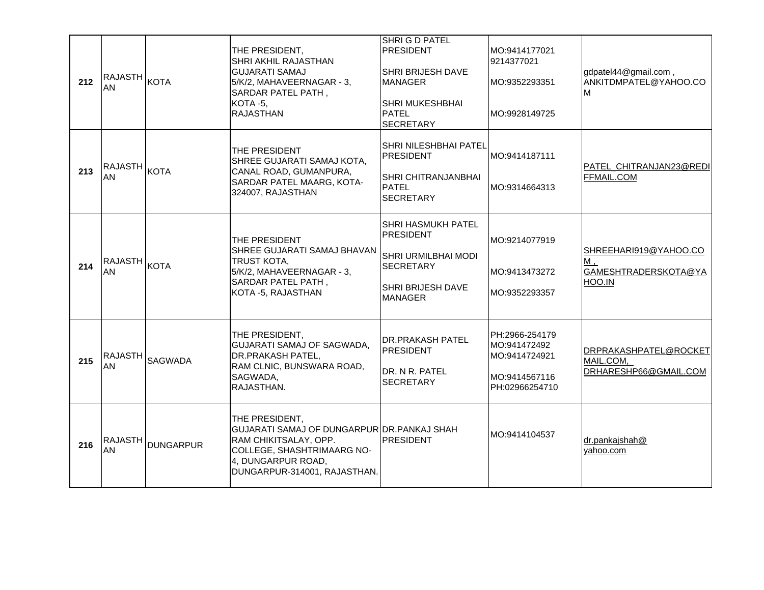| | | | | | | |
|---|---|---|---|---|---|---|
| 212 | RAJASTHAN | KOTA | THE PRESIDENT,<br>SHRI AKHIL RAJASTHAN GUJARATI SAMAJ<br>5/K/2, MAHAVEERNAGAR - 3,<br>SARDAR PATEL PATH ,<br>KOTA -5,<br>RAJASTHAN | SHRI G D PATEL<br>PRESIDENT<br><br>SHRI BRIJESH DAVE<br>MANAGER<br><br>SHRI MUKESHBHAI PATEL<br>SECRETARY | MO:9414177021<br>9214377021<br><br>MO:9352293351<br><br>MO:9928149725 | gdpatel44@gmail.com ,<br>ANKITDMPATEL@YAHOO.COM |
| 213 | RAJASTHAN | KOTA | THE PRESIDENT<br>SHREE GUJARATI SAMAJ KOTA,<br>CANAL ROAD, GUMANPURA,<br>SARDAR PATEL MAARG, KOTA-324007, RAJASTHAN | SHRI NILESHBHAI PATEL<br>PRESIDENT<br><br>SHRI CHITRANJANBHAI PATEL<br>SECRETARY | MO:9414187111<br><br>MO:9314664313 | PATEL_CHITRANJAN23@REDIFFMAIL.COM |
| 214 | RAJASTHAN | KOTA | THE PRESIDENT<br>SHREE GUJARATI SAMAJ BHAVAN TRUST KOTA,<br>5/K/2, MAHAVEERNAGAR - 3,<br>SARDAR PATEL PATH ,<br>KOTA -5, RAJASTHAN | SHRI HASMUKH PATEL<br>PRESIDENT<br><br>SHRI URMILBHAI MODI<br>SECRETARY<br><br>SHRI BRIJESH DAVE<br>MANAGER | MO:9214077919<br><br>MO:9413473272<br><br>MO:9352293357 | SHREEHARI919@YAHOO.COM ,<br>GAMESHTRADERSKOTA@YAHOO.IN |
| 215 | RAJASTHAN | SAGWADA | THE PRESIDENT,<br>GUJARATI SAMAJ OF SAGWADA,<br>DR.PRAKASH PATEL,<br>RAM CLNIC, BUNSWARA ROAD,<br>SAGWADA,<br>RAJASTHAN. | DR.PRAKASH PATEL<br>PRESIDENT<br><br>DR. N R. PATEL<br>SECRETARY | PH:2966-254179<br>MO:941472492<br>MO:9414724921<br><br>MO:9414567116<br>PH:02966254710 | DRPRAKASHPATEL@ROCKETMAIL.COM,<br>DRHARESHP66@GMAIL.COM |
| 216 | RAJASTHAN | DUNGARPUR | THE PRESIDENT,<br>GUJARATI SAMAJ OF DUNGARPUR<br>RAM CHIKITSALAY, OPP. COLLEGE, SHASHTRIMAARG NO-4, DUNGARPUR ROAD,<br>DUNGARPUR-314001, RAJASTHAN. | DR.PANKAJ SHAH<br>PRESIDENT | MO:9414104537 | dr.pankajshah@yahoo.com |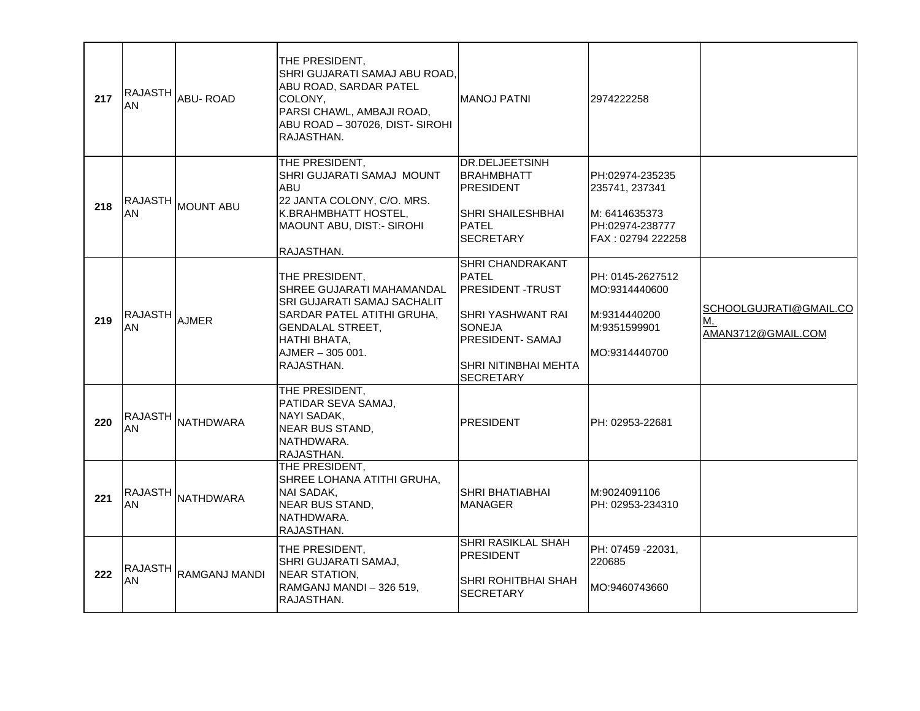| 217 | RAJASTHAN | ABU- ROAD | THE PRESIDENT,<br>SHRI GUJARATI SAMAJ ABU ROAD,<br>ABU ROAD, SARDAR PATEL COLONY,<br>PARSI CHAWL, AMBAJI ROAD,<br>ABU ROAD – 307026, DIST- SIROHI<br>RAJASTHAN. | MANOJ PATNI | 2974222258 | |
|---|---|---|---|---|---|---|
| 218 | RAJASTHAN | MOUNT ABU | THE PRESIDENT,<br>SHRI GUJARATI SAMAJ MOUNT ABU<br>22 JANTA COLONY, C/O. MRS. K.BRAHMBHATT HOSTEL,<br>MAOUNT ABU, DIST:- SIROHI<br>RAJASTHAN. | DR.DELJEETSINH BRAHMBHATT<br>PRESIDENT<br><br>SHRI SHAILESHBHAI PATEL<br>SECRETARY | PH:02974-235235<br>235741, 237341<br><br>M: 6414635373<br>PH:02974-238777<br>FAX : 02794 222258 | |
| 219 | RAJASTHAN | AJMER | THE PRESIDENT,<br>SHREE GUJARATI MAHAMANDAL<br>SRI GUJARATI SAMAJ SACHALIT<br>SARDAR PATEL ATITHI GRUHA,<br>GENDALAL STREET,<br>HATHI BHATA,<br>AJMER – 305 001.<br>RAJASTHAN. | SHRI CHANDRAKANT PATEL<br>PRESIDENT -TRUST<br><br>SHRI YASHWANT RAI SONEJA<br>PRESIDENT- SAMAJ<br><br>SHRI NITINBHAI MEHTA<br>SECRETARY | PH: 0145-2627512<br>MO:9314440600<br><br>M:9314440200<br>M:9351599901<br><br>MO:9314440700 | SCHOOLGUJRATI@GMAIL.COM,<br>AMAN3712@GMAIL.COM |
| 220 | RAJASTHAN | NATHDWARA | THE PRESIDENT,<br>PATIDAR SEVA SAMAJ,<br>NAYI SADAK,<br>NEAR BUS STAND,<br>NATHDWARA.<br>RAJASTHAN. | PRESIDENT | PH: 02953-22681 | |
| 221 | RAJASTHAN | NATHDWARA | THE PRESIDENT,<br>SHREE LOHANA ATITHI GRUHA,<br>NAI SADAK,<br>NEAR BUS STAND,<br>NATHDWARA.<br>RAJASTHAN. | SHRI BHATIABHAI<br>MANAGER | M:9024091106<br>PH: 02953-234310 | |
| 222 | RAJASTHAN | RAMGANJ MANDI | THE PRESIDENT,<br>SHRI GUJARATI SAMAJ,<br>NEAR STATION,<br>RAMGANJ MANDI – 326 519,<br>RAJASTHAN. | SHRI RASIKLAL SHAH<br>PRESIDENT<br><br>SHRI ROHITBHAI SHAH<br>SECRETARY | PH: 07459 -22031,<br>220685<br><br>MO:9460743660 | |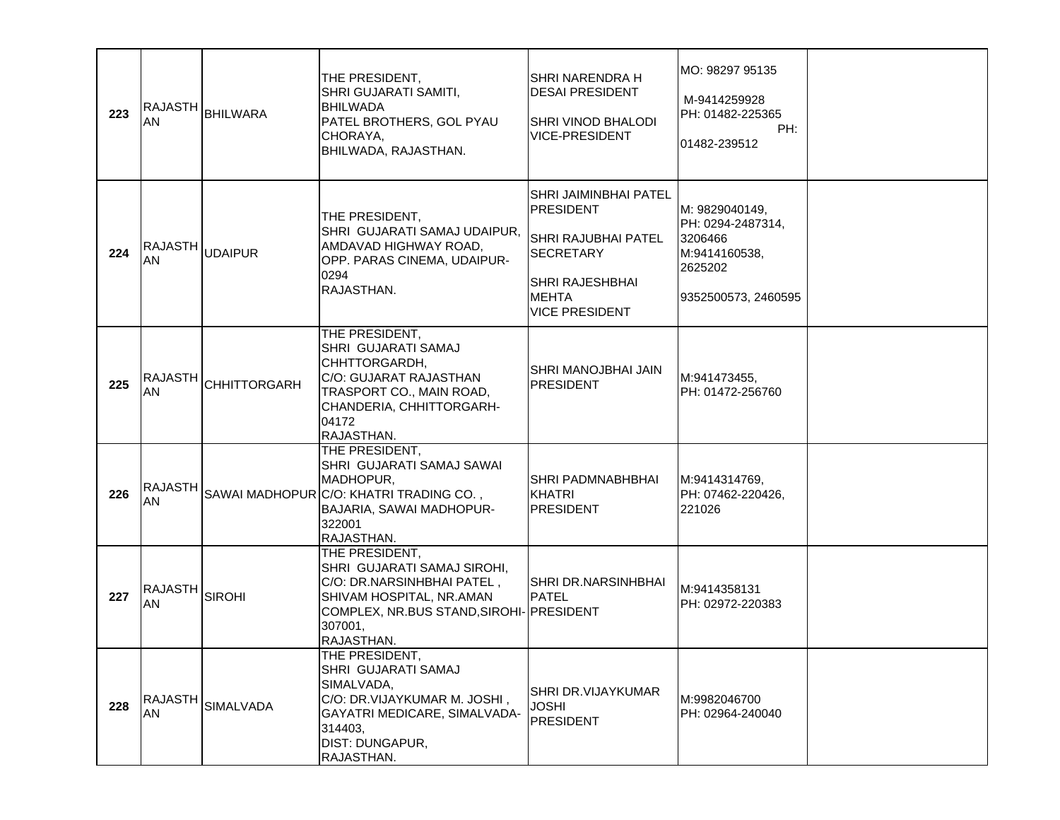| 223 | RAJASTHAN | BHILWARA | THE PRESIDENT,<br>SHRI GUJARATI SAMITI,<br>BHILWADA<br>PATEL BROTHERS, GOL PYAU CHORAYA,<br>BHILWADA, RAJASTHAN. | SHRI NARENDRA H DESAI PRESIDENT<br><br>SHRI VINOD BHALODI VICE-PRESIDENT | MO: 98297 95135<br><br>M-9414259928<br>PH: 01482-225365<br>PH: 01482-239512 | |
|---|---|---|---|---|---|---|
| 224 | RAJASTHAN | UDAIPUR | THE PRESIDENT,<br>SHRI GUJARATI SAMAJ UDAIPUR,<br>AMDAVAD HIGHWAY ROAD,<br>OPP. PARAS CINEMA, UDAIPUR-0294<br>RAJASTHAN. | SHRI JAIMINBHAI PATEL PRESIDENT<br><br>SHRI RAJUBHAI PATEL SECRETARY<br><br>SHRI RAJESHBHAI MEHTA<br>VICE PRESIDENT | M: 9829040149,<br>PH: 0294-2487314, 3206466<br>M:9414160538, 2625202<br><br>9352500573, 2460595 | |
| 225 | RAJASTHAN | CHHITTORGARH | THE PRESIDENT,<br>SHRI GUJARATI SAMAJ CHHTTORGARDH,<br>C/O: GUJARAT RAJASTHAN TRASPORT CO., MAIN ROAD,<br>CHANDERIA, CHHITTORGARH-04172<br>RAJASTHAN. | SHRI MANOJBHAI JAIN PRESIDENT | M:941473455,<br>PH: 01472-256760 | |
| 226 | RAJASTHAN | SAWAI MADHOPUR | THE PRESIDENT,<br>SHRI GUJARATI SAMAJ SAWAI MADHOPUR,<br>C/O: KHATRI TRADING CO. ,<br>BAJARIA, SAWAI MADHOPUR-322001<br>RAJASTHAN. | SHRI PADMNABHBHAI KHATRI<br>PRESIDENT | M:9414314769,<br>PH: 07462-220426, 221026 | |
| 227 | RAJASTHAN | SIROHI | THE PRESIDENT,<br>SHRI GUJARATI SAMAJ SIROHI,<br>C/O: DR.NARSINHBHAI PATEL ,<br>SHIVAM HOSPITAL, NR.AMAN COMPLEX, NR.BUS STAND,SIROHI-307001,<br>RAJASTHAN. | SHRI DR.NARSINHBHAI PATEL<br>PRESIDENT | M:9414358131<br>PH: 02972-220383 | |
| 228 | RAJASTHAN | SIMALVADA | THE PRESIDENT,<br>SHRI GUJARATI SAMAJ SIMALVADA,<br>C/O: DR.VIJAYKUMAR M. JOSHI ,<br>GAYATRI MEDICARE, SIMALVADA-314403,<br>DIST: DUNGAPUR,<br>RAJASTHAN. | SHRI DR.VIJAYKUMAR JOSHI<br>PRESIDENT | M:9982046700<br>PH: 02964-240040 | |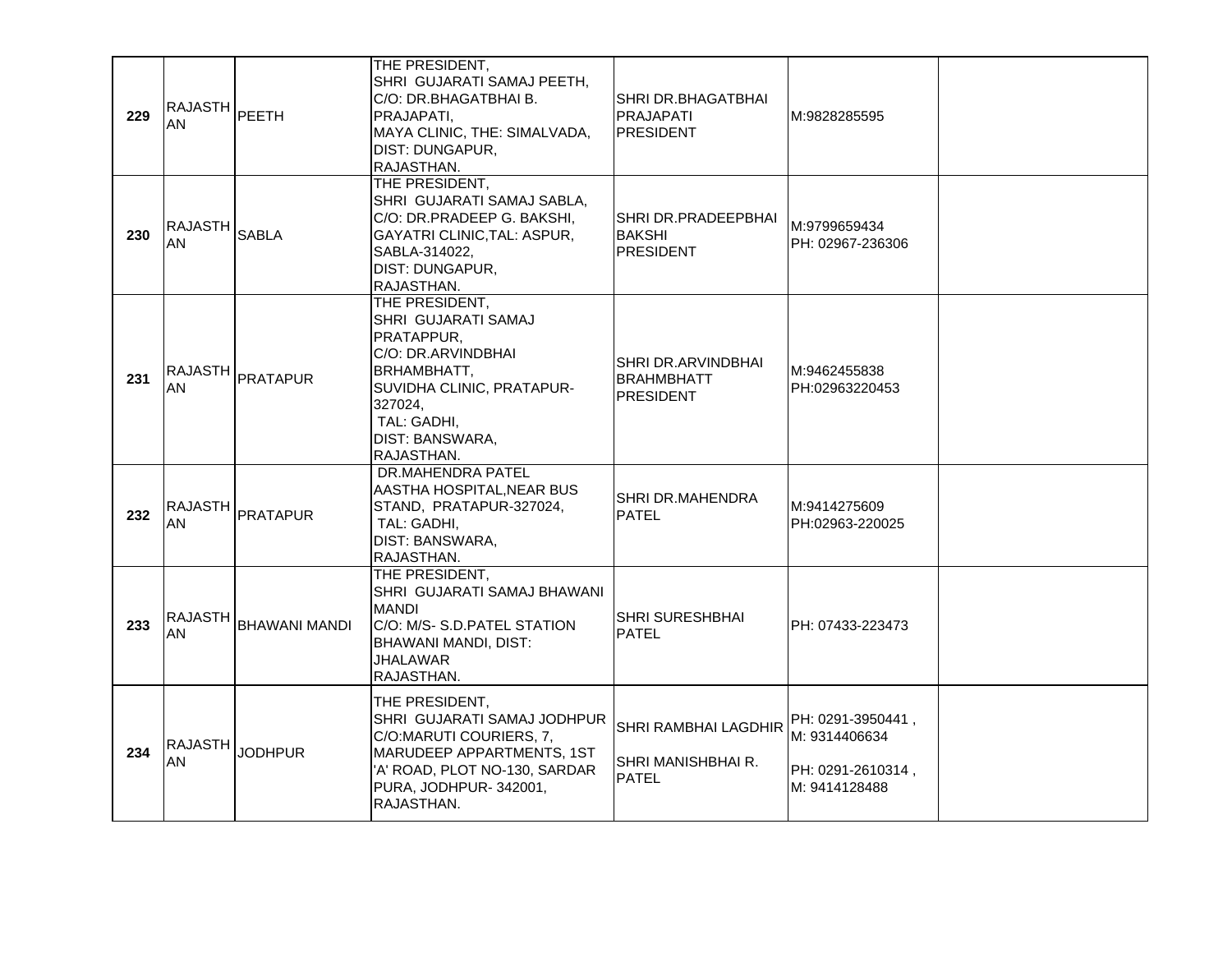| | | | | | | |
|---|---|---|---|---|---|---|
| **229** | RAJASTHAN | PEETH | THE PRESIDENT,<br>SHRI GUJARATI SAMAJ PEETH,<br>C/O: DR.BHAGATBHAI B. PRAJAPATI,<br>MAYA CLINIC, THE: SIMALVADA,<br>DIST: DUNGAPUR,<br>RAJASTHAN. | SHRI DR.BHAGATBHAI PRAJAPATI<br>PRESIDENT | M:9828285595 | |
| **230** | RAJASTHAN | SABLA | THE PRESIDENT,<br>SHRI GUJARATI SAMAJ SABLA,<br>C/O: DR.PRADEEP G. BAKSHI,<br>GAYATRI CLINIC,TAL: ASPUR,<br>SABLA-314022,<br>DIST: DUNGAPUR,<br>RAJASTHAN. | SHRI DR.PRADEEPBHAI BAKSHI<br>PRESIDENT | M:9799659434<br>PH: 02967-236306 | |
| **231** | RAJASTHAN | PRATAPUR | THE PRESIDENT,<br>SHRI GUJARATI SAMAJ PRATAPPUR,<br>C/O: DR.ARVINDBHAI BRHAMBHATT,<br>SUVIDHA CLINIC, PRATAPUR-327024,<br>TAL: GADHI,<br>DIST: BANSWARA,<br>RAJASTHAN. | SHRI DR.ARVINDBHAI BRAHMBHATT<br>PRESIDENT | M:9462455838<br>PH:02963220453 | |
| **232** | RAJASTHAN | PRATAPUR | DR.MAHENDRA PATEL<br>AASTHA HOSPITAL,NEAR BUS STAND, PRATAPUR-327024,<br>TAL: GADHI,<br>DIST: BANSWARA,<br>RAJASTHAN. | SHRI DR.MAHENDRA PATEL | M:9414275609<br>PH:02963-220025 | |
| **233** | RAJASTHAN | BHAWANI MANDI | THE PRESIDENT,<br>SHRI GUJARATI SAMAJ BHAWANI MANDI<br>C/O: M/S- S.D.PATEL STATION BHAWANI MANDI, DIST: JHALAWAR<br>RAJASTHAN. | SHRI SURESHBHAI PATEL | PH: 07433-223473 | |
| **234** | RAJASTHAN | JODHPUR | THE PRESIDENT,<br>SHRI GUJARATI SAMAJ JODHPUR<br>C/O:MARUTI COURIERS, 7, MARUDEEP APPARTMENTS, 1ST 'A' ROAD, PLOT NO-130, SARDAR PURA, JODHPUR- 342001,<br>RAJASTHAN. | SHRI RAMBHAI LAGDHIR<br><br>SHRI MANISHBHAI R. PATEL | PH: 0291-3950441 ,<br>M: 9314406634<br><br>PH: 0291-2610314 ,<br>M: 9414128488 | |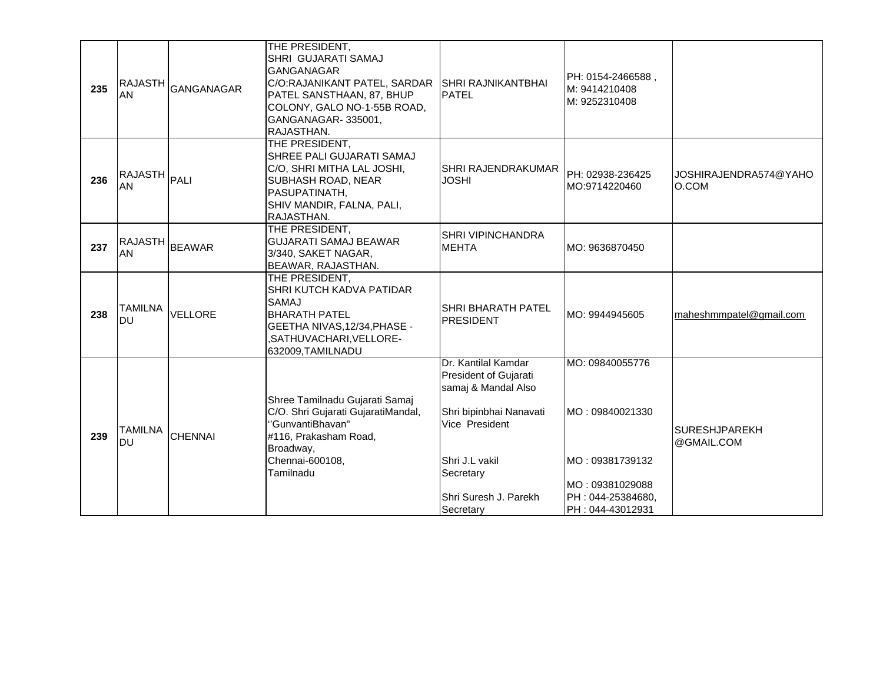| 235 | RAJASTHAN | GANGANAGAR | THE PRESIDENT,<br>SHRI GUJARATI SAMAJ GANGANAGAR<br>C/O:RAJANIKANT PATEL, SARDAR PATEL SANSTHAAN, 87, BHUP COLONY, GALO NO-1-55B ROAD, GANGANAGAR- 335001, RAJASTHAN. | SHRI RAJNIKANTBHAI PATEL | PH: 0154-2466588 ,<br>M: 9414210408<br>M: 9252310408 | |
|---|---|---|---|---|---|---|
| 236 | RAJASTHAN | PALI | THE PRESIDENT,<br>SHREE PALI GUJARATI SAMAJ<br>C/O, SHRI MITHA LAL JOSHI, SUBHASH ROAD, NEAR PASUPATINATH,<br>SHIV MANDIR, FALNA, PALI, RAJASTHAN. | SHRI RAJENDRAKUMAR JOSHI | PH: 02938-236425<br>MO:9714220460 | JOSHIRAJENDRA574@YAHOO.COM |
| 237 | RAJASTHAN | BEAWAR | THE PRESIDENT,<br>GUJARATI SAMAJ BEAWAR<br>3/340, SAKET NAGAR,<br>BEAWAR, RAJASTHAN. | SHRI VIPINCHANDRA MEHTA | MO: 9636870450 | |
| 238 | TAMILNADU | VELLORE | THE PRESIDENT,<br>SHRI KUTCH KADVA PATIDAR SAMAJ<br>BHARATH PATEL<br>GEETHA NIVAS,12/34,PHASE - ,SATHUVACHARI,VELLORE-632009,TAMILNADU | SHRI BHARATH PATEL PRESIDENT | MO: 9944945605 | maheshmmpatel@gmail.com |
| 239 | TAMILNADU | CHENNAI | Shree Tamilnadu Gujarati Samaj<br>C/O. Shri Gujarati GujaratiMandal,<br>''GunvantiBhavan"<br>#116, Prakasham Road,<br>Broadway,<br>Chennai-600108,<br>Tamilnadu | Dr. Kantilal Kamdar<br>President of Gujarati samaj & Mandal Also<br><br>Shri bipinbhai Nanavati<br>Vice President<br><br>Shri J.L vakil<br>Secretary<br><br>Shri Suresh J. Parekh<br>Secretary | MO: 09840055776<br><br>MO : 09840021330<br><br>MO : 09381739132<br><br>MO : 09381029088<br>PH : 044-25384680,<br>PH : 044-43012931 | SURESHJPAREKH@GMAIL.COM |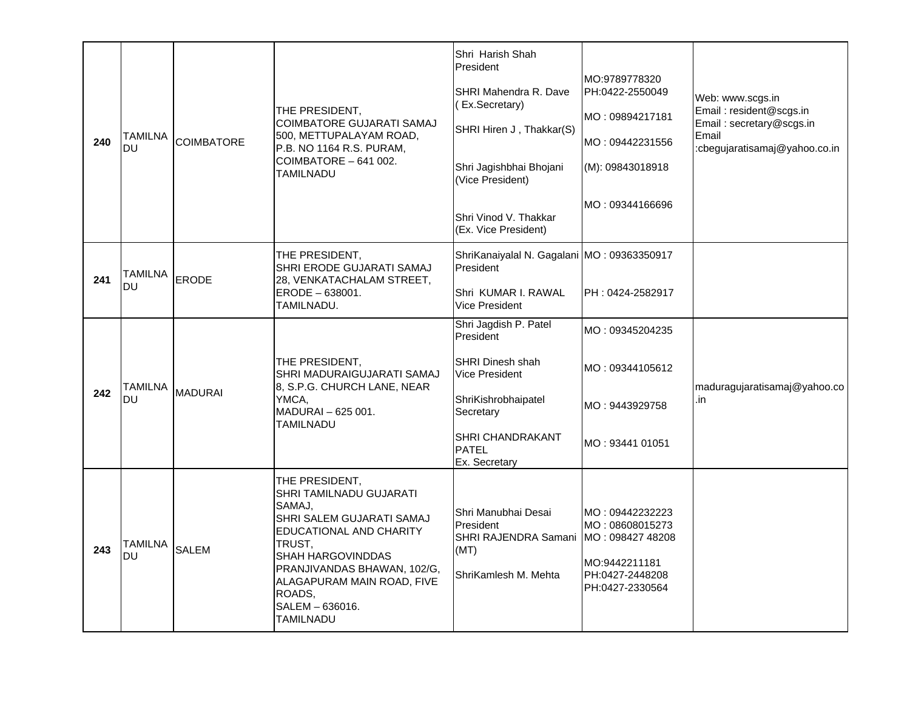| 240 | TAMILNADU | COIMBATORE | THE PRESIDENT,<br>COIMBATORE GUJARATI SAMAJ<br>500, METTUPALAYAM ROAD,<br>P.B. NO 1164 R.S. PURAM,<br>COIMBATORE – 641 002.<br>TAMILNADU | Shri Harish Shah<br>President<br><br>SHRI Mahendra R. Dave<br>( Ex.Secretary)<br><br>SHRI Hiren J , Thakkar(S)<br><br>Shri Jagishbhai Bhojani<br>(Vice President)<br><br>Shri Vinod V. Thakkar<br>(Ex. Vice President) | MO:9789778320<br>PH:0422-2550049<br><br>MO : 09894217181<br><br>MO : 09442231556<br><br>(M): 09843018918<br><br>MO : 09344166696 | Web: www.scgs.in<br>Email : resident@scgs.in<br>Email : secretary@scgs.in<br>Email<br>:cbegujaratisamaj@yahoo.co.in |
|---|---|---|---|---|---|---|
| 241 | TAMILNADU | ERODE | THE PRESIDENT,<br>SHRI ERODE GUJARATI SAMAJ<br>28, VENKATACHALAM STREET,<br>ERODE – 638001.<br>TAMILNADU. | ShriKanaiyalal N. Gagalani<br>President<br><br>Shri KUMAR I. RAWAL<br>Vice President | MO : 09363350917<br><br>PH : 0424-2582917 | |
| 242 | TAMILNADU | MADURAI | THE PRESIDENT,<br>SHRI MADURAIGUJARATI SAMAJ<br>8, S.P.G. CHURCH LANE, NEAR YMCA,<br>MADURAI – 625 001.<br>TAMILNADU | Shri Jagdish P. Patel<br>President<br><br>SHRI Dinesh shah<br>Vice President<br><br>ShriKishrobhaipatel<br>Secretary<br><br>SHRI CHANDRAKANT PATEL<br>Ex. Secretary | MO : 09345204235<br><br>MO : 09344105612<br><br>MO : 9443929758<br><br>MO : 93441 01051 | maduragujaratisamaj@yahoo.co.in |
| 243 | TAMILNADU | SALEM | THE PRESIDENT,<br>SHRI TAMILNADU GUJARATI SAMAJ,<br>SHRI SALEM GUJARATI SAMAJ EDUCATIONAL AND CHARITY TRUST,<br>SHAH HARGOVINDDAS PRANJIVANDAS BHAWAN, 102/G, ALAGAPURAM MAIN ROAD, FIVE ROADS,<br>SALEM – 636016.<br>TAMILNADU | Shri Manubhai Desai<br>President<br>SHRI RAJENDRA Samani<br>(MT)<br><br>ShriKamlesh M. Mehta | MO : 09442232223<br>MO : 08608015273<br>MO : 098427 48208<br><br>MO:9442211181<br>PH:0427-2448208<br>PH:0427-2330564 | |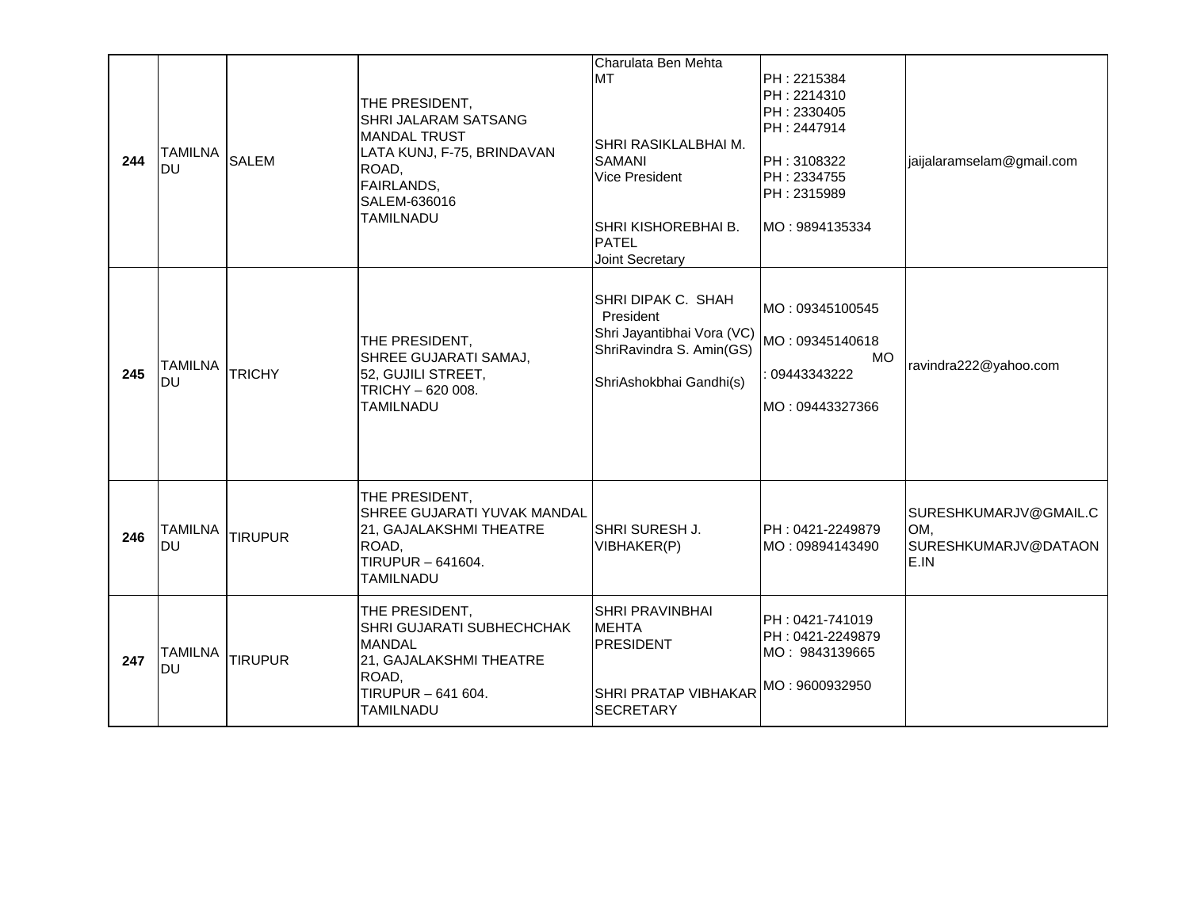| 244 | TAMILNADU | SALEM | THE PRESIDENT,<br>SHRI JALARAM SATSANG MANDAL TRUST<br>LATA KUNJ, F-75, BRINDAVAN ROAD,<br>FAIRLANDS,<br>SALEM-636016<br>TAMILNADU | Charulata Ben Mehta<br>MT<br><br>SHRI RASIKLALBHAI M. SAMANI<br>Vice President<br><br>SHRI KISHOREBHAI B. PATEL<br>Joint Secretary | PH : 2215384<br>PH : 2214310<br>PH : 2330405<br>PH : 2447914<br><br>PH : 3108322<br>PH : 2334755<br>PH : 2315989<br><br>MO : 9894135334 | jaijalaramselam@gmail.com |
|---|---|---|---|---|---|---|
| 245 | TAMILNADU | TRICHY | THE PRESIDENT,<br>SHREE GUJARATI SAMAJ,<br>52, GUJILI STREET,<br>TRICHY – 620 008.<br>TAMILNADU | SHRI DIPAK C. SHAH<br>President<br>Shri Jayantibhai Vora (VC)<br>ShriRavindra S. Amin(GS)<br><br>ShriAshokbhai Gandhi(s) | MO : 09345100545<br><br>MO : 09345140618<br>MO : 09443343222<br><br>MO : 09443327366 | ravindra222@yahoo.com |
| 246 | TAMILNADU | TIRUPUR | THE PRESIDENT,<br>SHREE GUJARATI YUVAK MANDAL<br>21, GAJALAKSHMI THEATRE ROAD,<br>TIRUPUR – 641604.<br>TAMILNADU | SHRI SURESH J. VIBHAKER(P) | PH : 0421-2249879<br>MO : 09894143490 | SURESHKUMARJV@GMAIL.COM,<br>SURESHKUMARJV@DATAONE.IN |
| 247 | TAMILNADU | TIRUPUR | THE PRESIDENT,<br>SHRI GUJARATI SUBHECHCHAK MANDAL<br>21, GAJALAKSHMI THEATRE ROAD,<br>TIRUPUR – 641 604.<br>TAMILNADU | SHRI PRAVINBHAI MEHTA<br>PRESIDENT<br><br>SHRI PRATAP VIBHAKAR<br>SECRETARY | PH : 0421-741019<br>PH : 0421-2249879<br>MO : 9843139665<br><br>MO : 9600932950 | |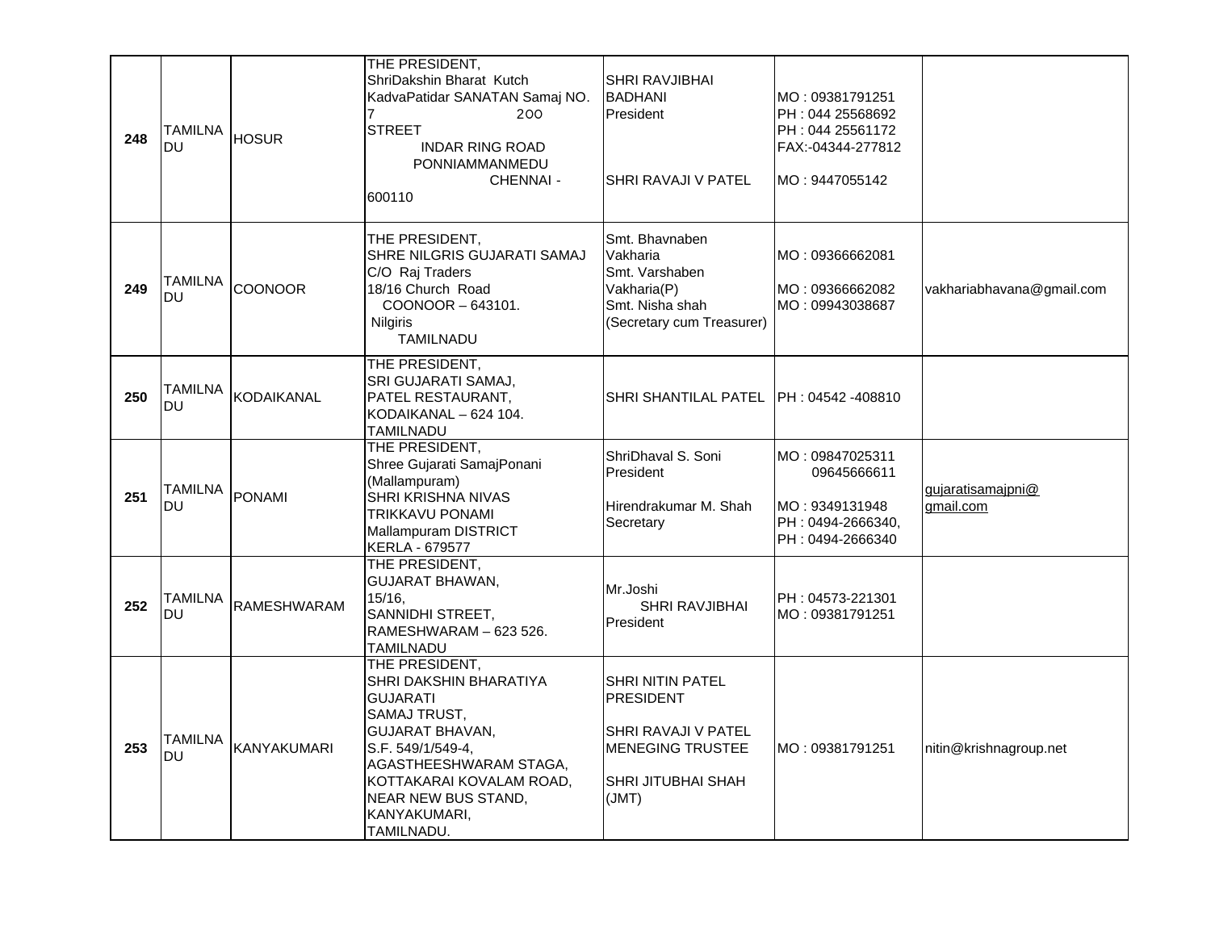| | | | | | | |
|---|---|---|---|---|---|---|
| **248** | TAMILNADU | HOSUR | THE PRESIDENT,<br>ShriDakshin Bharat Kutch KadvaPatidar SANATAN Samaj NO. 7 200 STREET<br>INDAR RING ROAD<br>PONNIAMMANMEDU<br>CHENNAI - 600110 | SHRI RAVJIBHAI BADHANI<br>President<br><br>SHRI RAVAJI V PATEL | MO : 09381791251<br>PH : 044 25568692<br>PH : 044 25561172<br>FAX:-04344-277812<br><br>MO : 9447055142 | |
| **249** | TAMILNADU | COONOOR | THE PRESIDENT,<br>SHRE NILGRIS GUJARATI SAMAJ<br>C/O Raj Traders<br>18/16 Church Road<br>COONOOR – 643101.<br>Nilgiris<br>TAMILNADU | Smt. Bhavnaben Vakharia<br>Smt. Varshaben Vakharia(P)<br>Smt. Nisha shah (Secretary cum Treasurer) | MO : 09366662081<br><br>MO : 09366662082<br>MO : 09943038687 | vakhariabhavana@gmail.com |
| **250** | TAMILNADU | KODAIKANAL | THE PRESIDENT,<br>SRI GUJARATI SAMAJ,<br>PATEL RESTAURANT,<br>KODAIKANAL – 624 104.<br>TAMILNADU | SHRI SHANTILAL PATEL | PH : 04542 -408810 | |
| **251** | TAMILNADU | PONAMI | THE PRESIDENT,<br>Shree Gujarati SamajPonani (Mallampuram)<br>SHRI KRISHNA NIVAS<br>TRIKKAVU PONAMI<br>Mallampuram DISTRICT<br>KERLA - 679577 | ShriDhaval S. Soni<br>President<br><br>Hirendrakumar M. Shah<br>Secretary | MO : 09847025311<br>09645666611<br><br>MO : 9349131948<br>PH : 0494-2666340,<br>PH : 0494-2666340 | gujaratisamajpni@gmail.com |
| **252** | TAMILNADU | RAMESHWARAM | THE PRESIDENT,<br>GUJARAT BHAWAN,<br>15/16,<br>SANNIDHI STREET,<br>RAMESHWARAM – 623 526.<br>TAMILNADU | Mr.Joshi<br>SHRI RAVJIBHAI<br>President | PH : 04573-221301<br>MO : 09381791251 | |
| **253** | TAMILNADU | KANYAKUMARI | THE PRESIDENT,<br>SHRI DAKSHIN BHARATIYA GUJARATI<br>SAMAJ TRUST,<br>GUJARAT BHAVAN,<br>S.F. 549/1/549-4,<br>AGASTHEESHWARAM STAGA,<br>KOTTAKARAI KOVALAM ROAD,<br>NEAR NEW BUS STAND,<br>KANYAKUMARI,<br>TAMILNADU. | SHRI NITIN PATEL<br>PRESIDENT<br><br>SHRI RAVAJI V PATEL<br>MENEGING TRUSTEE<br><br>SHRI JITUBHAI SHAH (JMT) | MO : 09381791251 | nitin@krishnagroup.net |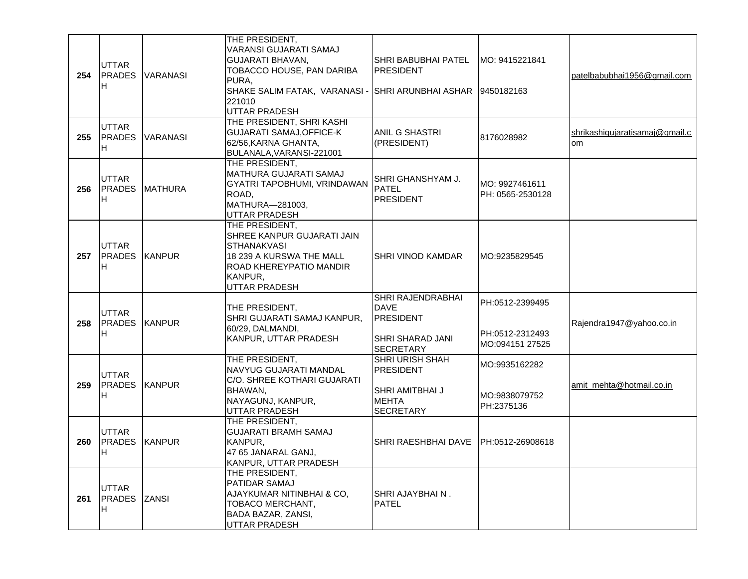| | | | | | | |
|---|---|---|---|---|---|---|
| 254 | UTTAR PRADESH | VARANASI | THE PRESIDENT, VARANSI GUJARATI SAMAJ GUJARATI BHAVAN, TOBACCO HOUSE, PAN DARIBA PURA, SHAKE SALIM FATAK, VARANASI - 221010 UTTAR PRADESH | SHRI BABUBHAI PATEL PRESIDENT<br>SHRI ARUNBHAI ASHAR | MO: 9415221841<br>9450182163 | patelbabubhai1956@gmail.com |
| 255 | UTTAR PRADESH | VARANASI | THE PRESIDENT, SHRI KASHI GUJARATI SAMAJ,OFFICE-K 62/56,KARNA GHANTA, BULANALA,VARANSI-221001 | ANIL G SHASTRI (PRESIDENT) | 8176028982 | shrikashigujaratisamaj@gmail.com |
| 256 | UTTAR PRADESH | MATHURA | THE PRESIDENT, MATHURA GUJARATI SAMAJ GYATRI TAPOBHUMI, VRINDAWAN ROAD, MATHURA—281003, UTTAR PRADESH | SHRI GHANSHYAM J. PATEL PRESIDENT | MO: 9927461611<br>PH: 0565-2530128 | |
| 257 | UTTAR PRADESH | KANPUR | THE PRESIDENT, SHREE KANPUR GUJARATI JAIN STHANAKVASI 18 239 A KURSWA THE MALL ROAD KHEREYPATIO MANDIR KANPUR, UTTAR PRADESH | SHRI VINOD KAMDAR | MO:9235829545 | |
| 258 | UTTAR PRADESH | KANPUR | THE PRESIDENT, SHRI GUJARATI SAMAJ KANPUR, 60/29, DALMANDI, KANPUR, UTTAR PRADESH | SHRI RAJENDRABHAI DAVE PRESIDENT<br>SHRI SHARAD JANI SECRETARY | PH:0512-2399495<br>PH:0512-2312493<br>MO:094151 27525 | Rajendra1947@yahoo.co.in |
| 259 | UTTAR PRADESH | KANPUR | THE PRESIDENT, NAVYUG GUJARATI MANDAL C/O. SHREE KOTHARI GUJARATI BHAWAN, NAYAGUNJ, KANPUR, UTTAR PRADESH | SHRI URISH SHAH PRESIDENT<br>SHRI AMITBHAI J MEHTA SECRETARY | MO:9935162282<br>MO:9838079752<br>PH:2375136 | amit_mehta@hotmail.co.in |
| 260 | UTTAR PRADESH | KANPUR | THE PRESIDENT, GUJARATI BRAMH SAMAJ KANPUR, 47 65 JANARAL GANJ, KANPUR, UTTAR PRADESH | SHRI RAESHBHAI DAVE | PH:0512-26908618 | |
| 261 | UTTAR PRADESH | ZANSI | THE PRESIDENT, PATIDAR SAMAJ AJAYKUMAR NITINBHAI & CO, TOBACO MERCHANT, BADA BAZAR, ZANSI, UTTAR PRADESH | SHRI AJAYBHAI N . PATEL | | |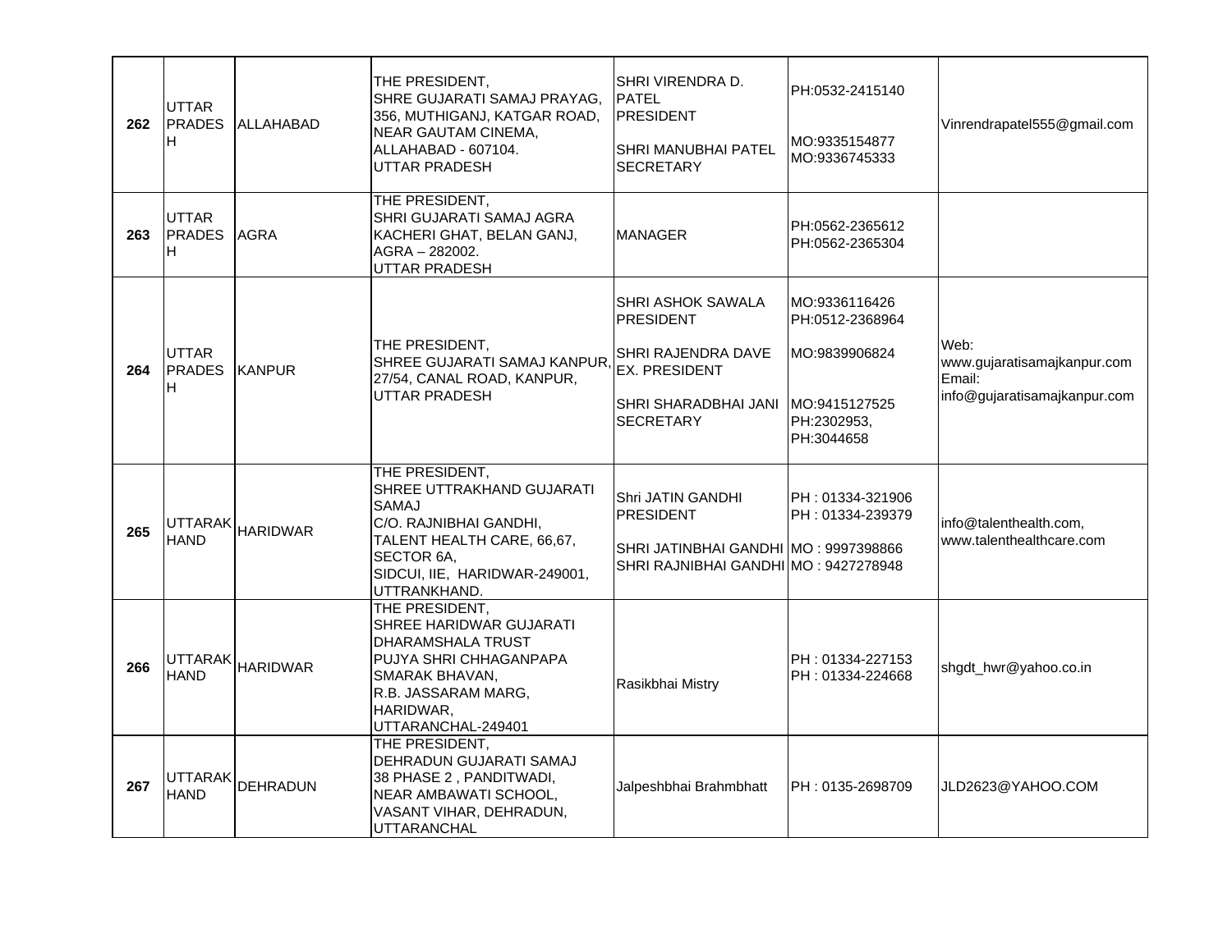| 262 | UTTAR PRADESH | ALLAHABAD | THE PRESIDENT,<br>SHRE GUJARATI SAMAJ PRAYAG,<br>356, MUTHIGANJ, KATGAR ROAD,<br>NEAR GAUTAM CINEMA,<br>ALLAHABAD - 607104.<br>UTTAR PRADESH | SHRI VIRENDRA D. PATEL<br>PRESIDENT<br><br>SHRI MANUBHAI PATEL<br>SECRETARY | PH:0532-2415140<br><br>MO:9335154877<br>MO:9336745333 | Vinrendrapatel555@gmail.com |
|---|---|---|---|---|---|---|
| 263 | UTTAR PRADESH | AGRA | THE PRESIDENT,<br>SHRI GUJARATI SAMAJ AGRA<br>KACHERI GHAT, BELAN GANJ,<br>AGRA – 282002.<br>UTTAR PRADESH | MANAGER | PH:0562-2365612<br>PH:0562-2365304 | |
| 264 | UTTAR PRADESH | KANPUR | THE PRESIDENT,<br>SHREE GUJARATI SAMAJ KANPUR,<br>27/54, CANAL ROAD, KANPUR,<br>UTTAR PRADESH | SHRI ASHOK SAWALA<br>PRESIDENT<br><br>SHRI RAJENDRA DAVE<br>EX. PRESIDENT<br><br>SHRI SHARADBHAI JANI<br>SECRETARY | MO:9336116426<br>PH:0512-2368964<br><br>MO:9839906824<br><br>MO:9415127525<br>PH:2302953,<br>PH:3044658 | Web:<br>www.gujaratisamajkanpur.com<br>Email:<br>info@gujaratisamajkanpur.com |
| 265 | UTTARAKHAND | HARIDWAR | THE PRESIDENT,<br>SHREE UTTRAKHAND GUJARATI SAMAJ<br>C/O. RAJNIBHAI GANDHI,<br>TALENT HEALTH CARE, 66,67,<br>SECTOR 6A,<br>SIDCUI, IIE, HARIDWAR-249001,<br>UTTRANKHAND. | Shri JATIN GANDHI<br>PRESIDENT<br><br>SHRI JATINBHAI GANDHI<br>SHRI RAJNIBHAI GANDHI | PH : 01334-321906<br>PH : 01334-239379<br><br>MO : 9997398866<br>MO : 9427278948 | info@talenthealth.com,<br>www.talenthealthcare.com |
| 266 | UTTARAKHAND | HARIDWAR | THE PRESIDENT,<br>SHREE HARIDWAR GUJARATI<br>DHARAMSHALA TRUST<br>PUJYA SHRI CHHAGANPAPA<br>SMARAK BHAVAN,<br>R.B. JASSARAM MARG,<br>HARIDWAR,<br>UTTARANCHAL-249401 | Rasikbhai Mistry | PH : 01334-227153<br>PH : 01334-224668 | shgdt_hwr@yahoo.co.in |
| 267 | UTTARAKHAND | DEHRADUN | THE PRESIDENT,<br>DEHRADUN GUJARATI SAMAJ<br>38 PHASE 2 , PANDITWADI,<br>NEAR AMBAWATI SCHOOL,<br>VASANT VIHAR, DEHRADUN,<br>UTTARANCHAL | Jalpeshbhai Brahmbhatt | PH : 0135-2698709 | JLD2623@YAHOO.COM |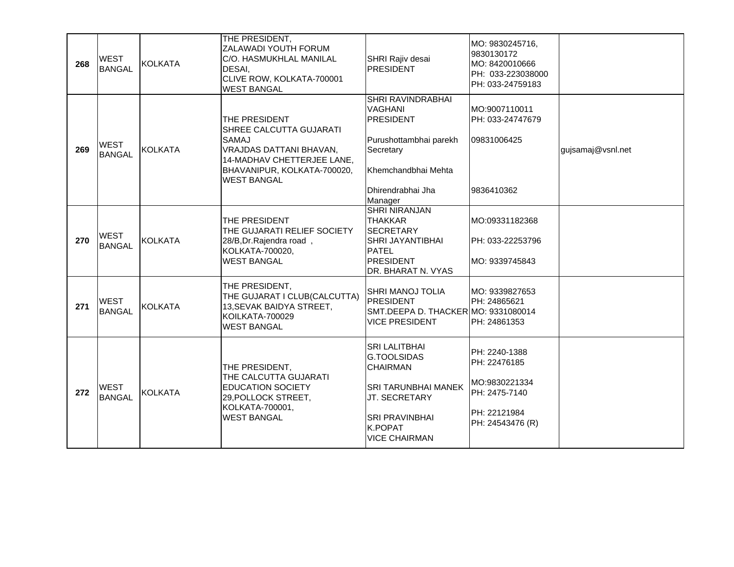| 268 | WEST BANGAL | KOLKATA | THE PRESIDENT,<br>ZALAWADI YOUTH FORUM<br>C/O. HASMUKHLAL MANILAL DESAI,<br>CLIVE ROW, KOLKATA-700001<br>WEST BANGAL | SHRI Rajiv desai<br>PRESIDENT | MO: 9830245716,<br>9830130172<br>MO: 8420010666<br>PH: 033-223038000<br>PH: 033-24759183 | |
|---|---|---|---|---|---|---|
| 269 | WEST BANGAL | KOLKATA | THE PRESIDENT<br>SHREE CALCUTTA GUJARATI SAMAJ<br>VRAJDAS DATTANI BHAVAN,<br>14-MADHAV CHETTERJEE LANE,<br>BHAVANIPUR, KOLKATA-700020,<br>WEST BANGAL | SHRI RAVINDRABHAI VAGHANI<br>PRESIDENT<br><br>Purushottambhai parekh<br>Secretary<br><br>Khemchandbhai Mehta<br><br>Dhirendrabhai Jha<br>Manager | MO:9007110011<br>PH: 033-24747679<br><br>09831006425<br><br><br><br>9836410362 | gujsamaj@vsnl.net |
| 270 | WEST BANGAL | KOLKATA | THE PRESIDENT<br>THE GUJARATI RELIEF SOCIETY<br>28/B,Dr.Rajendra road ,<br>KOLKATA-700020,<br>WEST BANGAL | SHRI NIRANJAN THAKKAR<br>SECRETARY<br>SHRI JAYANTIBHAI PATEL<br>PRESIDENT<br>DR. BHARAT N. VYAS | MO:09331182368<br><br>PH: 033-22253796<br><br>MO: 9339745843 | |
| 271 | WEST BANGAL | KOLKATA | THE PRESIDENT,<br>THE GUJARAT I CLUB(CALCUTTA)<br>13,SEVAK BAIDYA STREET,<br>KOILKATA-700029<br>WEST BANGAL | SHRI MANOJ TOLIA<br>PRESIDENT<br>SMT.DEEPA D. THACKER<br>VICE PRESIDENT | MO: 9339827653<br>PH: 24865621<br>MO: 9331080014<br>PH: 24861353 | |
| 272 | WEST BANGAL | KOLKATA | THE PRESIDENT,<br>THE CALCUTTA GUJARATI EDUCATION SOCIETY<br>29,POLLOCK STREET,<br>KOLKATA-700001,<br>WEST BANGAL | SRI LALITBHAI G.TOOLSIDAS<br>CHAIRMAN<br><br>SRI TARUNBHAI MANEK<br>JT. SECRETARY<br><br>SRI PRAVINBHAI K.POPAT<br>VICE CHAIRMAN | PH: 2240-1388<br>PH: 22476185<br><br>MO:9830221334<br>PH: 2475-7140<br><br>PH: 22121984<br>PH: 24543476 (R) | |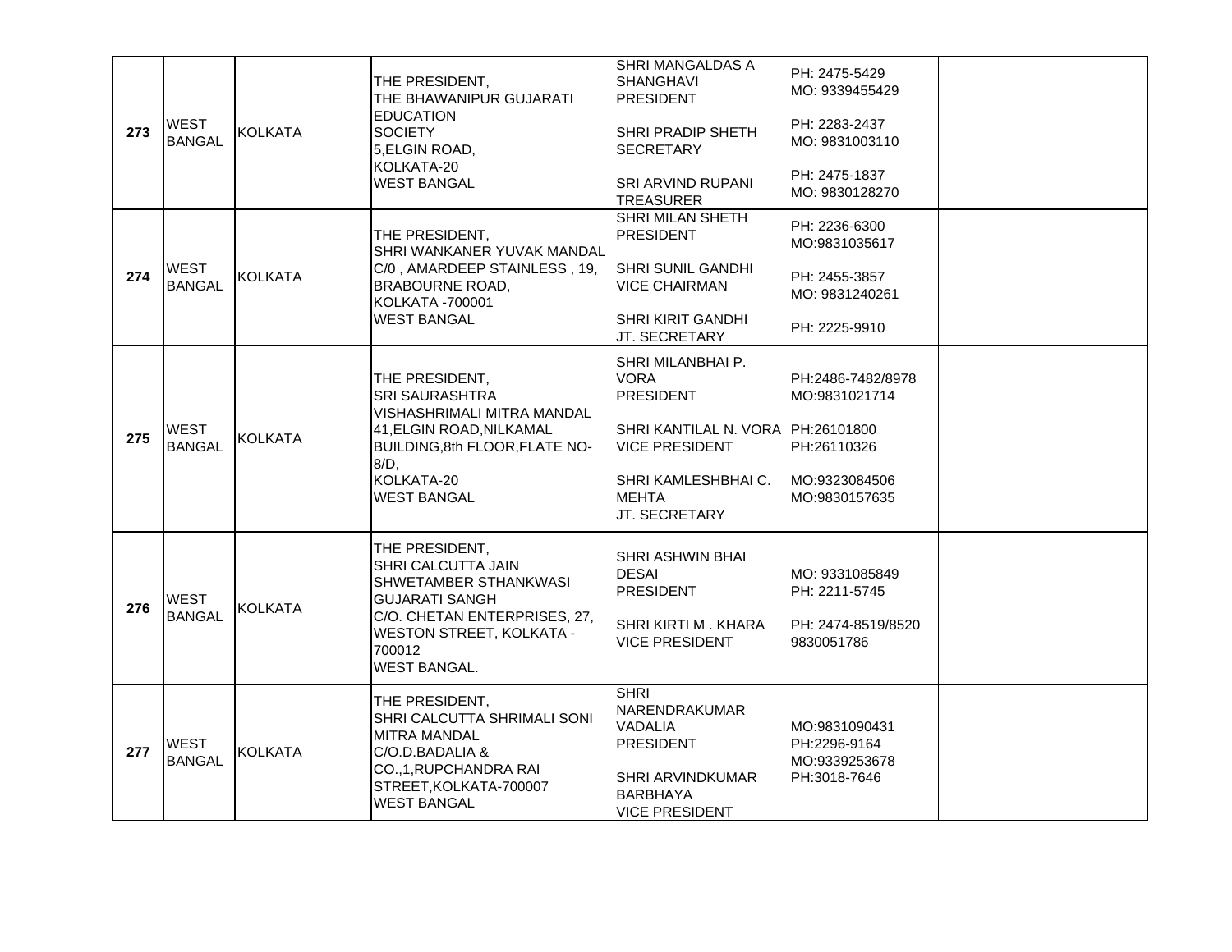| 273 | WEST BANGAL | KOLKATA | THE PRESIDENT,<br>THE BHAWANIPUR GUJARATI EDUCATION SOCIETY<br>5,ELGIN ROAD,<br>KOLKATA-20<br>WEST BANGAL | SHRI MANGALDAS A SHANGHAVI<br>PRESIDENT<br><br>SHRI PRADIP SHETH<br>SECRETARY<br><br>SRI ARVIND RUPANI<br>TREASURER | PH: 2475-5429<br>MO: 9339455429<br><br>PH: 2283-2437<br>MO: 9831003110<br><br>PH: 2475-1837<br>MO: 9830128270 | |
|---|---|---|---|---|---|---|
| 274 | WEST BANGAL | KOLKATA | THE PRESIDENT,<br>SHRI WANKANER YUVAK MANDAL<br>C/0 , AMARDEEP STAINLESS , 19, BRABOURNE ROAD,<br>KOLKATA -700001<br>WEST BANGAL | SHRI MILAN SHETH<br>PRESIDENT<br><br>SHRI SUNIL GANDHI<br>VICE CHAIRMAN<br><br>SHRI KIRIT GANDHI<br>JT. SECRETARY | PH: 2236-6300<br>MO:9831035617<br><br>PH: 2455-3857<br>MO: 9831240261<br><br>PH: 2225-9910 | |
| 275 | WEST BANGAL | KOLKATA | THE PRESIDENT,<br>SRI SAURASHTRA VISHASHRIMALI MITRA MANDAL<br>41,ELGIN ROAD,NILKAMAL BUILDING,8th FLOOR,FLATE NO-8/D,<br>KOLKATA-20<br>WEST BANGAL | SHRI MILANBHAI P. VORA<br>PRESIDENT<br><br>SHRI KANTILAL N. VORA<br>VICE PRESIDENT<br><br>SHRI KAMLESHBHAI C. MEHTA<br>JT. SECRETARY | PH:2486-7482/8978<br>MO:9831021714<br><br>PH:26101800<br>PH:26110326<br><br>MO:9323084506<br>MO:9830157635 | |
| 276 | WEST BANGAL | KOLKATA | THE PRESIDENT,<br>SHRI CALCUTTA JAIN SHWETAMBER STHANKWASI GUJARATI SANGH<br>C/O. CHETAN ENTERPRISES, 27, WESTON STREET, KOLKATA - 700012<br>WEST BANGAL. | SHRI ASHWIN BHAI DESAI<br>PRESIDENT<br><br>SHRI KIRTI M . KHARA<br>VICE PRESIDENT | MO: 9331085849<br>PH: 2211-5745<br><br>PH: 2474-8519/8520<br>9830051786 | |
| 277 | WEST BANGAL | KOLKATA | THE PRESIDENT,<br>SHRI CALCUTTA SHRIMALI SONI MITRA MANDAL<br>C/O.D.BADALIA & CO.,1,RUPCHANDRA RAI STREET,KOLKATA-700007<br>WEST BANGAL | SHRI NARENDRAKUMAR VADALIA<br>PRESIDENT<br><br>SHRI ARVINDKUMAR BARBHAYA<br>VICE PRESIDENT | MO:9831090431<br>PH:2296-9164<br>MO:9339253678<br>PH:3018-7646 | |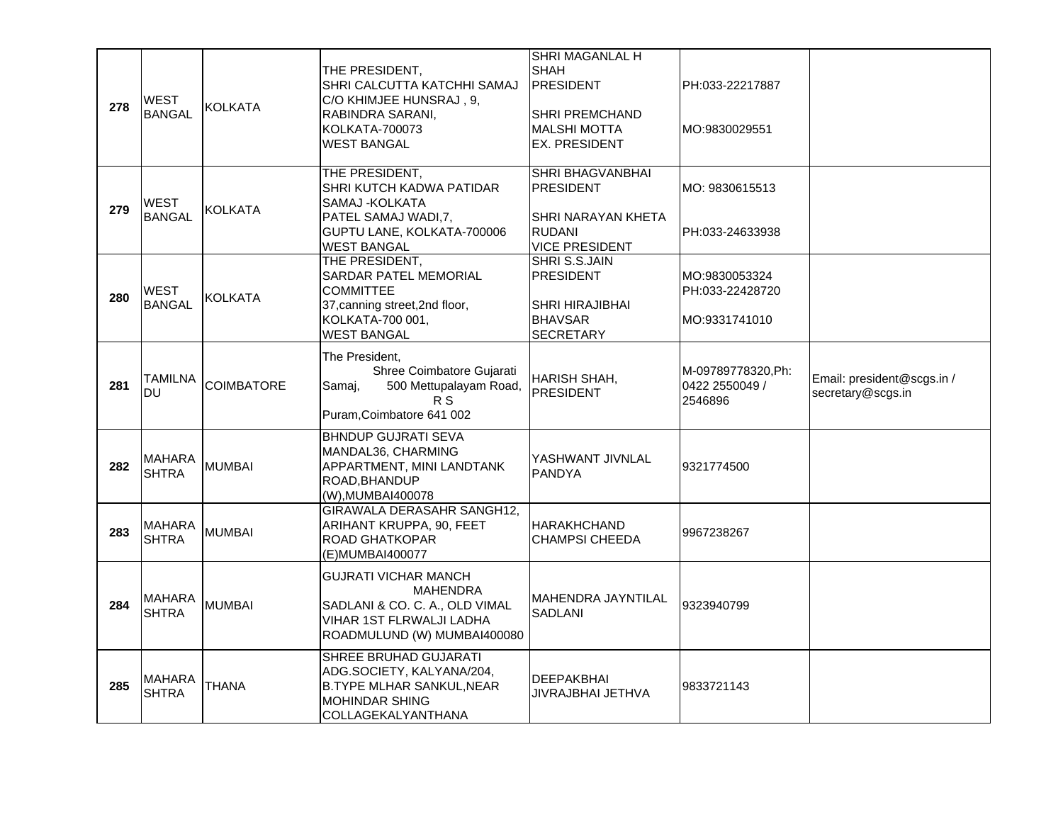| 278 | WEST BANGAL | KOLKATA | THE PRESIDENT,<br>SHRI CALCUTTA KATCHHI SAMAJ<br>C/O KHIMJEE HUNSRAJ , 9,<br>RABINDRA SARANI,<br>KOLKATA-700073<br>WEST BANGAL | SHRI MAGANLAL H SHAH<br>PRESIDENT<br><br>SHRI PREMCHAND MALSHI MOTTA<br>EX. PRESIDENT | PH:033-22217887<br><br>MO:9830029551 | |
|---|---|---|---|---|---|---|
| 279 | WEST BANGAL | KOLKATA | THE PRESIDENT,<br>SHRI KUTCH KADWA PATIDAR SAMAJ -KOLKATA<br>PATEL SAMAJ WADI,7,<br>GUPTU LANE, KOLKATA-700006<br>WEST BANGAL | SHRI BHAGVANBHAI<br>PRESIDENT<br><br>SHRI NARAYAN KHETA RUDANI<br>VICE PRESIDENT | MO: 9830615513<br><br>PH:033-24633938 | |
| 280 | WEST BANGAL | KOLKATA | THE PRESIDENT,<br>SARDAR PATEL MEMORIAL COMMITTEE<br>37,canning street,2nd floor,<br>KOLKATA-700 001,<br>WEST BANGAL | SHRI S.S.JAIN<br>PRESIDENT<br><br>SHRI HIRAJIBHAI BHAVSAR<br>SECRETARY | MO:9830053324<br>PH:033-22428720<br><br>MO:9331741010 | |
| 281 | TAMILNADU | COIMBATORE | The President,<br>Shree Coimbatore Gujarati Samaj, 500 Mettupalayam Road, R S Puram,Coimbatore 641 002 | HARISH SHAH,<br>PRESIDENT | M-09789778320,Ph: 0422 2550049 / 2546896 | Email: president@scgs.in / secretary@scgs.in |
| 282 | MAHARASHTRA | MUMBAI | BHNDUP GUJRATI SEVA MANDAL36, CHARMING APPARTMENT, MINI LANDTANK ROAD,BHANDUP (W),MUMBAI400078 | YASHWANT JIVNLAL PANDYA | 9321774500 | |
| 283 | MAHARASHTRA | MUMBAI | GIRAWALA DERASAHR SANGH12, ARIHANT KRUPPA, 90, FEET ROAD GHATKOPAR (E)MUMBAI400077 | HARAKHCHAND CHAMPSI CHEEDA | 9967238267 | |
| 284 | MAHARASHTRA | MUMBAI | GUJRATI VICHAR MANCH<br>MAHENDRA SADLANI & CO. C. A., OLD VIMAL VIHAR 1ST FLRWALJI LADHA ROADMULUND (W) MUMBAI400080 | MAHENDRA JAYNTILAL SADLANI | 9323940799 | |
| 285 | MAHARASHTRA | THANA | SHREE BRUHAD GUJARATI ADG.SOCIETY, KALYANA/204, B.TYPE MLHAR SANKUL,NEAR MOHINDAR SHING COLLAGEKALYANTHANA | DEEPAKBHAI JIVRAJBHAI JETHVA | 9833721143 | |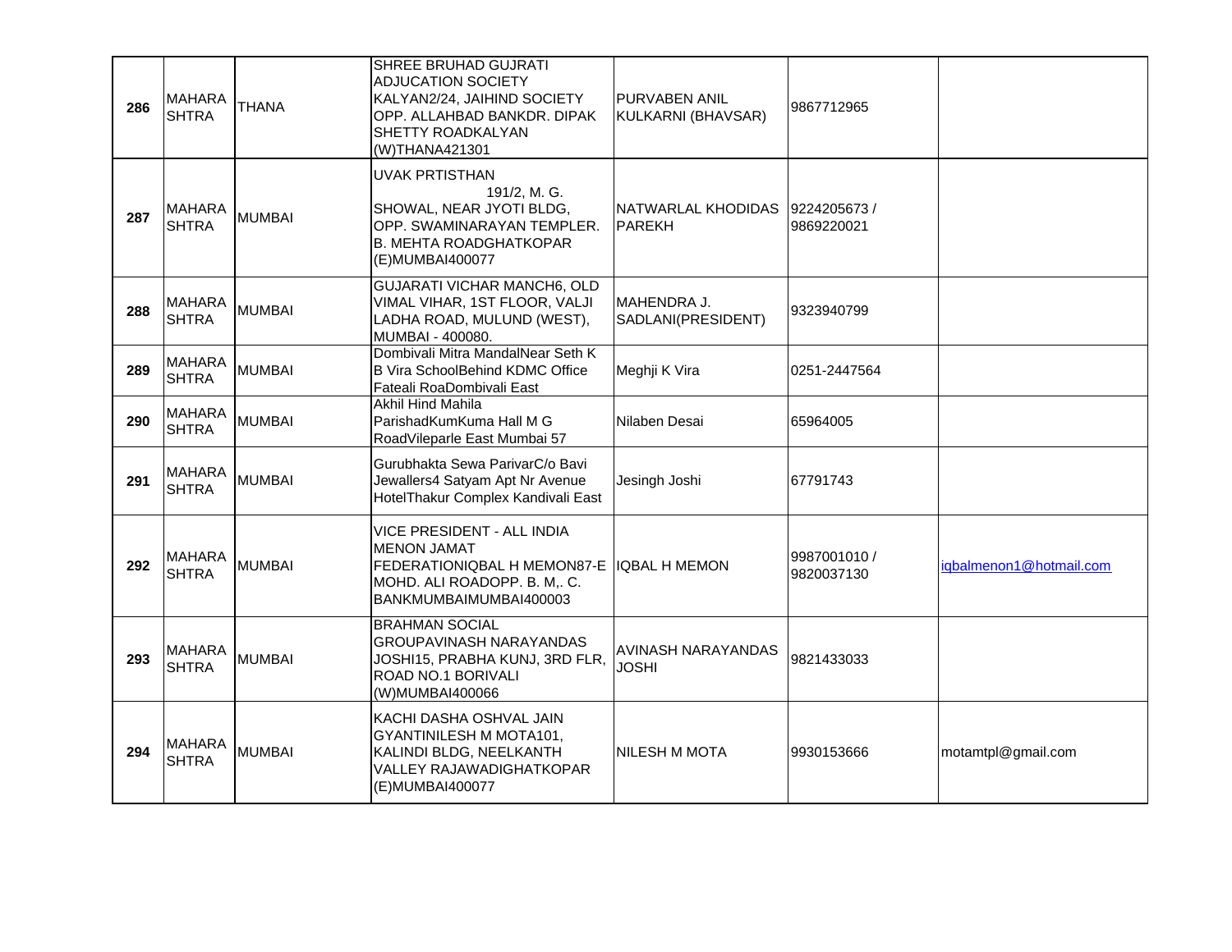| | | | | | | |
|---|---|---|---|---|---|---|
| 286 | MAHARASHTRA | THANA | SHREE BRUHAD GUJRATI ADJUCATION SOCIETY KALYAN2/24, JAIHIND SOCIETY OPP. ALLAHBAD BANKDR. DIPAK SHETTY ROADKALYAN (W)THANA421301 | PURVABEN ANIL KULKARNI (BHAVSAR) | 9867712965 | |
| 287 | MAHARASHTRA | MUMBAI | UVAK PRTISTHAN 191/2, M. G. SHOWAL, NEAR JYOTI BLDG, OPP. SWAMINARAYAN TEMPLER. B. MEHTA ROADGHATKOPAR (E)MUMBAI400077 | NATWARLAL KHODIDAS PAREKH | 9224205673 / 9869220021 | |
| 288 | MAHARASHTRA | MUMBAI | GUJARATI VICHAR MANCH6, OLD VIMAL VIHAR, 1ST FLOOR, VALJI LADHA ROAD, MULUND (WEST), MUMBAI - 400080. | MAHENDRA J. SADLANI(PRESIDENT) | 9323940799 | |
| 289 | MAHARASHTRA | MUMBAI | Dombivali Mitra MandalNear Seth K B Vira SchoolBehind KDMC Office Fateali RoaDombivali East | Meghji K Vira | 0251-2447564 | |
| 290 | MAHARASHTRA | MUMBAI | Akhil Hind Mahila ParishadKumKuma Hall M G RoadVileparle East Mumbai 57 | Nilaben Desai | 65964005 | |
| 291 | MAHARASHTRA | MUMBAI | Gurubhakta Sewa ParivarC/o Bavi Jewallers4 Satyam Apt Nr Avenue HotelThakur Complex Kandivali East | Jesingh Joshi | 67791743 | |
| 292 | MAHARASHTRA | MUMBAI | VICE PRESIDENT - ALL INDIA MENON JAMAT FEDERATIONIQBAL H MEMON87-E MOHD. ALI ROADOPP. B. M,. C. BANKMUMBAIMUMBAI400003 | IQBAL H MEMON | 9987001010 / 9820037130 | iqbalmenon1@hotmail.com |
| 293 | MAHARASHTRA | MUMBAI | BRAHMAN SOCIAL GROUPAVINASH NARAYANDAS JOSHI15, PRABHA KUNJ, 3RD FLR, ROAD NO.1 BORIVALI (W)MUMBAI400066 | AVINASH NARAYANDAS JOSHI | 9821433033 | |
| 294 | MAHARASHTRA | MUMBAI | KACHI DASHA OSHVAL JAIN GYANTINILESH M MOTA101, KALINDI BLDG, NEELKANTH VALLEY RAJAWADIGHATKOPAR (E)MUMBAI400077 | NILESH M MOTA | 9930153666 | motamtpl@gmail.com |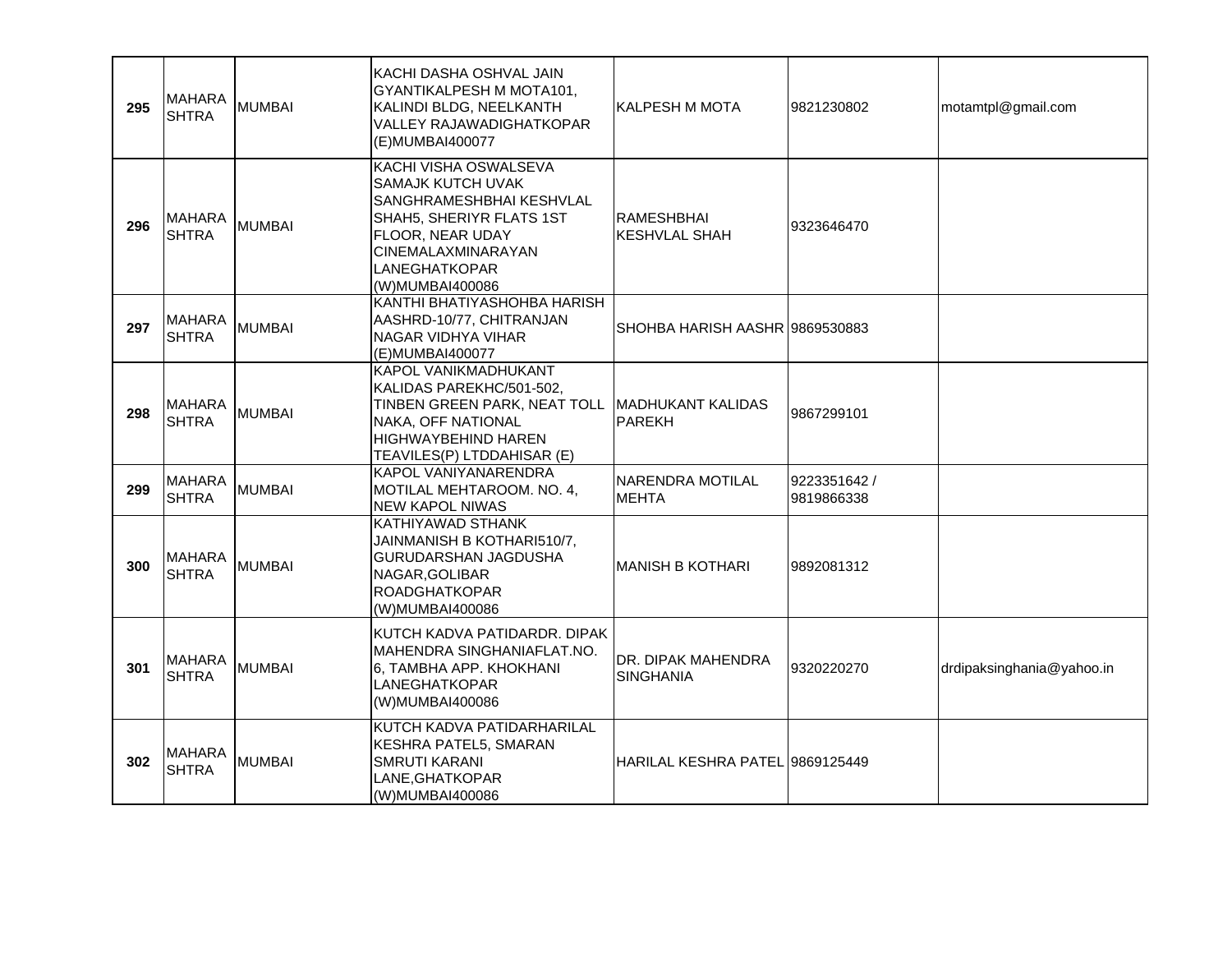| 295 | MAHARA SHTRA | MUMBAI | KACHI DASHA OSHVAL JAIN GYANTIKALPESH M MOTA101, KALINDI BLDG, NEELKANTH VALLEY RAJAWADIGHATKOPAR (E)MUMBAI400077 | KALPESH M MOTA | 9821230802 | motamtpl@gmail.com |
|---|---|---|---|---|---|---|
| 296 | MAHARA SHTRA | MUMBAI | KACHI VISHA OSWALSEVA SAMAJK KUTCH UVAK SANGHRAMESHBHAI KESHVLAL SHAH5, SHERIYR FLATS 1ST FLOOR, NEAR UDAY CINEMALAXMINARAYAN LANEGHATKOPAR (W)MUMBAI400086 | RAMESHBHAI KESHVLAL SHAH | 9323646470 | |
| 297 | MAHARA SHTRA | MUMBAI | KANTHI BHATIYASHOBHA HARISH AASHRD-10/77, CHITRANJAN NAGAR VIDHYA VIHAR (E)MUMBAI400077 | SHOHBA HARISH AASHR | 9869530883 | |
| 298 | MAHARA SHTRA | MUMBAI | KAPOL VANIKMADHUKANT KALIDAS PAREKHC/501-502, TINBEN GREEN PARK, NEAT TOLL NAKA, OFF NATIONAL HIGHWAYBEHIND HAREN TEAVILES(P) LTDDAHISAR (E) | MADHUKANT KALIDAS PAREKH | 9867299101 | |
| 299 | MAHARA SHTRA | MUMBAI | KAPOL VANIYANARENDRA MOTILAL MEHTAROOM. NO. 4, NEW KAPOL NIWAS | NARENDRA MOTILAL MEHTA | 9223351642 / 9819866338 | |
| 300 | MAHARA SHTRA | MUMBAI | KATHIYAWAD STHANK JAINMANISH B KOTHARI510/7, GURUDARSHAN JAGDUSHA NAGAR,GOLIBAR ROADGHATKOPAR (W)MUMBAI400086 | MANISH B KOTHARI | 9892081312 | |
| 301 | MAHARA SHTRA | MUMBAI | KUTCH KADVA PATIDARDR. DIPAK MAHENDRA SINGHANIAFLAT.NO. 6, TAMBHA APP. KHOKHANI LANEGHATKOPAR (W)MUMBAI400086 | DR. DIPAK MAHENDRA SINGHANIA | 9320220270 | drdipaksinghania@yahoo.in |
| 302 | MAHARA SHTRA | MUMBAI | KUTCH KADVA PATIDARHARILAL KESHRA PATEL5, SMARAN SMRUTI KARANI LANE,GHATKOPAR (W)MUMBAI400086 | HARILAL KESHRA PATEL | 9869125449 | |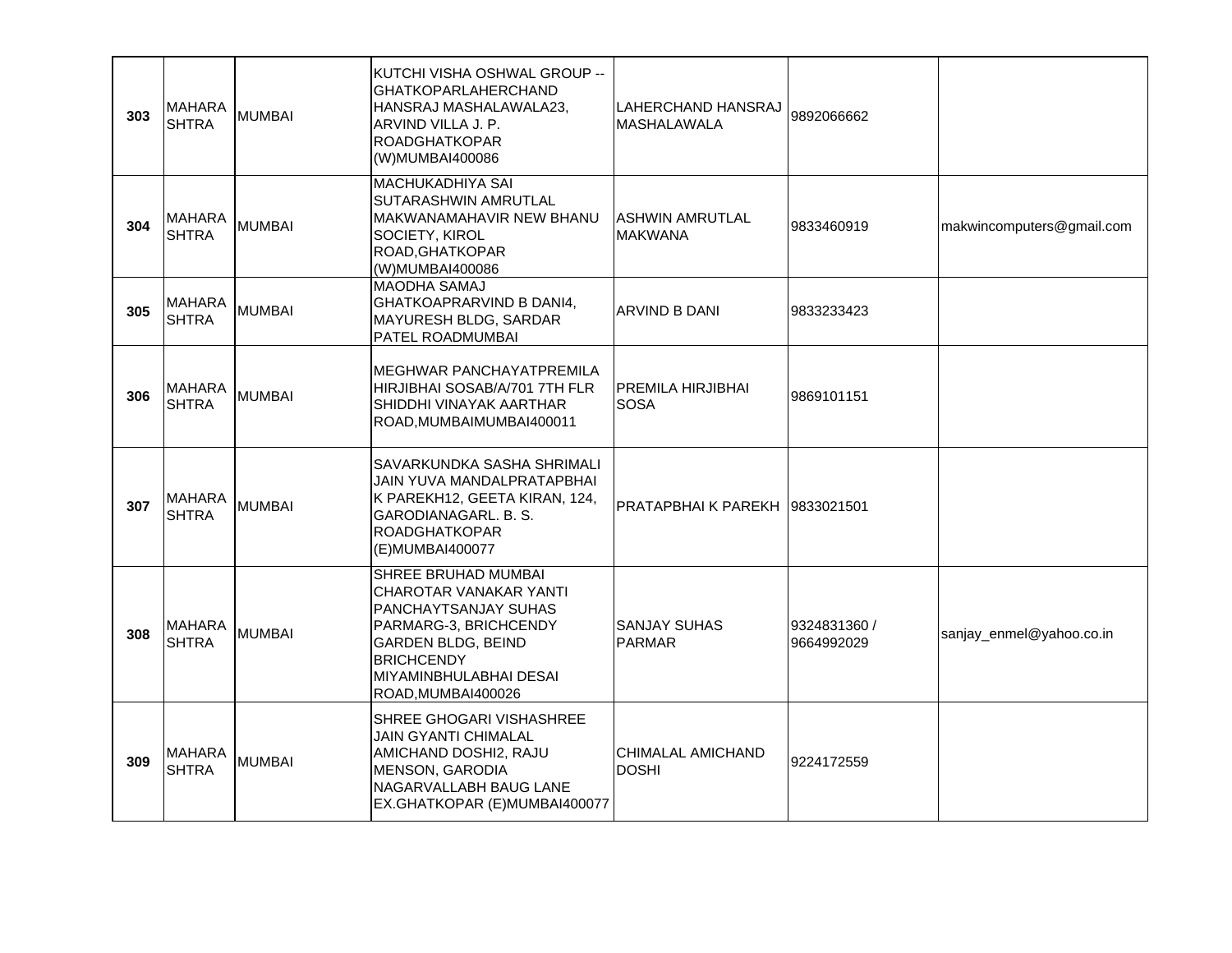| | | | | | | |
|---|---|---|---|---|---|---|
| 303 | MAHARA SHTRA | MUMBAI | KUTCHI VISHA OSHWAL GROUP --GHATKOPARLAHERCHAND HANSRAJ MASHALAWALA23, ARVIND VILLA J. P. ROADGHATKOPAR (W)MUMBAI400086 | LAHERCHAND HANSRAJ MASHALAWALA | 9892066662 | |
| 304 | MAHARA SHTRA | MUMBAI | MACHUKADHIYA SAI SUTARASHWIN AMRUTLAL MAKWANAMAHAVIR NEW BHANU SOCIETY, KIROL ROAD,GHATKOPAR (W)MUMBAI400086 | ASHWIN AMRUTLAL MAKWANA | 9833460919 | makwincomputers@gmail.com |
| 305 | MAHARA SHTRA | MUMBAI | MAODHA SAMAJ GHATKOAPRARVIND B DANI4, MAYURESH BLDG, SARDAR PATEL ROADMUMBAI | ARVIND B DANI | 9833233423 | |
| 306 | MAHARA SHTRA | MUMBAI | MEGHWAR PANCHAYATPREMILA HIRJIBHAI SOSAB/A/701 7TH FLR SHIDDHI VINAYAK AARTHAR ROAD,MUMBAIMUMBAI400011 | PREMILA HIRJIBHAI SOSA | 9869101151 | |
| 307 | MAHARA SHTRA | MUMBAI | SAVARKUNDKA SASHA SHRIMALI JAIN YUVA MANDALPRATAPBHAI K PAREKH12, GEETA KIRAN, 124, GARODIANAGARL. B. S. ROADGHATKOPAR (E)MUMBAI400077 | PRATAPBHAI K PAREKH | 9833021501 | |
| 308 | MAHARA SHTRA | MUMBAI | SHREE BRUHAD MUMBAI CHAROTAR VANAKAR YANTI PANCHAYTSANJAY SUHAS PARMARG-3, BRICHCENDY GARDEN BLDG, BEIND BRICHCENDY MIYAMINBHULABHAI DESAI ROAD,MUMBAI400026 | SANJAY SUHAS PARMAR | 9324831360 / 9664992029 | sanjay_enmel@yahoo.co.in |
| 309 | MAHARA SHTRA | MUMBAI | SHREE GHOGARI VISHASHREE JAIN GYANTI CHIMALAL AMICHAND DOSHI2, RAJU MENSON, GARODIA NAGARVALLABH BAUG LANE EX.GHATKOPAR (E)MUMBAI400077 | CHIMALAL AMICHAND DOSHI | 9224172559 | |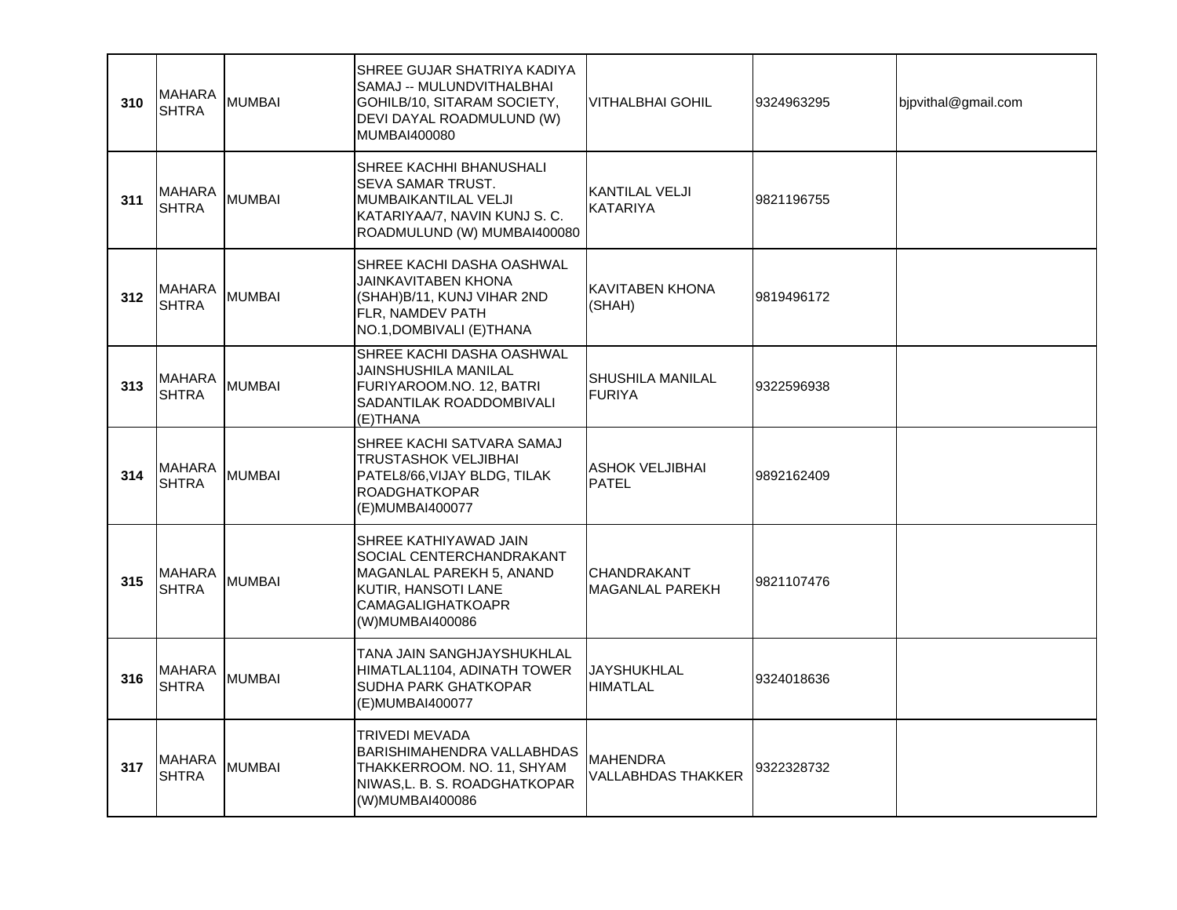| 310 | MAHARASHTRA | MUMBAI | SHREE GUJAR SHATRIYA KADIYA SAMAJ -- MULUNDVITHALBHAI GOHILB/10, SITARAM SOCIETY, DEVI DAYAL ROADMULUND (W) MUMBAI400080 | VITHALBHAI GOHIL | 9324963295 | bjpvithal@gmail.com |
|---|---|---|---|---|---|---|
| 311 | MAHARASHTRA | MUMBAI | SHREE KACHHI BHANUSHALI SEVA SAMAR TRUST. MUMBAIKANTILAL VELJI KATARIYAA/7, NAVIN KUNJ S. C. ROADMULUND (W) MUMBAI400080 | KANTILAL VELJI KATARIYA | 9821196755 | |
| 312 | MAHARASHTRA | MUMBAI | SHREE KACHI DASHA OASHWAL JAINKAVITABEN KHONA (SHAH)B/11, KUNJ VIHAR 2ND FLR, NAMDEV PATH NO.1,DOMBIVALI (E)THANA | KAVITABEN KHONA (SHAH) | 9819496172 | |
| 313 | MAHARASHTRA | MUMBAI | SHREE KACHI DASHA OASHWAL JAINSHUSHILA MANILAL FURIYAROOM.NO. 12, BATRI SADANTILAK ROADDOMBIVALI (E)THANA | SHUSHILA MANILAL FURIYA | 9322596938 | |
| 314 | MAHARASHTRA | MUMBAI | SHREE KACHI SATVARA SAMAJ TRUSTASHOK VELJIBHAI PATEL8/66,VIJAY BLDG, TILAK ROADGHATKOPAR (E)MUMBAI400077 | ASHOK VELJIBHAI PATEL | 9892162409 | |
| 315 | MAHARASHTRA | MUMBAI | SHREE KATHIYAWAD JAIN SOCIAL CENTERCHANDRAKANT MAGANLAL PAREKH 5, ANAND KUTIR, HANSOTI LANE CAMAGALIGHATKOAPR (W)MUMBAI400086 | CHANDRAKANT MAGANLAL PAREKH | 9821107476 | |
| 316 | MAHARASHTRA | MUMBAI | TANA JAIN SANGHJAYSHUKHLAL HIMATLAL1104, ADINATH TOWER SUDHA PARK GHATKOPAR (E)MUMBAI400077 | JAYSHUKHLAL HIMATLAL | 9324018636 | |
| 317 | MAHARASHTRA | MUMBAI | TRIVEDI MEVADA BARISHIMAHENDRA VALLABHDAS THAKKERROOM. NO. 11, SHYAM NIWAS,L. B. S. ROADGHATKOPAR (W)MUMBAI400086 | MAHENDRA VALLABHDAS THAKKER | 9322328732 | |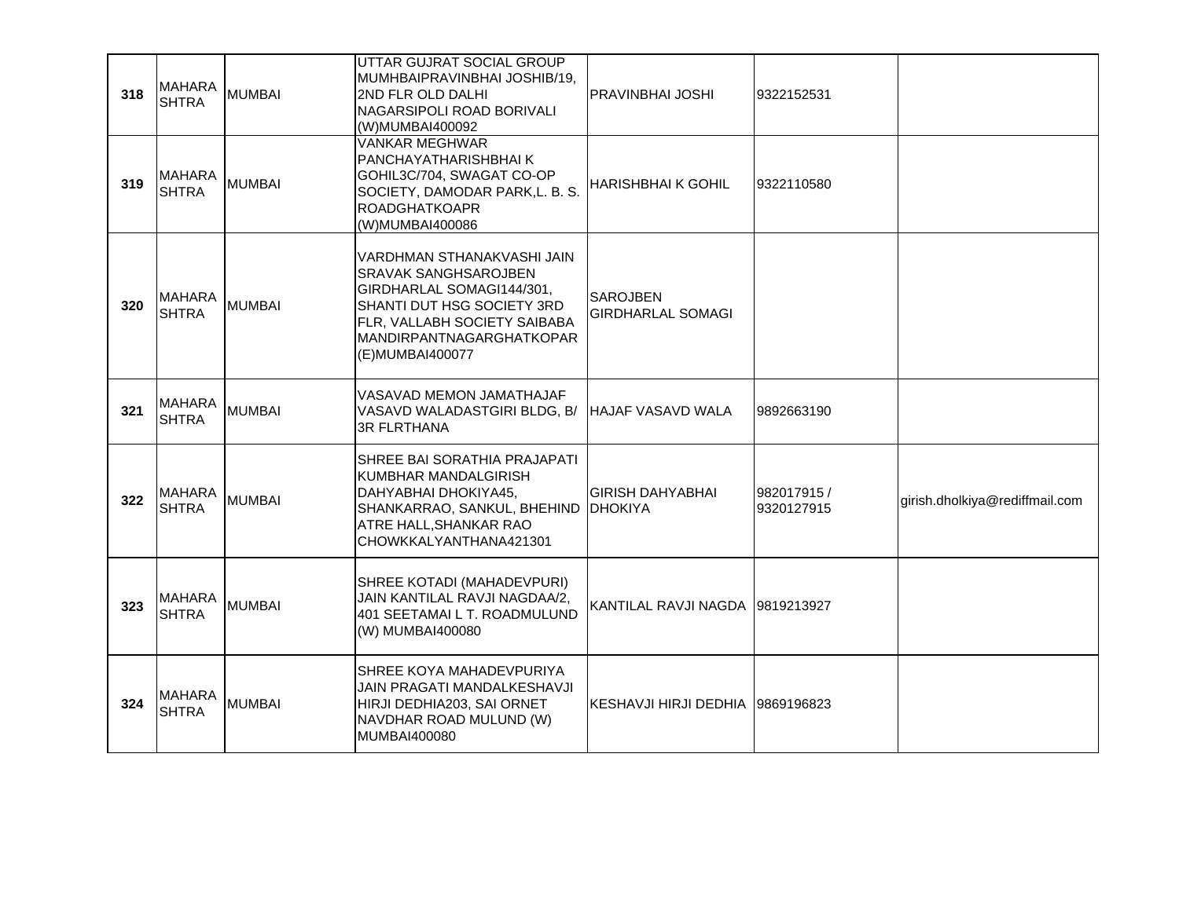| 318 | MAHARASHTRA | MUMBAI | UTTAR GUJRAT SOCIAL GROUP MUMHBAIPRAVINBHAI JOSHIB/19, 2ND FLR OLD DALHI NAGARSIPOLI ROAD BORIVALI (W)MUMBAI400092 | PRAVINBHAI JOSHI | 9322152531 | |
|---|---|---|---|---|---|---|
| 319 | MAHARASHTRA | MUMBAI | VANKAR MEGHWAR PANCHAYATHARISHBHAI K GOHIL3C/704, SWAGAT CO-OP SOCIETY, DAMODAR PARK,L. B. S. ROADGHATKOAPR (W)MUMBAI400086 | HARISHBHAI K GOHIL | 9322110580 | |
| 320 | MAHARASHTRA | MUMBAI | VARDHMAN STHANAKVASHI JAIN SRAVAK SANGHSAROJBEN GIRDHARLAL SOMAGI144/301, SHANTI DUT HSG SOCIETY 3RD FLR, VALLABH SOCIETY SAIBABA MANDIRPANTNAGARGHATKOPAR (E)MUMBAI400077 | SAROJBEN GIRDHARLAL SOMAGI | | |
| 321 | MAHARASHTRA | MUMBAI | VASAVAD MEMON JAMATHAJAF VASAVD WALADASTGIRI BLDG, B/ 3R FLRTHANA | HAJAF VASAVD WALA | 9892663190 | |
| 322 | MAHARASHTRA | MUMBAI | SHREE BAI SORATHIA PRAJAPATI KUMBHAR MANDALGIRISH DAHYABHAI DHOKIYA45, SHANKARRAO, SANKUL, BHEHIND ATRE HALL,SHANKAR RAO CHOWKKALYANTHANA421301 | GIRISH DAHYABHAI DHOKIYA | 982017915 / 9320127915 | girish.dholkiya@rediffmail.com |
| 323 | MAHARASHTRA | MUMBAI | SHREE KOTADI (MAHADEVPURI) JAIN KANTILAL RAVJI NAGDAA/2, 401 SEETAMAI L T. ROADMULUND (W) MUMBAI400080 | KANTILAL RAVJI NAGDA | 9819213927 | |
| 324 | MAHARASHTRA | MUMBAI | SHREE KOYA MAHADEVPURIYA JAIN PRAGATI MANDALKESHAVJI HIRJI DEDHIA203, SAI ORNET NAVDHAR ROAD MULUND (W) MUMBAI400080 | KESHAVJI HIRJI DEDHIA | 9869196823 | |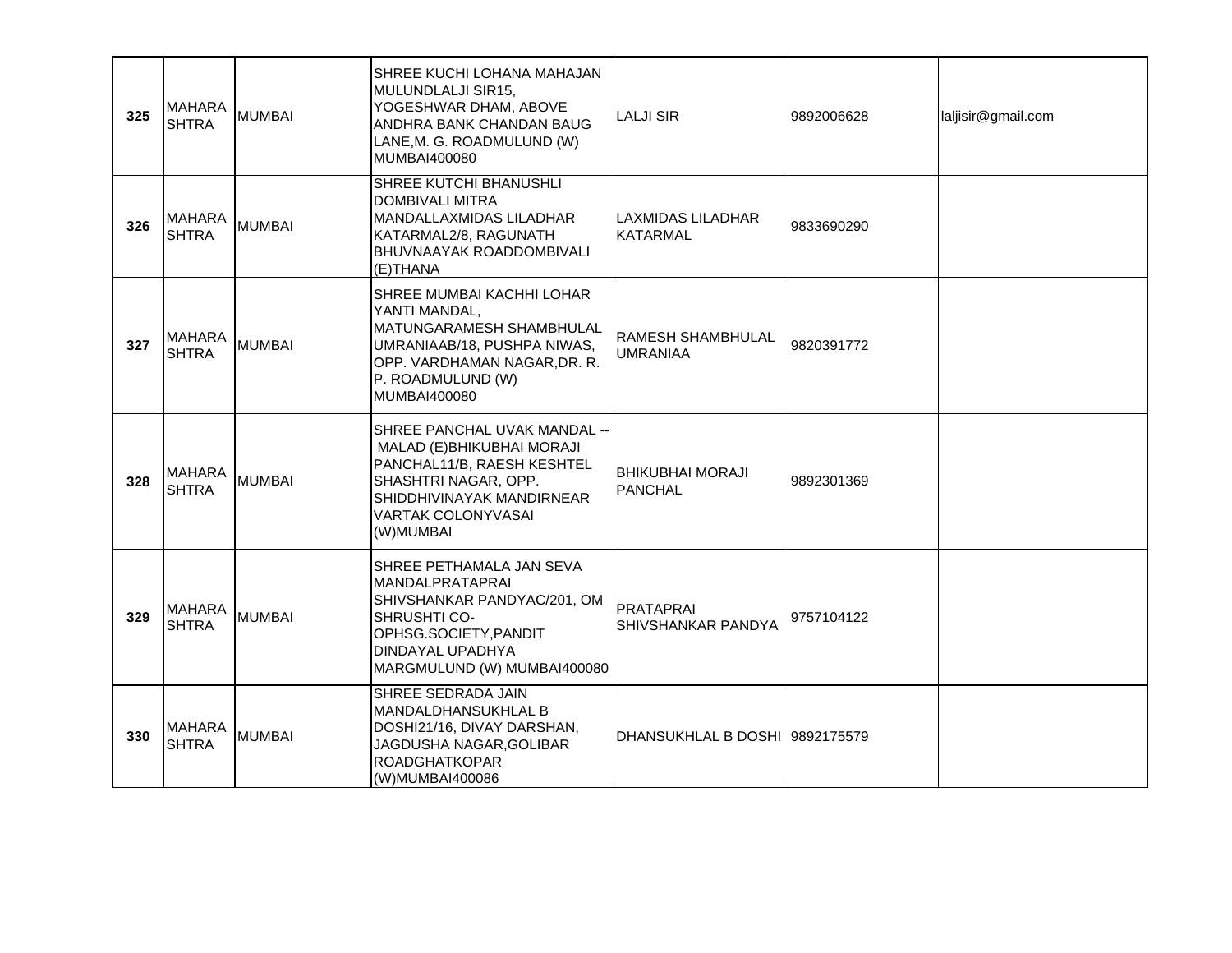| 325 | MAHARASHTRA | MUMBAI | SHREE KUCHI LOHANA MAHAJAN MULUNDLALJI SIR15, YOGESHWAR DHAM, ABOVE ANDHRA BANK CHANDAN BAUG LANE,M. G. ROADMULUND (W) MUMBAI400080 | LALJI SIR | 9892006628 | laljisir@gmail.com |
|---|---|---|---|---|---|---|
| 326 | MAHARASHTRA | MUMBAI | SHREE KUTCHI BHANUSHLI DOMBIVALI MITRA MANDALLAXMIDAS LILADHAR KATARMAL2/8, RAGUNATH BHUVNAAYAK ROADDOMBIVALI (E)THANA | LAXMIDAS LILADHAR KATARMAL | 9833690290 | |
| 327 | MAHARASHTRA | MUMBAI | SHREE MUMBAI KACHHI LOHAR YANTI MANDAL, MATUNGARAMESH SHAMBHULAL UMRANIAAB/18, PUSHPA NIWAS, OPP. VARDHAMAN NAGAR,DR. R. P. ROADMULUND (W) MUMBAI400080 | RAMESH SHAMBHULAL UMRANIAA | 9820391772 | |
| 328 | MAHARASHTRA | MUMBAI | SHREE PANCHAL UVAK MANDAL -- MALAD (E)BHIKUBHAI MORAJI PANCHAL11/B, RAESH KESHTEL SHASHTRI NAGAR, OPP. SHIDDHIVINAYAK MANDIRNEAR VARTAK COLONYVASAI (W)MUMBAI | BHIKUBHAI MORAJI PANCHAL | 9892301369 | |
| 329 | MAHARASHTRA | MUMBAI | SHREE PETHAMALA JAN SEVA MANDALPRATAPRAI SHIVSHANKAR PANDYAC/201, OM SHRUSHTI CO-OPHSG.SOCIETY,PANDIT DINDAYAL UPADHYA MARGMULUND (W) MUMBAI400080 | PRATAPRAI SHIVSHANKAR PANDYA | 9757104122 | |
| 330 | MAHARASHTRA | MUMBAI | SHREE SEDRADA JAIN MANDALDHANSUKHLAL B DOSHI21/16, DIVAY DARSHAN, JAGDUSHA NAGAR,GOLIBAR ROADGHATKOPAR (W)MUMBAI400086 | DHANSUKHLAL B DOSHI | 9892175579 | |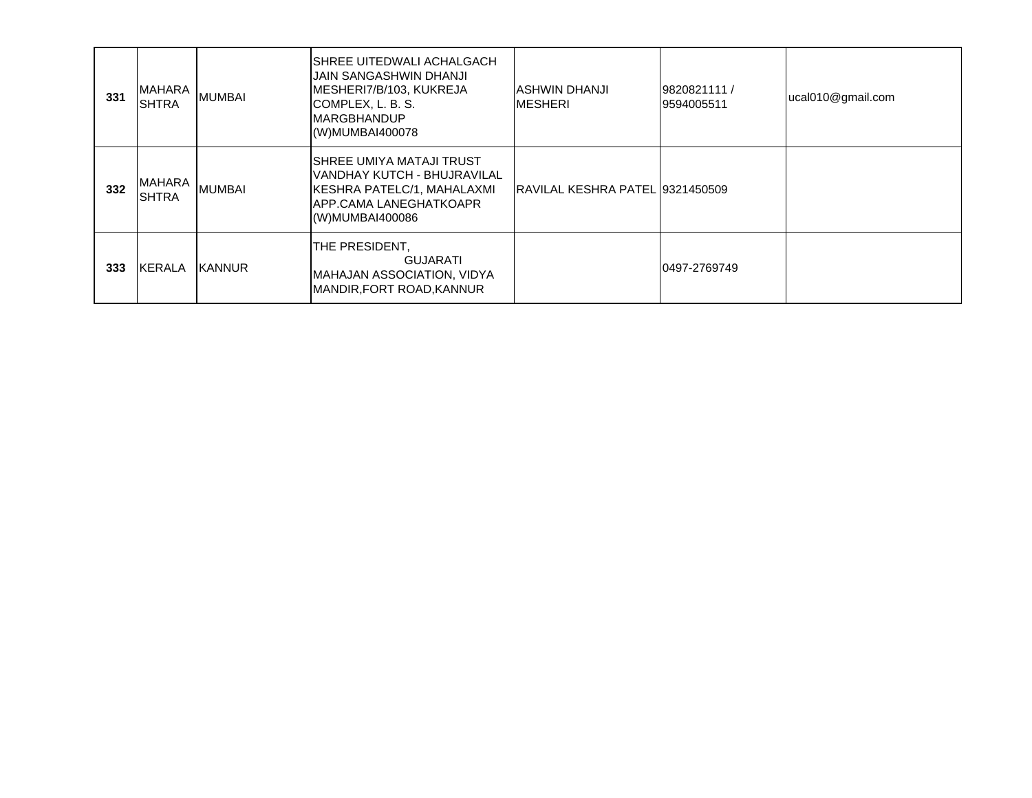| | | | | | | |
|---|---|---|---|---|---|---|
| **331** | MAHARASHTRA | MUMBAI | SHREE UITEDWALI ACHALGACH JAIN SANGASHWIN DHANJI MESHERI7/B/103, KUKREJA COMPLEX, L. B. S. MARGBHANDUP (W)MUMBAI400078 | ASHWIN DHANJI MESHERI | 9820821111 / 9594005511 | ucal010@gmail.com |
| **332** | MAHARASHTRA | MUMBAI | SHREE UMIYA MATAJI TRUST VANDHAY KUTCH - BHUJRAVILAL KESHRA PATELC/1, MAHALAXMI APP.CAMA LANEGHATKOAPR (W)MUMBAI400086 | RAVILAL KESHRA PATEL | 9321450509 | |
| **333** | KERALA | KANNUR | THE PRESIDENT, GUJARATI MAHAJAN ASSOCIATION, VIDYA MANDIR,FORT ROAD,KANNUR | | 0497-2769749 | |